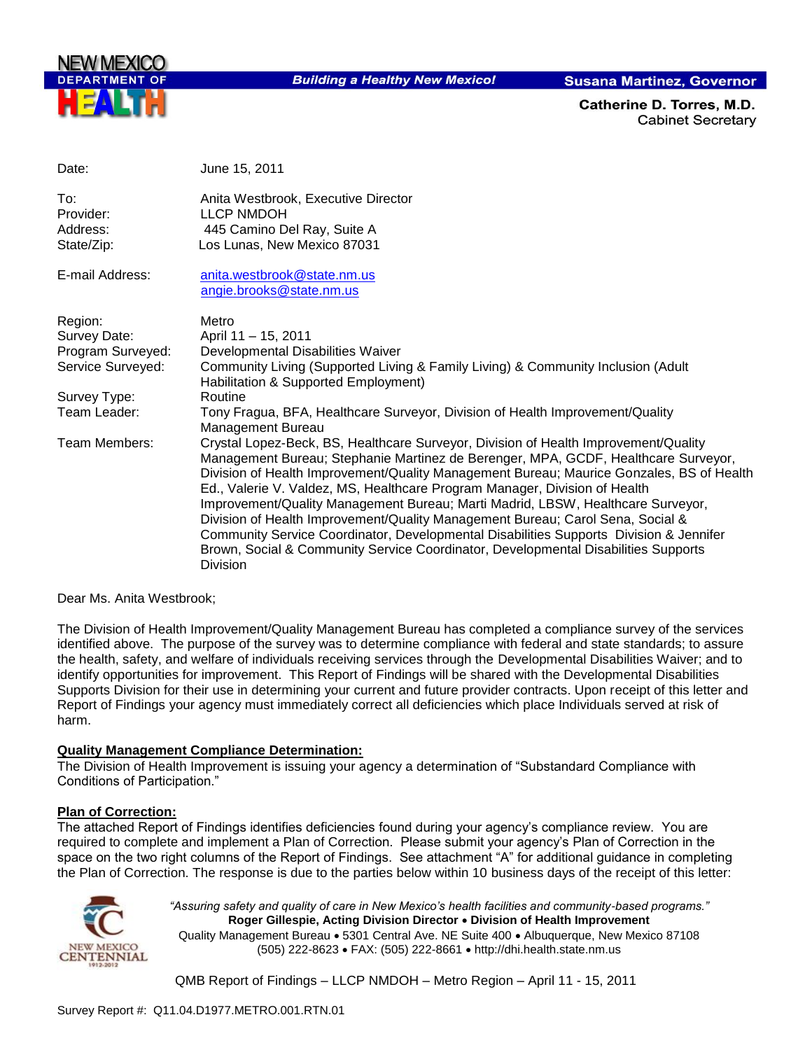NEW MEXICO DEPARTMENT OF HEALTH

**Building a Healthy New Mexico!**

**Susana Martinez, Governor**

**Catherine D. Torres, M.D.**
Cabinet Secretary

| | |
|---|---|
| Date: | June 15, 2011 |
| To: | Anita Westbrook, Executive Director |
| Provider: | LLCP NMDOH |
| Address: | 445 Camino Del Ray, Suite A |
| State/Zip: | Los Lunas, New Mexico 87031 |
| E-mail Address: | anita.westbrook@state.nm.us<br>angie.brooks@state.nm.us |
| Region: | Metro |
| Survey Date: | April 11 – 15, 2011 |
| Program Surveyed: | Developmental Disabilities Waiver |
| Service Surveyed: | Community Living (Supported Living & Family Living) & Community Inclusion (Adult Habilitation & Supported Employment) |
| Survey Type: | Routine |
| Team Leader: | Tony Fragua, BFA, Healthcare Surveyor, Division of Health Improvement/Quality Management Bureau |
| Team Members: | Crystal Lopez-Beck, BS, Healthcare Surveyor, Division of Health Improvement/Quality Management Bureau; Stephanie Martinez de Berenger, MPA, GCDF, Healthcare Surveyor, Division of Health Improvement/Quality Management Bureau; Maurice Gonzales, BS of Health Ed., Valerie V. Valdez, MS, Healthcare Program Manager, Division of Health Improvement/Quality Management Bureau; Marti Madrid, LBSW, Healthcare Surveyor, Division of Health Improvement/Quality Management Bureau; Carol Sena, Social & Community Service Coordinator, Developmental Disabilities Supports Division & Jennifer Brown, Social & Community Service Coordinator, Developmental Disabilities Supports Division |

Dear Ms. Anita Westbrook;

The Division of Health Improvement/Quality Management Bureau has completed a compliance survey of the services identified above. The purpose of the survey was to determine compliance with federal and state standards; to assure the health, safety, and welfare of individuals receiving services through the Developmental Disabilities Waiver; and to identify opportunities for improvement. This Report of Findings will be shared with the Developmental Disabilities Supports Division for their use in determining your current and future provider contracts. Upon receipt of this letter and Report of Findings your agency must immediately correct all deficiencies which place Individuals served at risk of harm.

**Quality Management Compliance Determination:**

The Division of Health Improvement is issuing your agency a determination of "Substandard Compliance with Conditions of Participation."

**Plan of Correction:**

The attached Report of Findings identifies deficiencies found during your agency's compliance review. You are required to complete and implement a Plan of Correction. Please submit your agency's Plan of Correction in the space on the two right columns of the Report of Findings. See attachment "A" for additional guidance in completing the Plan of Correction. The response is due to the parties below within 10 business days of the receipt of this letter:

*"Assuring safety and quality of care in New Mexico's health facilities and community-based programs."*
**Roger Gillespie, Acting Division Director • Division of Health Improvement**
Quality Management Bureau • 5301 Central Ave. NE Suite 400 • Albuquerque, New Mexico 87108
(505) 222-8623 • FAX: (505) 222-8661 • http://dhi.health.state.nm.us

QMB Report of Findings – LLCP NMDOH – Metro Region – April 11 - 15, 2011

Survey Report #: Q11.04.D1977.METRO.001.RTN.01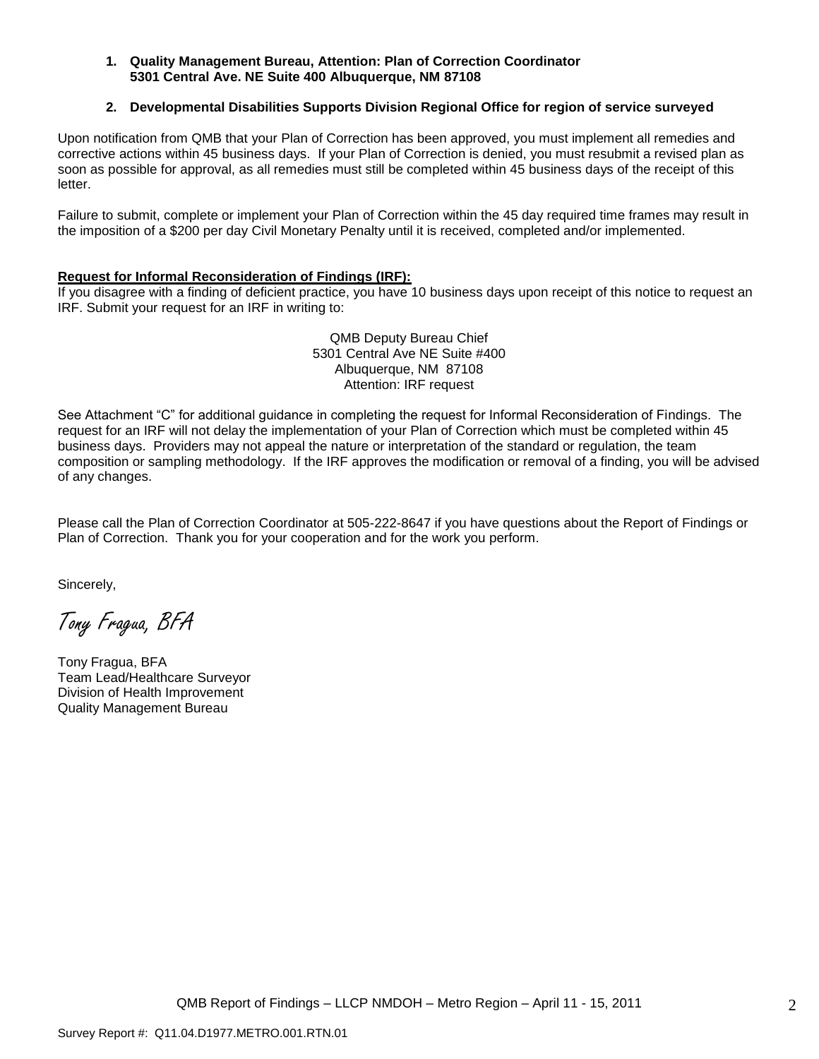1. **Quality Management Bureau, Attention: Plan of Correction Coordinator 5301 Central Ave. NE Suite 400 Albuquerque, NM 87108**

2. **Developmental Disabilities Supports Division Regional Office for region of service surveyed**

Upon notification from QMB that your Plan of Correction has been approved, you must implement all remedies and corrective actions within 45 business days. If your Plan of Correction is denied, you must resubmit a revised plan as soon as possible for approval, as all remedies must still be completed within 45 business days of the receipt of this letter.

Failure to submit, complete or implement your Plan of Correction within the 45 day required time frames may result in the imposition of a $200 per day Civil Monetary Penalty until it is received, completed and/or implemented.

**Request for Informal Reconsideration of Findings (IRF):**

If you disagree with a finding of deficient practice, you have 10 business days upon receipt of this notice to request an IRF. Submit your request for an IRF in writing to:

QMB Deputy Bureau Chief
5301 Central Ave NE Suite #400
Albuquerque, NM 87108
Attention: IRF request

See Attachment "C" for additional guidance in completing the request for Informal Reconsideration of Findings. The request for an IRF will not delay the implementation of your Plan of Correction which must be completed within 45 business days. Providers may not appeal the nature or interpretation of the standard or regulation, the team composition or sampling methodology. If the IRF approves the modification or removal of a finding, you will be advised of any changes.

Please call the Plan of Correction Coordinator at 505-222-8647 if you have questions about the Report of Findings or Plan of Correction. Thank you for your cooperation and for the work you perform.

Sincerely,

*Tony Fragua, BFA*

Tony Fragua, BFA
Team Lead/Healthcare Surveyor
Division of Health Improvement
Quality Management Bureau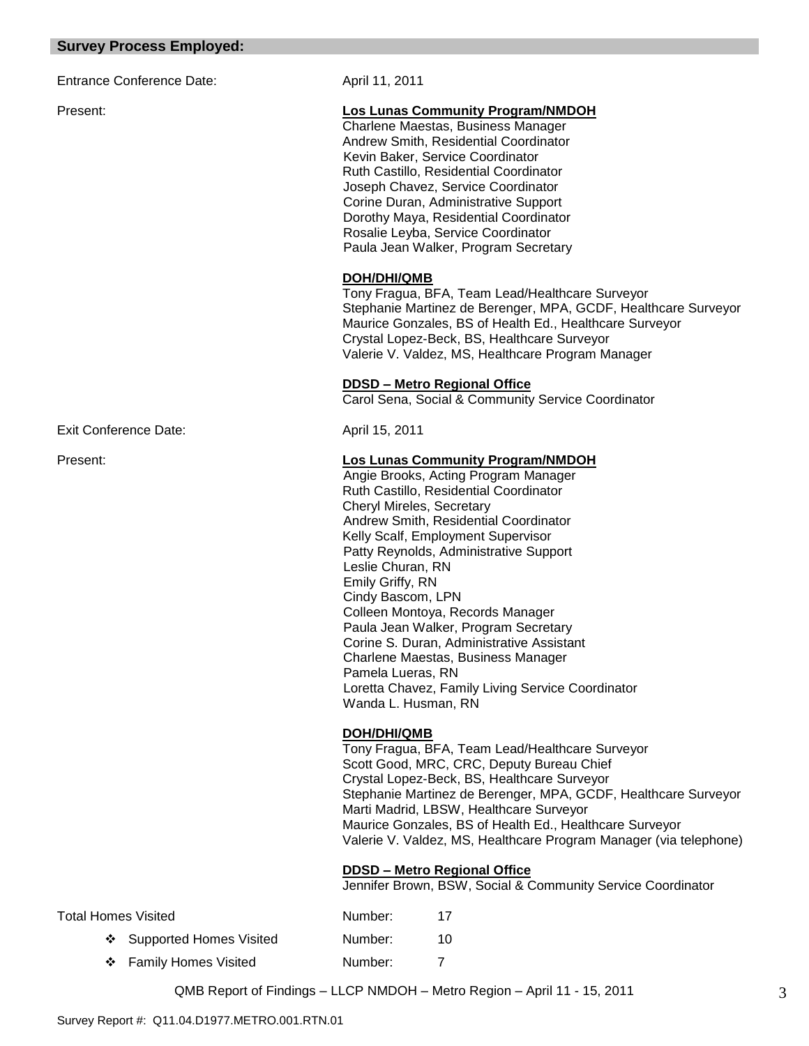## Survey Process Employed:

Entrance Conference Date: April 11, 2011

Present:

**Los Lunas Community Program/NMDOH**
Charlene Maestas, Business Manager
Andrew Smith, Residential Coordinator
Kevin Baker, Service Coordinator
Ruth Castillo, Residential Coordinator
Joseph Chavez, Service Coordinator
Corine Duran, Administrative Support
Dorothy Maya, Residential Coordinator
Rosalie Leyba, Service Coordinator
Paula Jean Walker, Program Secretary

**DOH/DHI/QMB**
Tony Fragua, BFA, Team Lead/Healthcare Surveyor
Stephanie Martinez de Berenger, MPA, GCDF, Healthcare Surveyor
Maurice Gonzales, BS of Health Ed., Healthcare Surveyor
Crystal Lopez-Beck, BS, Healthcare Surveyor
Valerie V. Valdez, MS, Healthcare Program Manager

**DDSD – Metro Regional Office**
Carol Sena, Social & Community Service Coordinator

Exit Conference Date: April 15, 2011

Present:

**Los Lunas Community Program/NMDOH**
Angie Brooks, Acting Program Manager
Ruth Castillo, Residential Coordinator
Cheryl Mireles, Secretary
Andrew Smith, Residential Coordinator
Kelly Scalf, Employment Supervisor
Patty Reynolds, Administrative Support
Leslie Churan, RN
Emily Griffy, RN
Cindy Bascom, LPN
Colleen Montoya, Records Manager
Paula Jean Walker, Program Secretary
Corine S. Duran, Administrative Assistant
Charlene Maestas, Business Manager
Pamela Lueras, RN
Loretta Chavez, Family Living Service Coordinator
Wanda L. Husman, RN

**DOH/DHI/QMB**
Tony Fragua, BFA, Team Lead/Healthcare Surveyor
Scott Good, MRC, CRC, Deputy Bureau Chief
Crystal Lopez-Beck, BS, Healthcare Surveyor
Stephanie Martinez de Berenger, MPA, GCDF, Healthcare Surveyor
Marti Madrid, LBSW, Healthcare Surveyor
Maurice Gonzales, BS of Health Ed., Healthcare Surveyor
Valerie V. Valdez, MS, Healthcare Program Manager (via telephone)

**DDSD – Metro Regional Office**
Jennifer Brown, BSW, Social & Community Service Coordinator

Total Homes Visited Number: 17

- Supported Homes Visited Number: 10
- Family Homes Visited Number: 7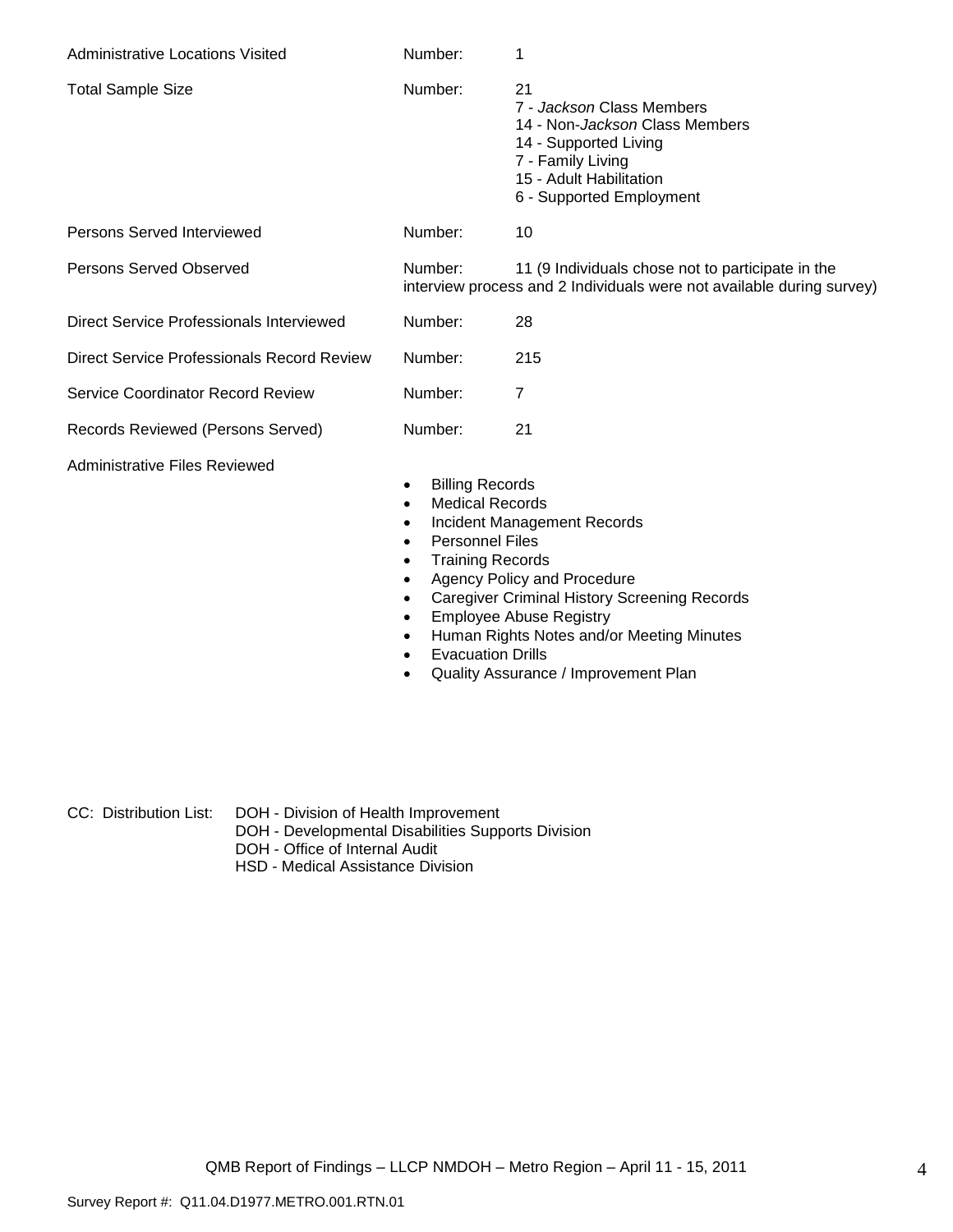| | | |
|---|---|---|
| Administrative Locations Visited | Number: | 1 |
| Total Sample Size | Number: | 21<br>7 - *Jackson* Class Members<br>14 - Non-*Jackson* Class Members<br>14 - Supported Living<br>7 - Family Living<br>15 - Adult Habilitation<br>6 - Supported Employment |
| Persons Served Interviewed | Number: | 10 |
| Persons Served Observed | Number: | 11 (9 Individuals chose not to participate in the interview process and 2 Individuals were not available during survey) |
| Direct Service Professionals Interviewed | Number: | 28 |
| Direct Service Professionals Record Review | Number: | 215 |
| Service Coordinator Record Review | Number: | 7 |
| Records Reviewed (Persons Served) | Number: | 21 |

Administrative Files Reviewed

- Billing Records
- Medical Records
- Incident Management Records
- Personnel Files
- Training Records
- Agency Policy and Procedure
- Caregiver Criminal History Screening Records
- Employee Abuse Registry
- Human Rights Notes and/or Meeting Minutes
- Evacuation Drills
- Quality Assurance / Improvement Plan

CC: Distribution List:
DOH - Division of Health Improvement
DOH - Developmental Disabilities Supports Division
DOH - Office of Internal Audit
HSD - Medical Assistance Division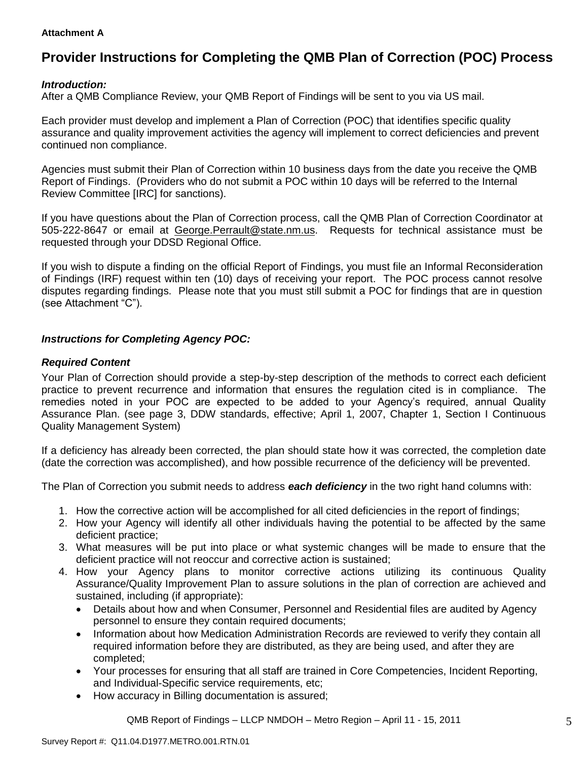**Attachment A**

# Provider Instructions for Completing the QMB Plan of Correction (POC) Process

***Introduction:***
After a QMB Compliance Review, your QMB Report of Findings will be sent to you via US mail.

Each provider must develop and implement a Plan of Correction (POC) that identifies specific quality assurance and quality improvement activities the agency will implement to correct deficiencies and prevent continued non compliance.

Agencies must submit their Plan of Correction within 10 business days from the date you receive the QMB Report of Findings. (Providers who do not submit a POC within 10 days will be referred to the Internal Review Committee [IRC] for sanctions).

If you have questions about the Plan of Correction process, call the QMB Plan of Correction Coordinator at 505-222-8647 or email at George.Perrault@state.nm.us. Requests for technical assistance must be requested through your DDSD Regional Office.

If you wish to dispute a finding on the official Report of Findings, you must file an Informal Reconsideration of Findings (IRF) request within ten (10) days of receiving your report. The POC process cannot resolve disputes regarding findings. Please note that you must still submit a POC for findings that are in question (see Attachment "C").

***Instructions for Completing Agency POC:***

***Required Content***

Your Plan of Correction should provide a step-by-step description of the methods to correct each deficient practice to prevent recurrence and information that ensures the regulation cited is in compliance. The remedies noted in your POC are expected to be added to your Agency's required, annual Quality Assurance Plan. (see page 3, DDW standards, effective; April 1, 2007, Chapter 1, Section I Continuous Quality Management System)

If a deficiency has already been corrected, the plan should state how it was corrected, the completion date (date the correction was accomplished), and how possible recurrence of the deficiency will be prevented.

The Plan of Correction you submit needs to address ***each deficiency*** in the two right hand columns with:

1. How the corrective action will be accomplished for all cited deficiencies in the report of findings;
2. How your Agency will identify all other individuals having the potential to be affected by the same deficient practice;
3. What measures will be put into place or what systemic changes will be made to ensure that the deficient practice will not reoccur and corrective action is sustained;
4. How your Agency plans to monitor corrective actions utilizing its continuous Quality Assurance/Quality Improvement Plan to assure solutions in the plan of correction are achieved and sustained, including (if appropriate):
   - Details about how and when Consumer, Personnel and Residential files are audited by Agency personnel to ensure they contain required documents;
   - Information about how Medication Administration Records are reviewed to verify they contain all required information before they are distributed, as they are being used, and after they are completed;
   - Your processes for ensuring that all staff are trained in Core Competencies, Incident Reporting, and Individual-Specific service requirements, etc;
   - How accuracy in Billing documentation is assured;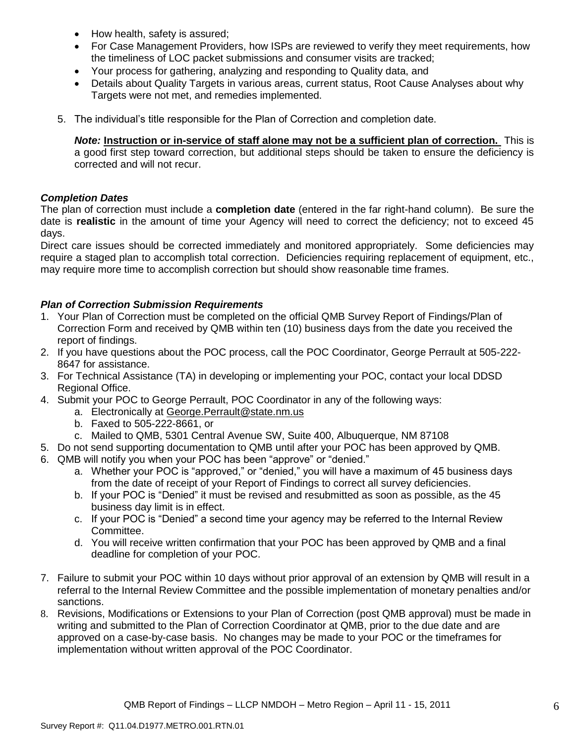- How health, safety is assured;
- For Case Management Providers, how ISPs are reviewed to verify they meet requirements, how the timeliness of LOC packet submissions and consumer visits are tracked;
- Your process for gathering, analyzing and responding to Quality data, and
- Details about Quality Targets in various areas, current status, Root Cause Analyses about why Targets were not met, and remedies implemented.

5. The individual's title responsible for the Plan of Correction and completion date.

   ***Note:*** **Instruction or in-service of staff alone may not be a sufficient plan of correction.** This is a good first step toward correction, but additional steps should be taken to ensure the deficiency is corrected and will not recur.

***Completion Dates***

The plan of correction must include a **completion date** (entered in the far right-hand column). Be sure the date is **realistic** in the amount of time your Agency will need to correct the deficiency; not to exceed 45 days.

Direct care issues should be corrected immediately and monitored appropriately. Some deficiencies may require a staged plan to accomplish total correction. Deficiencies requiring replacement of equipment, etc., may require more time to accomplish correction but should show reasonable time frames.

***Plan of Correction Submission Requirements***

1. Your Plan of Correction must be completed on the official QMB Survey Report of Findings/Plan of Correction Form and received by QMB within ten (10) business days from the date you received the report of findings.
2. If you have questions about the POC process, call the POC Coordinator, George Perrault at 505-222-8647 for assistance.
3. For Technical Assistance (TA) in developing or implementing your POC, contact your local DDSD Regional Office.
4. Submit your POC to George Perrault, POC Coordinator in any of the following ways:
   a. Electronically at George.Perrault@state.nm.us
   b. Faxed to 505-222-8661, or
   c. Mailed to QMB, 5301 Central Avenue SW, Suite 400, Albuquerque, NM 87108
5. Do not send supporting documentation to QMB until after your POC has been approved by QMB.
6. QMB will notify you when your POC has been "approve" or "denied."
   a. Whether your POC is "approved," or "denied," you will have a maximum of 45 business days from the date of receipt of your Report of Findings to correct all survey deficiencies.
   b. If your POC is "Denied" it must be revised and resubmitted as soon as possible, as the 45 business day limit is in effect.
   c. If your POC is "Denied" a second time your agency may be referred to the Internal Review Committee.
   d. You will receive written confirmation that your POC has been approved by QMB and a final deadline for completion of your POC.
7. Failure to submit your POC within 10 days without prior approval of an extension by QMB will result in a referral to the Internal Review Committee and the possible implementation of monetary penalties and/or sanctions.
8. Revisions, Modifications or Extensions to your Plan of Correction (post QMB approval) must be made in writing and submitted to the Plan of Correction Coordinator at QMB, prior to the due date and are approved on a case-by-case basis. No changes may be made to your POC or the timeframes for implementation without written approval of the POC Coordinator.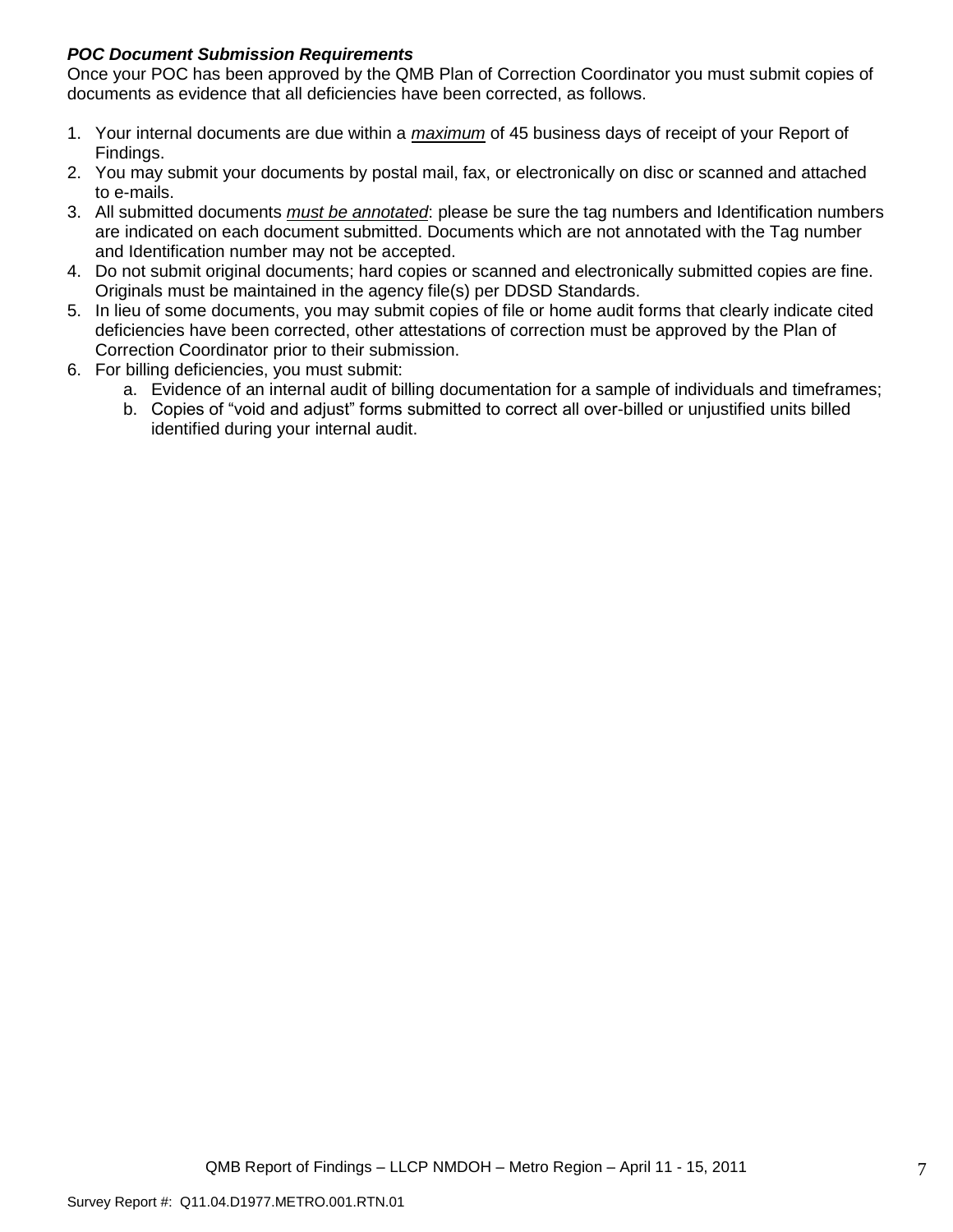***POC Document Submission Requirements***

Once your POC has been approved by the QMB Plan of Correction Coordinator you must submit copies of documents as evidence that all deficiencies have been corrected, as follows.

1. Your internal documents are due within a ***maximum*** of 45 business days of receipt of your Report of Findings.
2. You may submit your documents by postal mail, fax, or electronically on disc or scanned and attached to e-mails.
3. All submitted documents ***must be annotated***: please be sure the tag numbers and Identification numbers are indicated on each document submitted. Documents which are not annotated with the Tag number and Identification number may not be accepted.
4. Do not submit original documents; hard copies or scanned and electronically submitted copies are fine. Originals must be maintained in the agency file(s) per DDSD Standards.
5. In lieu of some documents, you may submit copies of file or home audit forms that clearly indicate cited deficiencies have been corrected, other attestations of correction must be approved by the Plan of Correction Coordinator prior to their submission.
6. For billing deficiencies, you must submit:
   a. Evidence of an internal audit of billing documentation for a sample of individuals and timeframes;
   b. Copies of "void and adjust" forms submitted to correct all over-billed or unjustified units billed identified during your internal audit.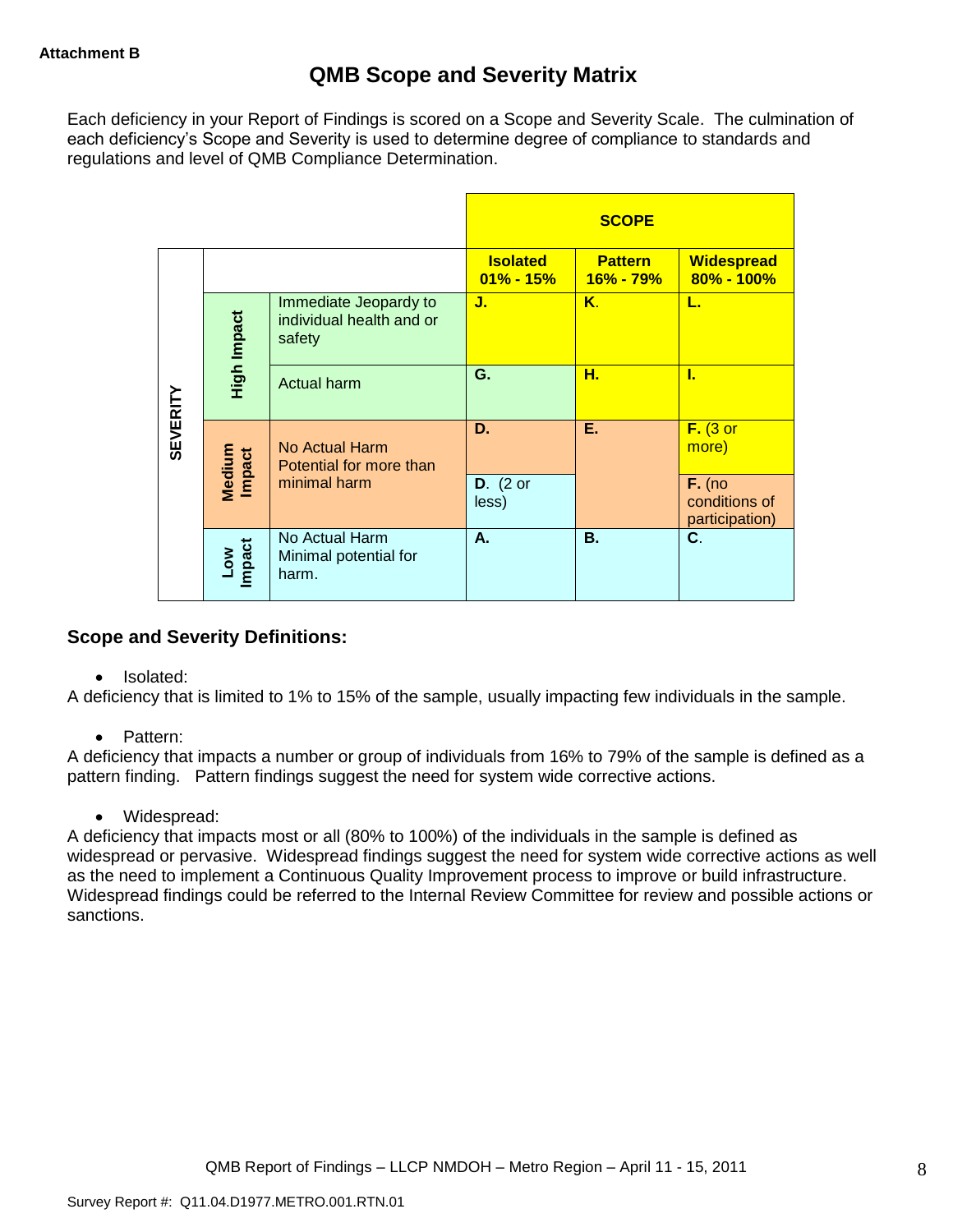**Attachment B**

# QMB Scope and Severity Matrix

Each deficiency in your Report of Findings is scored on a Scope and Severity Scale. The culmination of each deficiency's Scope and Severity is used to determine degree of compliance to standards and regulations and level of QMB Compliance Determination.

| | | | SCOPE | | |
|---|---|---|---|---|---|
| | | | **Isolated 01% - 15%** | **Pattern 16% - 79%** | **Widespread 80% - 100%** |
| SEVERITY | High Impact | Immediate Jeopardy to individual health and or safety | **J.** | **K.** | **L.** |
| | | Actual harm | **G.** | **H.** | **I.** |
| | Medium Impact | No Actual Harm Potential for more than minimal harm | **D.** | **E.** | **F.** (3 or more) |
| | | | **D.** (2 or less) | | **F.** (no conditions of participation) |
| | Low Impact | No Actual Harm Minimal potential for harm. | **A.** | **B.** | **C.** |

### Scope and Severity Definitions:

- Isolated:

A deficiency that is limited to 1% to 15% of the sample, usually impacting few individuals in the sample.

- Pattern:

A deficiency that impacts a number or group of individuals from 16% to 79% of the sample is defined as a pattern finding. Pattern findings suggest the need for system wide corrective actions.

- Widespread:

A deficiency that impacts most or all (80% to 100%) of the individuals in the sample is defined as widespread or pervasive. Widespread findings suggest the need for system wide corrective actions as well as the need to implement a Continuous Quality Improvement process to improve or build infrastructure. Widespread findings could be referred to the Internal Review Committee for review and possible actions or sanctions.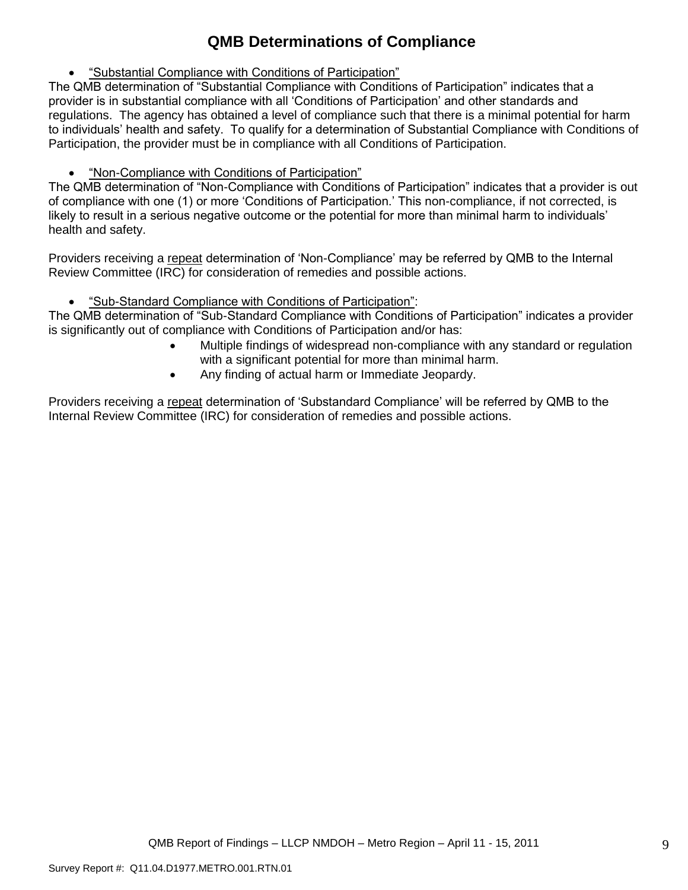# QMB Determinations of Compliance

- <u>"Substantial Compliance with Conditions of Participation"</u>

The QMB determination of "Substantial Compliance with Conditions of Participation" indicates that a provider is in substantial compliance with all 'Conditions of Participation' and other standards and regulations. The agency has obtained a level of compliance such that there is a minimal potential for harm to individuals' health and safety. To qualify for a determination of Substantial Compliance with Conditions of Participation, the provider must be in compliance with all Conditions of Participation.

- <u>"Non-Compliance with Conditions of Participation"</u>

The QMB determination of "Non-Compliance with Conditions of Participation" indicates that a provider is out of compliance with one (1) or more 'Conditions of Participation.' This non-compliance, if not corrected, is likely to result in a serious negative outcome or the potential for more than minimal harm to individuals' health and safety.

Providers receiving a <u>repeat</u> determination of 'Non-Compliance' may be referred by QMB to the Internal Review Committee (IRC) for consideration of remedies and possible actions.

- <u>"Sub-Standard Compliance with Conditions of Participation"</u>:

The QMB determination of "Sub-Standard Compliance with Conditions of Participation" indicates a provider is significantly out of compliance with Conditions of Participation and/or has:

  - Multiple findings of widespread non-compliance with any standard or regulation with a significant potential for more than minimal harm.
  - Any finding of actual harm or Immediate Jeopardy.

Providers receiving a <u>repeat</u> determination of 'Substandard Compliance' will be referred by QMB to the Internal Review Committee (IRC) for consideration of remedies and possible actions.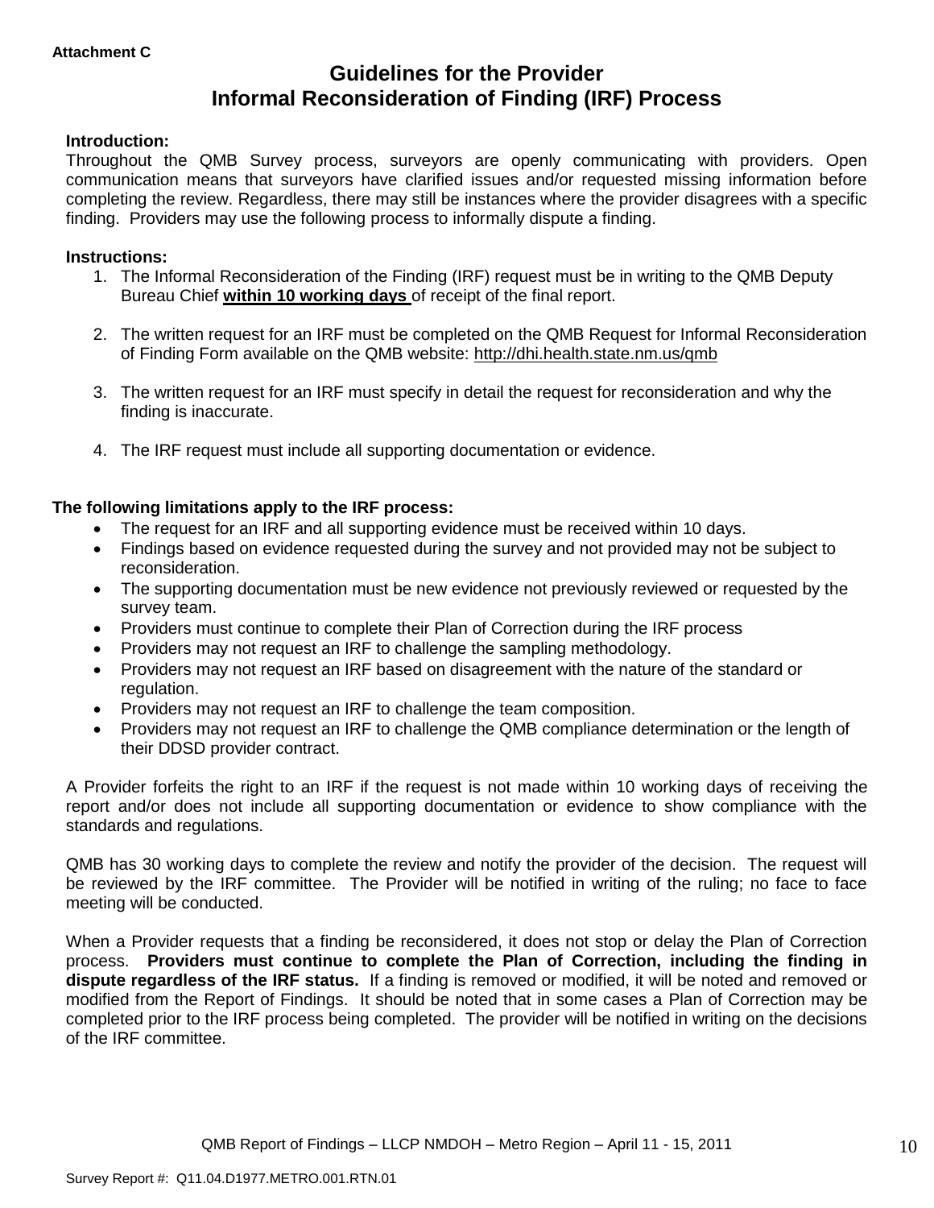**Attachment C**

# Guidelines for the Provider
# Informal Reconsideration of Finding (IRF) Process

**Introduction:**

Throughout the QMB Survey process, surveyors are openly communicating with providers. Open communication means that surveyors have clarified issues and/or requested missing information before completing the review. Regardless, there may still be instances where the provider disagrees with a specific finding. Providers may use the following process to informally dispute a finding.

**Instructions:**

1. The Informal Reconsideration of the Finding (IRF) request must be in writing to the QMB Deputy Bureau Chief **within 10 working days** of receipt of the final report.
2. The written request for an IRF must be completed on the QMB Request for Informal Reconsideration of Finding Form available on the QMB website: http://dhi.health.state.nm.us/qmb
3. The written request for an IRF must specify in detail the request for reconsideration and why the finding is inaccurate.
4. The IRF request must include all supporting documentation or evidence.

**The following limitations apply to the IRF process:**

- The request for an IRF and all supporting evidence must be received within 10 days.
- Findings based on evidence requested during the survey and not provided may not be subject to reconsideration.
- The supporting documentation must be new evidence not previously reviewed or requested by the survey team.
- Providers must continue to complete their Plan of Correction during the IRF process
- Providers may not request an IRF to challenge the sampling methodology.
- Providers may not request an IRF based on disagreement with the nature of the standard or regulation.
- Providers may not request an IRF to challenge the team composition.
- Providers may not request an IRF to challenge the QMB compliance determination or the length of their DDSD provider contract.

A Provider forfeits the right to an IRF if the request is not made within 10 working days of receiving the report and/or does not include all supporting documentation or evidence to show compliance with the standards and regulations.

QMB has 30 working days to complete the review and notify the provider of the decision. The request will be reviewed by the IRF committee. The Provider will be notified in writing of the ruling; no face to face meeting will be conducted.

When a Provider requests that a finding be reconsidered, it does not stop or delay the Plan of Correction process. **Providers must continue to complete the Plan of Correction, including the finding in dispute regardless of the IRF status.** If a finding is removed or modified, it will be noted and removed or modified from the Report of Findings. It should be noted that in some cases a Plan of Correction may be completed prior to the IRF process being completed. The provider will be notified in writing on the decisions of the IRF committee.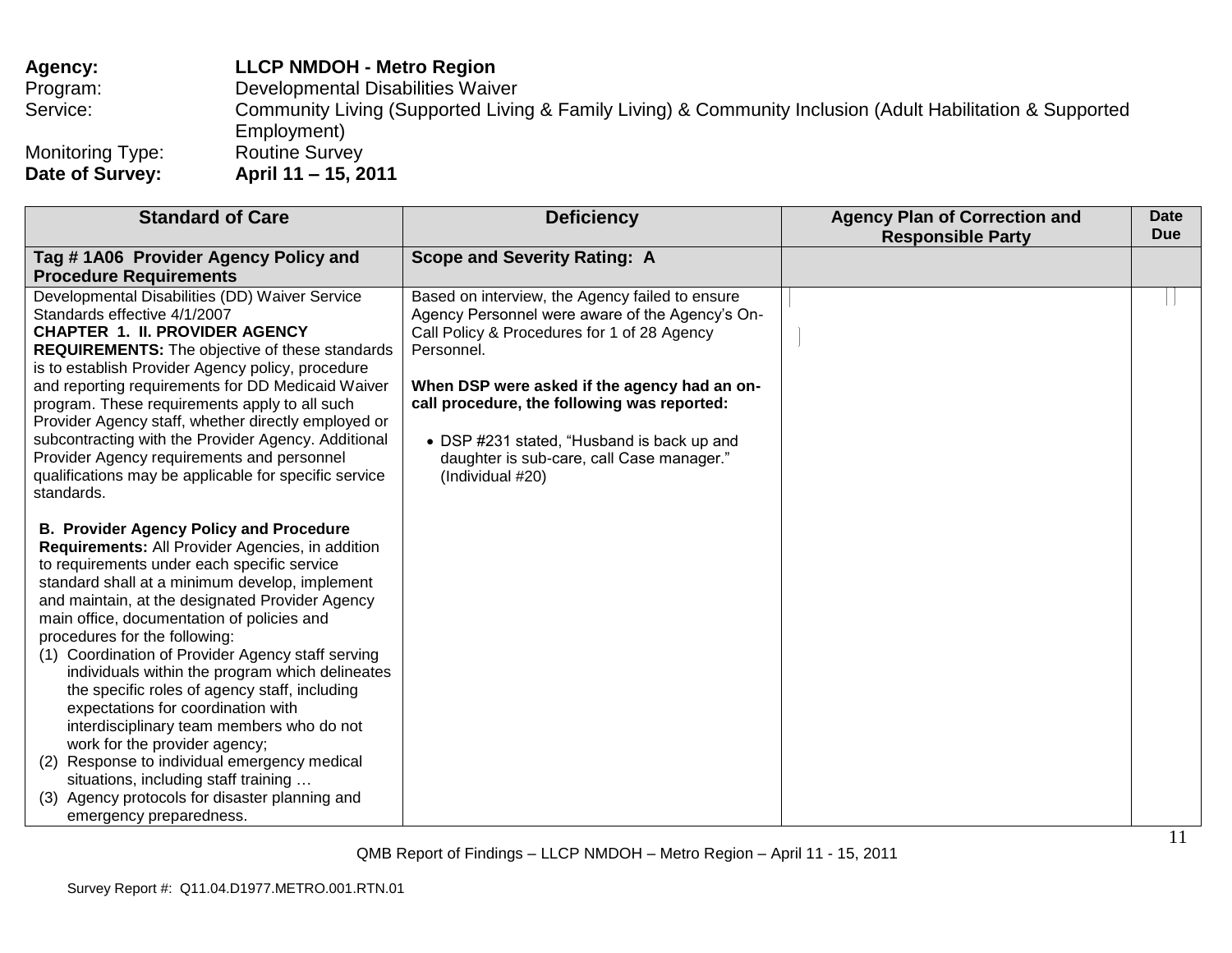**Agency:** **LLCP NMDOH - Metro Region**
Program: Developmental Disabilities Waiver
Service: Community Living (Supported Living & Family Living) & Community Inclusion (Adult Habilitation & Supported Employment)
Monitoring Type: Routine Survey
**Date of Survey:** **April 11 – 15, 2011**

| Standard of Care | Deficiency | Agency Plan of Correction and Responsible Party | Date Due |
|---|---|---|---|
| **Tag # 1A06 Provider Agency Policy and Procedure Requirements** | **Scope and Severity Rating: A** | | |
| Developmental Disabilities (DD) Waiver Service Standards effective 4/1/2007<br>**CHAPTER 1. II. PROVIDER AGENCY REQUIREMENTS:** The objective of these standards is to establish Provider Agency policy, procedure and reporting requirements for DD Medicaid Waiver program. These requirements apply to all such Provider Agency staff, whether directly employed or subcontracting with the Provider Agency. Additional Provider Agency requirements and personnel qualifications may be applicable for specific service standards.<br><br>**B. Provider Agency Policy and Procedure Requirements:** All Provider Agencies, in addition to requirements under each specific service standard shall at a minimum develop, implement and maintain, at the designated Provider Agency main office, documentation of policies and procedures for the following:<br>(1) Coordination of Provider Agency staff serving individuals within the program which delineates the specific roles of agency staff, including expectations for coordination with interdisciplinary team members who do not work for the provider agency;<br>(2) Response to individual emergency medical situations, including staff training …<br>(3) Agency protocols for disaster planning and emergency preparedness. | Based on interview, the Agency failed to ensure Agency Personnel were aware of the Agency's On-Call Policy & Procedures for 1 of 28 Agency Personnel.<br><br>**When DSP were asked if the agency had an on-call procedure, the following was reported:**<br><br>• DSP #231 stated, "Husband is back up and daughter is sub-care, call Case manager." (Individual #20) | | |

QMB Report of Findings – LLCP NMDOH – Metro Region – April 11 - 15, 2011

Survey Report #: Q11.04.D1977.METRO.001.RTN.01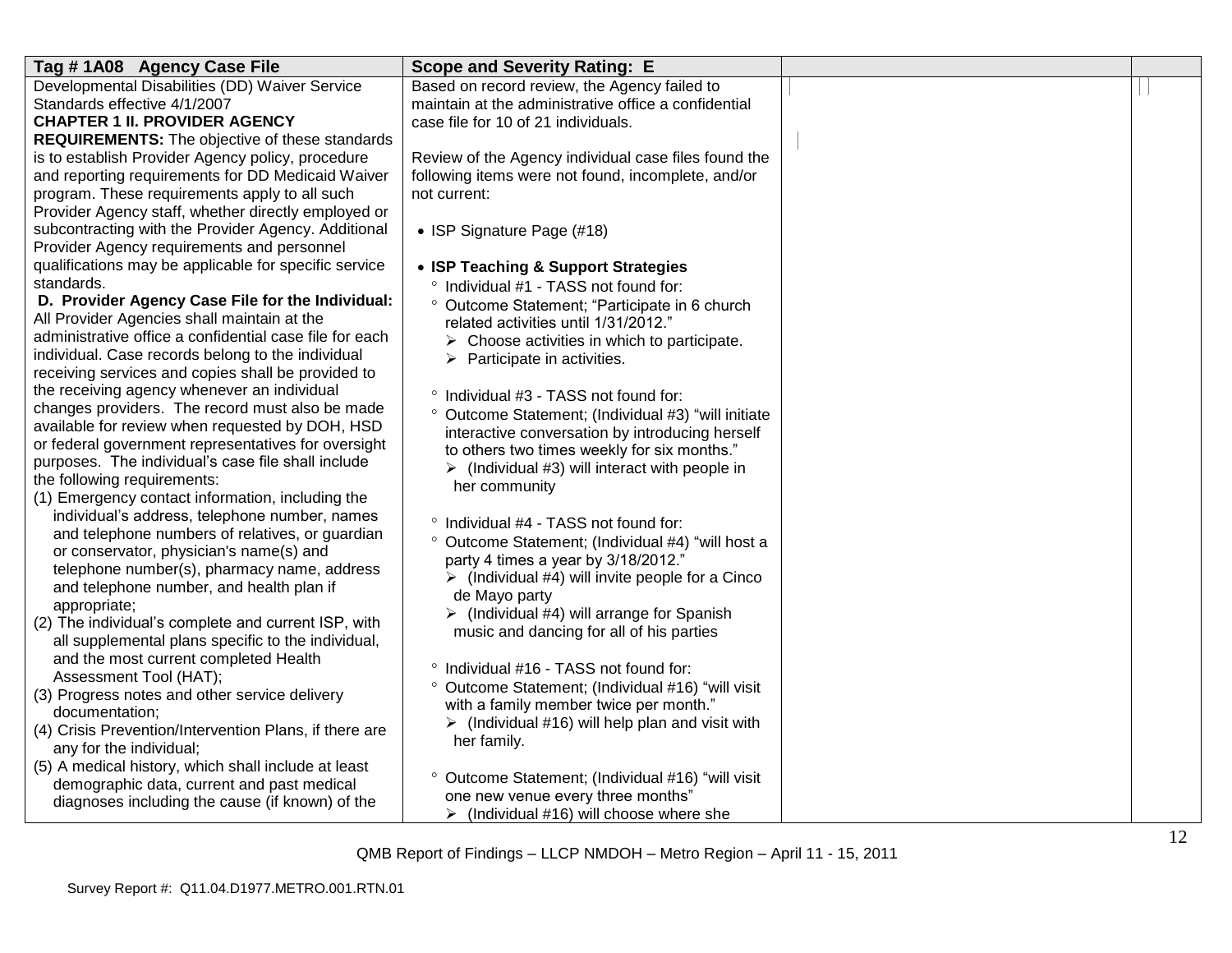| Tag # 1A08 Agency Case File | Scope and Severity Rating: E | | |
|---|---|---|---|
| Developmental Disabilities (DD) Waiver Service Standards effective 4/1/2007<br>**CHAPTER 1 II. PROVIDER AGENCY REQUIREMENTS:** The objective of these standards is to establish Provider Agency policy, procedure and reporting requirements for DD Medicaid Waiver program. These requirements apply to all such Provider Agency staff, whether directly employed or subcontracting with the Provider Agency. Additional Provider Agency requirements and personnel qualifications may be applicable for specific service standards.<br>**D. Provider Agency Case File for the Individual:** All Provider Agencies shall maintain at the administrative office a confidential case file for each individual. Case records belong to the individual receiving services and copies shall be provided to the receiving agency whenever an individual changes providers. The record must also be made available for review when requested by DOH, HSD or federal government representatives for oversight purposes. The individual's case file shall include the following requirements:<br>(1) Emergency contact information, including the individual's address, telephone number, names and telephone numbers of relatives, or guardian or conservator, physician's name(s) and telephone number(s), pharmacy name, address and telephone number, and health plan if appropriate;<br>(2) The individual's complete and current ISP, with all supplemental plans specific to the individual, and the most current completed Health Assessment Tool (HAT);<br>(3) Progress notes and other service delivery documentation;<br>(4) Crisis Prevention/Intervention Plans, if there are any for the individual;<br>(5) A medical history, which shall include at least demographic data, current and past medical diagnoses including the cause (if known) of the | Based on record review, the Agency failed to maintain at the administrative office a confidential case file for 10 of 21 individuals.<br><br>Review of the Agency individual case files found the following items were not found, incomplete, and/or not current:<br><br>• ISP Signature Page (#18)<br><br>• **ISP Teaching & Support Strategies**<br>° Individual #1 - TASS not found for:<br>° Outcome Statement; "Participate in 6 church related activities until 1/31/2012."<br>➢ Choose activities in which to participate.<br>➢ Participate in activities.<br><br>° Individual #3 - TASS not found for:<br>° Outcome Statement; (Individual #3) "will initiate interactive conversation by introducing herself to others two times weekly for six months."<br>➢ (Individual #3) will interact with people in her community<br><br>° Individual #4 - TASS not found for:<br>° Outcome Statement; (Individual #4) "will host a party 4 times a year by 3/18/2012."<br>➢ (Individual #4) will invite people for a Cinco de Mayo party<br>➢ (Individual #4) will arrange for Spanish music and dancing for all of his parties<br><br>° Individual #16 - TASS not found for:<br>° Outcome Statement; (Individual #16) "will visit with a family member twice per month."<br>➢ (Individual #16) will help plan and visit with her family.<br><br>° Outcome Statement; (Individual #16) "will visit one new venue every three months"<br>➢ (Individual #16) will choose where she | | |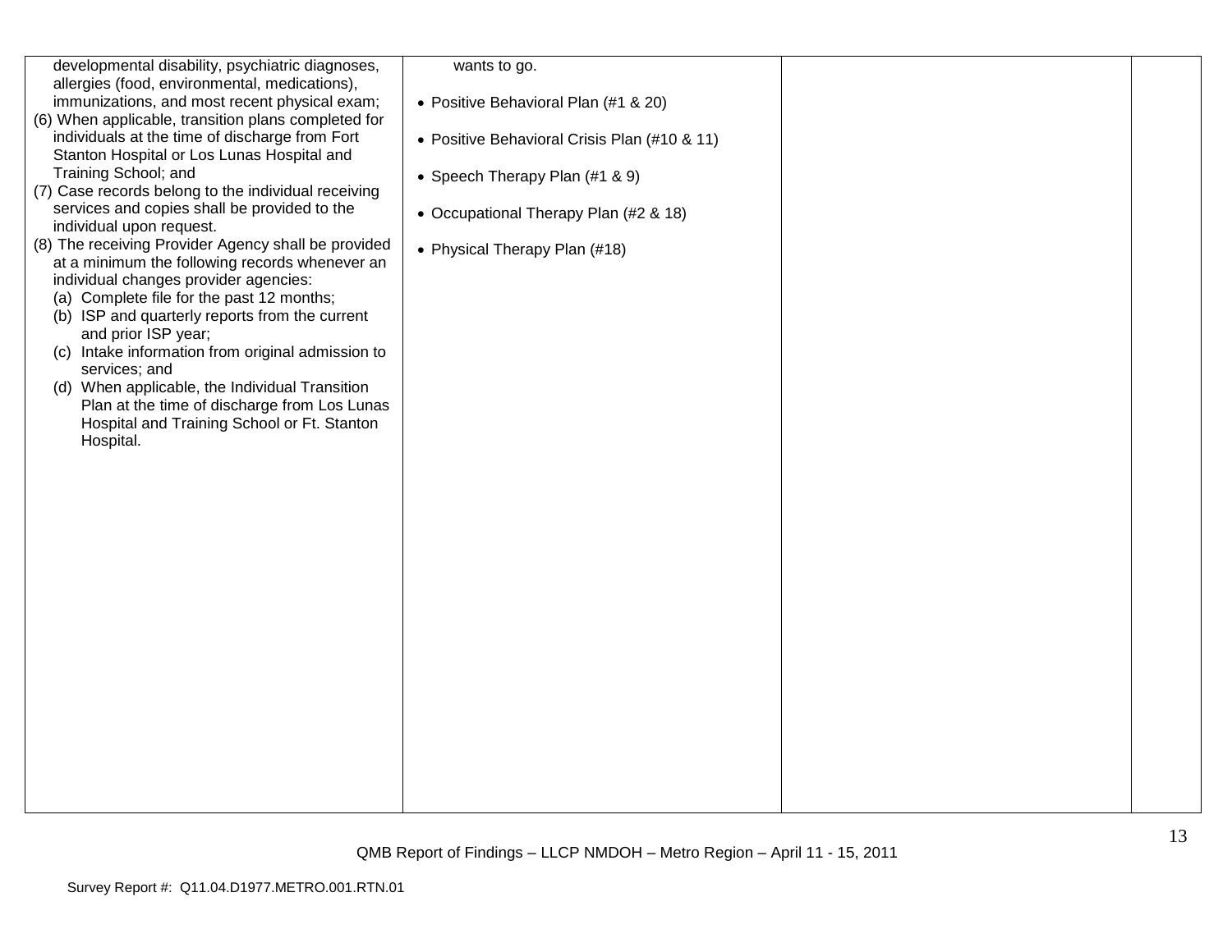| | | | |
|---|---|---|---|
| developmental disability, psychiatric diagnoses, allergies (food, environmental, medications), immunizations, and most recent physical exam;<br>(6) When applicable, transition plans completed for individuals at the time of discharge from Fort Stanton Hospital or Los Lunas Hospital and Training School; and<br>(7) Case records belong to the individual receiving services and copies shall be provided to the individual upon request.<br>(8) The receiving Provider Agency shall be provided at a minimum the following records whenever an individual changes provider agencies:<br>(a) Complete file for the past 12 months;<br>(b) ISP and quarterly reports from the current and prior ISP year;<br>(c) Intake information from original admission to services; and<br>(d) When applicable, the Individual Transition Plan at the time of discharge from Los Lunas Hospital and Training School or Ft. Stanton Hospital. | wants to go.<br><br>• Positive Behavioral Plan (#1 & 20)<br><br>• Positive Behavioral Crisis Plan (#10 & 11)<br><br>• Speech Therapy Plan (#1 & 9)<br><br>• Occupational Therapy Plan (#2 & 18)<br><br>• Physical Therapy Plan (#18) | | |

QMB Report of Findings – LLCP NMDOH – Metro Region – April 11 - 15, 2011

Survey Report #: Q11.04.D1977.METRO.001.RTN.01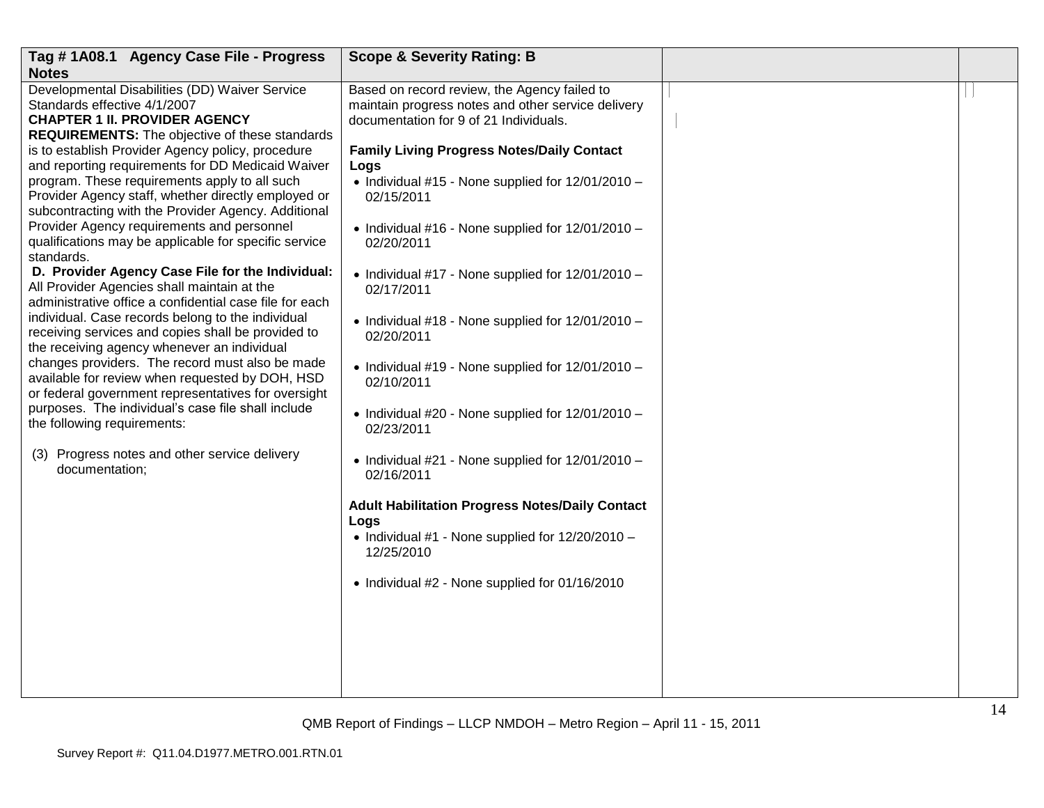| Tag # 1A08.1 Agency Case File - Progress Notes | Scope & Severity Rating: B | | |
|---|---|---|---|
| Developmental Disabilities (DD) Waiver Service Standards effective 4/1/2007<br>**CHAPTER 1 II. PROVIDER AGENCY REQUIREMENTS:** The objective of these standards is to establish Provider Agency policy, procedure and reporting requirements for DD Medicaid Waiver program. These requirements apply to all such Provider Agency staff, whether directly employed or subcontracting with the Provider Agency. Additional Provider Agency requirements and personnel qualifications may be applicable for specific service standards.<br>**D. Provider Agency Case File for the Individual:** All Provider Agencies shall maintain at the administrative office a confidential case file for each individual. Case records belong to the individual receiving services and copies shall be provided to the receiving agency whenever an individual changes providers. The record must also be made available for review when requested by DOH, HSD or federal government representatives for oversight purposes. The individual's case file shall include the following requirements:<br><br>(3) Progress notes and other service delivery documentation; | Based on record review, the Agency failed to maintain progress notes and other service delivery documentation for 9 of 21 Individuals.<br><br>**Family Living Progress Notes/Daily Contact Logs**<br>• Individual #15 - None supplied for 12/01/2010 – 02/15/2011<br><br>• Individual #16 - None supplied for 12/01/2010 – 02/20/2011<br><br>• Individual #17 - None supplied for 12/01/2010 – 02/17/2011<br><br>• Individual #18 - None supplied for 12/01/2010 – 02/20/2011<br><br>• Individual #19 - None supplied for 12/01/2010 – 02/10/2011<br><br>• Individual #20 - None supplied for 12/01/2010 – 02/23/2011<br><br>• Individual #21 - None supplied for 12/01/2010 – 02/16/2011<br><br>**Adult Habilitation Progress Notes/Daily Contact Logs**<br>• Individual #1 - None supplied for 12/20/2010 – 12/25/2010<br><br>• Individual #2 - None supplied for 01/16/2010 | | |

QMB Report of Findings – LLCP NMDOH – Metro Region – April 11 - 15, 2011

Survey Report #: Q11.04.D1977.METRO.001.RTN.01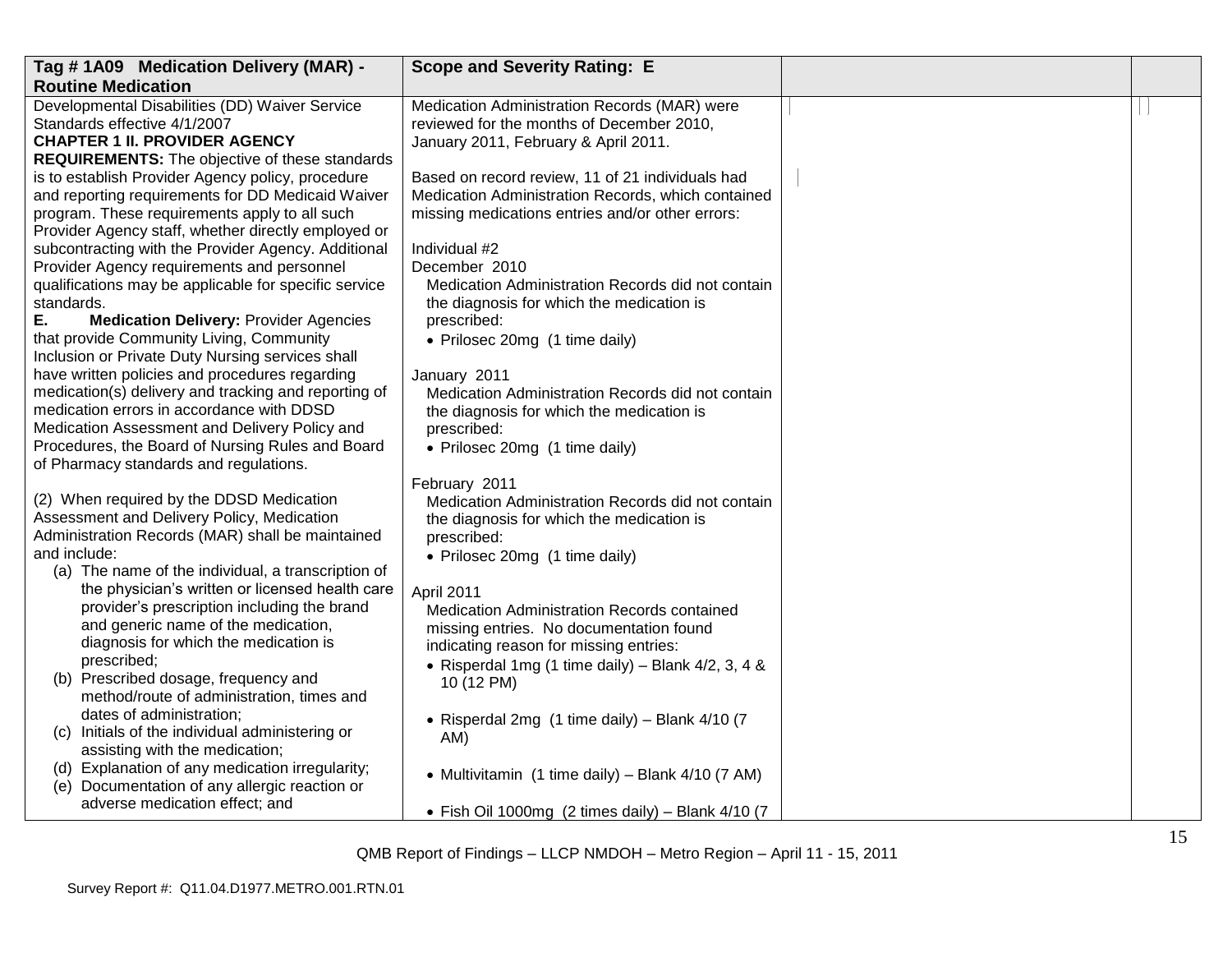| Tag # 1A09 Medication Delivery (MAR) - Routine Medication | Scope and Severity Rating: E | | |
|---|---|---|---|
| Developmental Disabilities (DD) Waiver Service Standards effective 4/1/2007<br>**CHAPTER 1 II. PROVIDER AGENCY REQUIREMENTS:** The objective of these standards is to establish Provider Agency policy, procedure and reporting requirements for DD Medicaid Waiver program. These requirements apply to all such Provider Agency staff, whether directly employed or subcontracting with the Provider Agency. Additional Provider Agency requirements and personnel qualifications may be applicable for specific service standards.<br>**E. Medication Delivery:** Provider Agencies that provide Community Living, Community Inclusion or Private Duty Nursing services shall have written policies and procedures regarding medication(s) delivery and tracking and reporting of medication errors in accordance with DDSD Medication Assessment and Delivery Policy and Procedures, the Board of Nursing Rules and Board of Pharmacy standards and regulations.<br><br>(2) When required by the DDSD Medication Assessment and Delivery Policy, Medication Administration Records (MAR) shall be maintained and include:<br>(a) The name of the individual, a transcription of the physician's written or licensed health care provider's prescription including the brand and generic name of the medication, diagnosis for which the medication is prescribed;<br>(b) Prescribed dosage, frequency and method/route of administration, times and dates of administration;<br>(c) Initials of the individual administering or assisting with the medication;<br>(d) Explanation of any medication irregularity;<br>(e) Documentation of any allergic reaction or adverse medication effect; and | Medication Administration Records (MAR) were reviewed for the months of December 2010, January 2011, February & April 2011.<br><br>Based on record review, 11 of 21 individuals had Medication Administration Records, which contained missing medications entries and/or other errors:<br><br>Individual #2<br>December 2010<br>Medication Administration Records did not contain the diagnosis for which the medication is prescribed:<br>• Prilosec 20mg (1 time daily)<br><br>January 2011<br>Medication Administration Records did not contain the diagnosis for which the medication is prescribed:<br>• Prilosec 20mg (1 time daily)<br><br>February 2011<br>Medication Administration Records did not contain the diagnosis for which the medication is prescribed:<br>• Prilosec 20mg (1 time daily)<br><br>April 2011<br>Medication Administration Records contained missing entries. No documentation found indicating reason for missing entries:<br>• Risperdal 1mg (1 time daily) – Blank 4/2, 3, 4 & 10 (12 PM)<br><br>• Risperdal 2mg (1 time daily) – Blank 4/10 (7 AM)<br><br>• Multivitamin (1 time daily) – Blank 4/10 (7 AM)<br><br>• Fish Oil 1000mg (2 times daily) – Blank 4/10 (7 | | |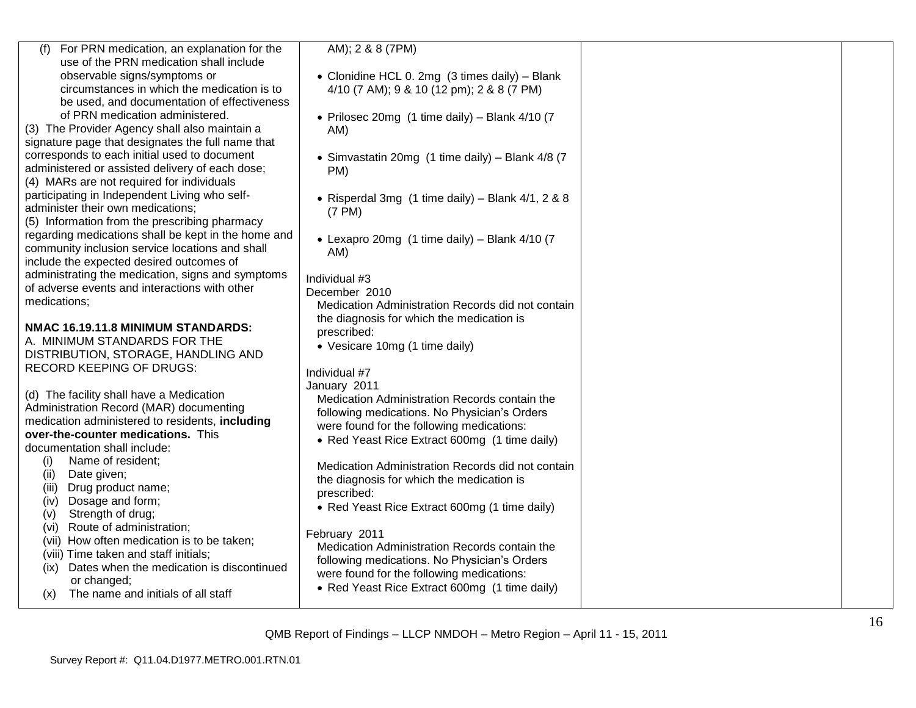| | | | |
|---|---|---|---|
| (f) For PRN medication, an explanation for the use of the PRN medication shall include observable signs/symptoms or circumstances in which the medication is to be used, and documentation of effectiveness of PRN medication administered.<br>(3) The Provider Agency shall also maintain a signature page that designates the full name that corresponds to each initial used to document administered or assisted delivery of each dose;<br>(4) MARs are not required for individuals participating in Independent Living who self-administer their own medications;<br>(5) Information from the prescribing pharmacy regarding medications shall be kept in the home and community inclusion service locations and shall include the expected desired outcomes of administrating the medication, signs and symptoms of adverse events and interactions with other medications;<br><br>**NMAC 16.19.11.8 MINIMUM STANDARDS:**<br>A. MINIMUM STANDARDS FOR THE DISTRIBUTION, STORAGE, HANDLING AND RECORD KEEPING OF DRUGS:<br><br>(d) The facility shall have a Medication Administration Record (MAR) documenting medication administered to residents, **including over-the-counter medications.** This documentation shall include:<br>(i) Name of resident;<br>(ii) Date given;<br>(iii) Drug product name;<br>(iv) Dosage and form;<br>(v) Strength of drug;<br>(vi) Route of administration;<br>(vii) How often medication is to be taken;<br>(viii) Time taken and staff initials;<br>(ix) Dates when the medication is discontinued or changed;<br>(x) The name and initials of all staff | AM); 2 & 8 (7PM)<br><br>• Clonidine HCL 0. 2mg (3 times daily) – Blank 4/10 (7 AM); 9 & 10 (12 pm); 2 & 8 (7 PM)<br><br>• Prilosec 20mg (1 time daily) – Blank 4/10 (7 AM)<br><br>• Simvastatin 20mg (1 time daily) – Blank 4/8 (7 PM)<br><br>• Risperdal 3mg (1 time daily) – Blank 4/1, 2 & 8 (7 PM)<br><br>• Lexapro 20mg (1 time daily) – Blank 4/10 (7 AM)<br><br>Individual #3<br>December 2010<br>Medication Administration Records did not contain the diagnosis for which the medication is prescribed:<br>• Vesicare 10mg (1 time daily)<br><br>Individual #7<br>January 2011<br>Medication Administration Records contain the following medications. No Physician's Orders were found for the following medications:<br>• Red Yeast Rice Extract 600mg (1 time daily)<br><br>Medication Administration Records did not contain the diagnosis for which the medication is prescribed:<br>• Red Yeast Rice Extract 600mg (1 time daily)<br><br>February 2011<br>Medication Administration Records contain the following medications. No Physician's Orders were found for the following medications:<br>• Red Yeast Rice Extract 600mg (1 time daily) | | |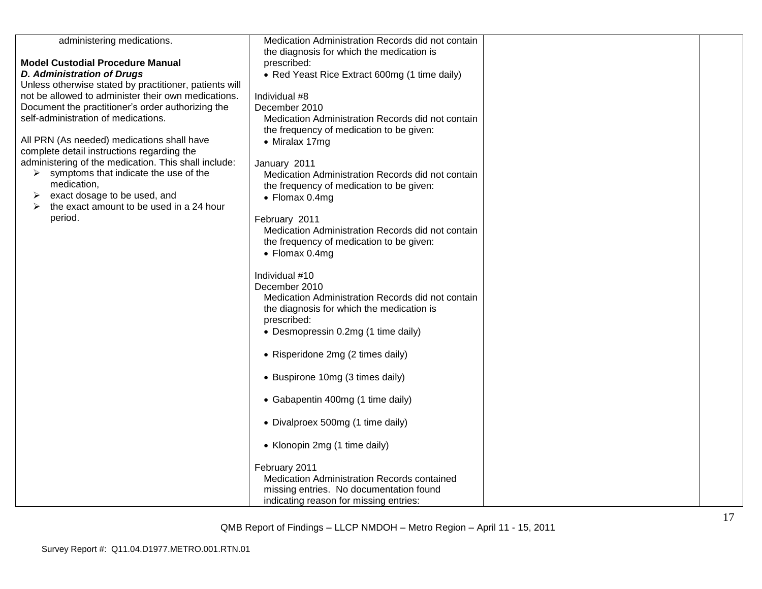| | | | |
|---|---|---|---|
| administering medications.<br><br>**Model Custodial Procedure Manual**<br>***D. Administration of Drugs***<br>Unless otherwise stated by practitioner, patients will not be allowed to administer their own medications. Document the practitioner's order authorizing the self-administration of medications.<br><br>All PRN (As needed) medications shall have complete detail instructions regarding the administering of the medication. This shall include:<br>➢ symptoms that indicate the use of the medication,<br>➢ exact dosage to be used, and<br>➢ the exact amount to be used in a 24 hour period. | Medication Administration Records did not contain the diagnosis for which the medication is prescribed:<br>• Red Yeast Rice Extract 600mg (1 time daily)<br><br>Individual #8<br>December 2010<br>Medication Administration Records did not contain the frequency of medication to be given:<br>• Miralax 17mg<br><br>January 2011<br>Medication Administration Records did not contain the frequency of medication to be given:<br>• Flomax 0.4mg<br><br>February 2011<br>Medication Administration Records did not contain the frequency of medication to be given:<br>• Flomax 0.4mg<br><br>Individual #10<br>December 2010<br>Medication Administration Records did not contain the diagnosis for which the medication is prescribed:<br>• Desmopressin 0.2mg (1 time daily)<br><br>• Risperidone 2mg (2 times daily)<br><br>• Buspirone 10mg (3 times daily)<br><br>• Gabapentin 400mg (1 time daily)<br><br>• Divalproex 500mg (1 time daily)<br><br>• Klonopin 2mg (1 time daily)<br><br>February 2011<br>Medication Administration Records contained missing entries. No documentation found indicating reason for missing entries: | | |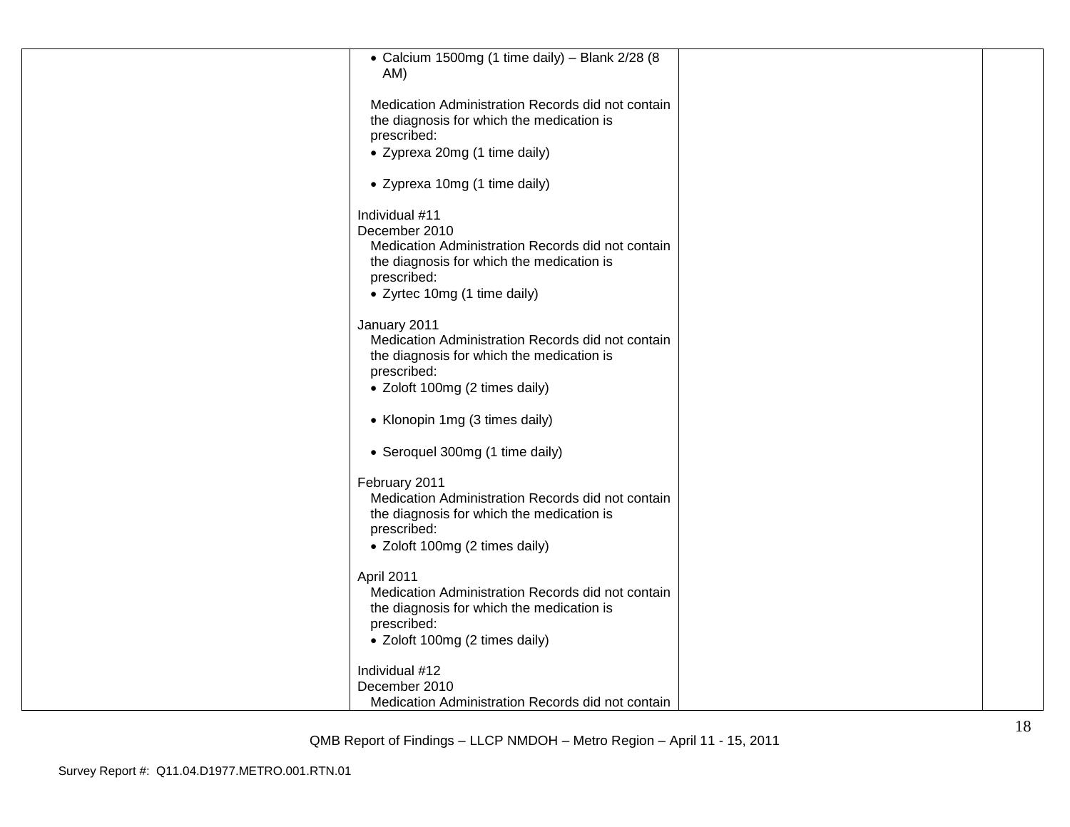| | • Calcium 1500mg (1 time daily) – Blank 2/28 (8 AM)<br><br>Medication Administration Records did not contain the diagnosis for which the medication is prescribed:<br>• Zyprexa 20mg (1 time daily)<br><br>• Zyprexa 10mg (1 time daily)<br><br>Individual #11<br>December 2010<br>Medication Administration Records did not contain the diagnosis for which the medication is prescribed:<br>• Zyrtec 10mg (1 time daily)<br><br>January 2011<br>Medication Administration Records did not contain the diagnosis for which the medication is prescribed:<br>• Zoloft 100mg (2 times daily)<br><br>• Klonopin 1mg (3 times daily)<br><br>• Seroquel 300mg (1 time daily)<br><br>February 2011<br>Medication Administration Records did not contain the diagnosis for which the medication is prescribed:<br>• Zoloft 100mg (2 times daily)<br><br>April 2011<br>Medication Administration Records did not contain the diagnosis for which the medication is prescribed:<br>• Zoloft 100mg (2 times daily)<br><br>Individual #12<br>December 2010<br>Medication Administration Records did not contain | | |
|---|---|---|---|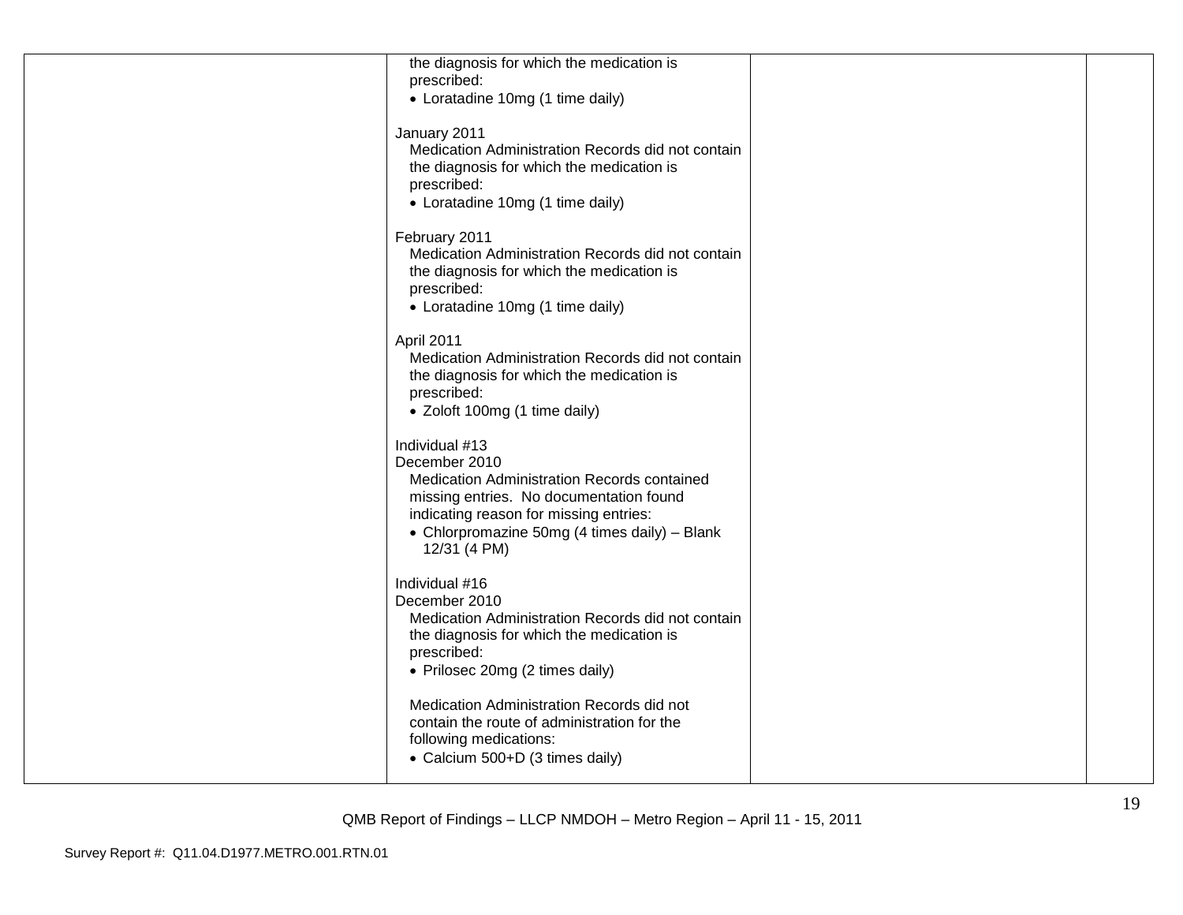| | | | |
|---|---|---|---|
| | the diagnosis for which the medication is prescribed:<br>• Loratadine 10mg (1 time daily)<br><br>January 2011<br>Medication Administration Records did not contain the diagnosis for which the medication is prescribed:<br>• Loratadine 10mg (1 time daily)<br><br>February 2011<br>Medication Administration Records did not contain the diagnosis for which the medication is prescribed:<br>• Loratadine 10mg (1 time daily)<br><br>April 2011<br>Medication Administration Records did not contain the diagnosis for which the medication is prescribed:<br>• Zoloft 100mg (1 time daily)<br><br>Individual #13<br>December 2010<br>Medication Administration Records contained missing entries. No documentation found indicating reason for missing entries:<br>• Chlorpromazine 50mg (4 times daily) – Blank 12/31 (4 PM)<br><br>Individual #16<br>December 2010<br>Medication Administration Records did not contain the diagnosis for which the medication is prescribed:<br>• Prilosec 20mg (2 times daily)<br><br>Medication Administration Records did not contain the route of administration for the following medications:<br>• Calcium 500+D (3 times daily) | | |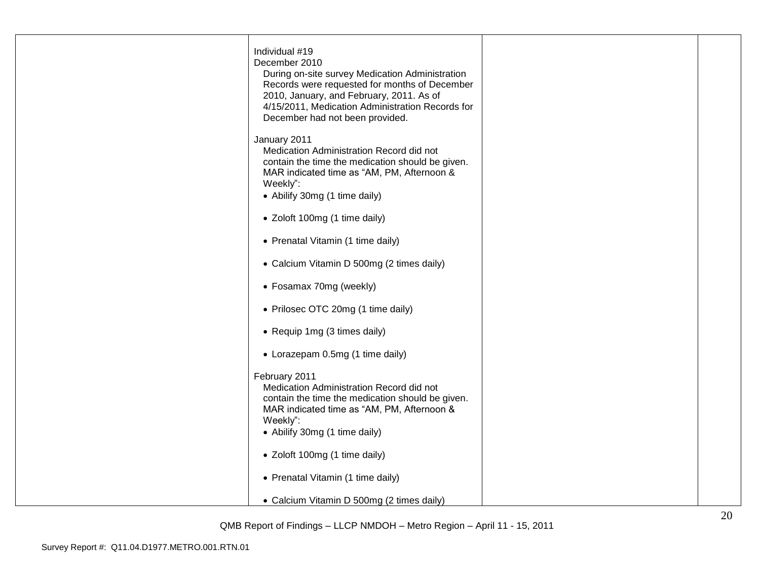| | | | |
|---|---|---|---|
| | Individual #19<br>December 2010<br>During on-site survey Medication Administration Records were requested for months of December 2010, January, and February, 2011. As of 4/15/2011, Medication Administration Records for December had not been provided.<br><br>January 2011<br>Medication Administration Record did not contain the time the medication should be given. MAR indicated time as "AM, PM, Afternoon & Weekly":<br>• Abilify 30mg (1 time daily)<br>• Zoloft 100mg (1 time daily)<br>• Prenatal Vitamin (1 time daily)<br>• Calcium Vitamin D 500mg (2 times daily)<br>• Fosamax 70mg (weekly)<br>• Prilosec OTC 20mg (1 time daily)<br>• Requip 1mg (3 times daily)<br>• Lorazepam 0.5mg (1 time daily)<br><br>February 2011<br>Medication Administration Record did not contain the time the medication should be given. MAR indicated time as "AM, PM, Afternoon & Weekly":<br>• Abilify 30mg (1 time daily)<br>• Zoloft 100mg (1 time daily)<br>• Prenatal Vitamin (1 time daily)<br>• Calcium Vitamin D 500mg (2 times daily) | | |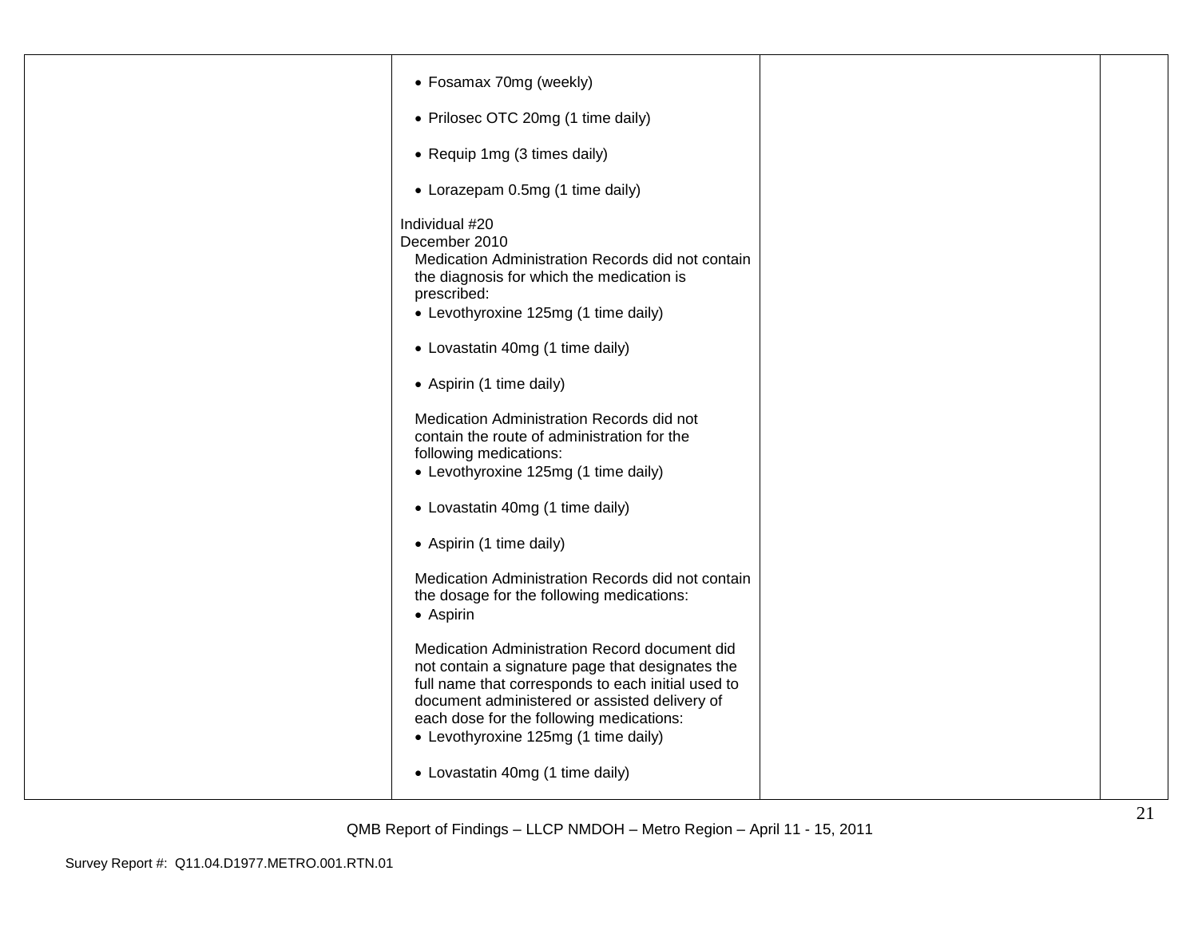| | | | |
|---|---|---|---|
| | • Fosamax 70mg (weekly)<br><br>• Prilosec OTC 20mg (1 time daily)<br><br>• Requip 1mg (3 times daily)<br><br>• Lorazepam 0.5mg (1 time daily)<br><br>Individual #20<br>December 2010<br>Medication Administration Records did not contain the diagnosis for which the medication is prescribed:<br>• Levothyroxine 125mg (1 time daily)<br><br>• Lovastatin 40mg (1 time daily)<br><br>• Aspirin (1 time daily)<br><br>Medication Administration Records did not contain the route of administration for the following medications:<br>• Levothyroxine 125mg (1 time daily)<br><br>• Lovastatin 40mg (1 time daily)<br><br>• Aspirin (1 time daily)<br><br>Medication Administration Records did not contain the dosage for the following medications:<br>• Aspirin<br><br>Medication Administration Record document did not contain a signature page that designates the full name that corresponds to each initial used to document administered or assisted delivery of each dose for the following medications:<br>• Levothyroxine 125mg (1 time daily)<br><br>• Lovastatin 40mg (1 time daily) | | |

QMB Report of Findings – LLCP NMDOH – Metro Region – April 11 - 15, 2011

Survey Report #: Q11.04.D1977.METRO.001.RTN.01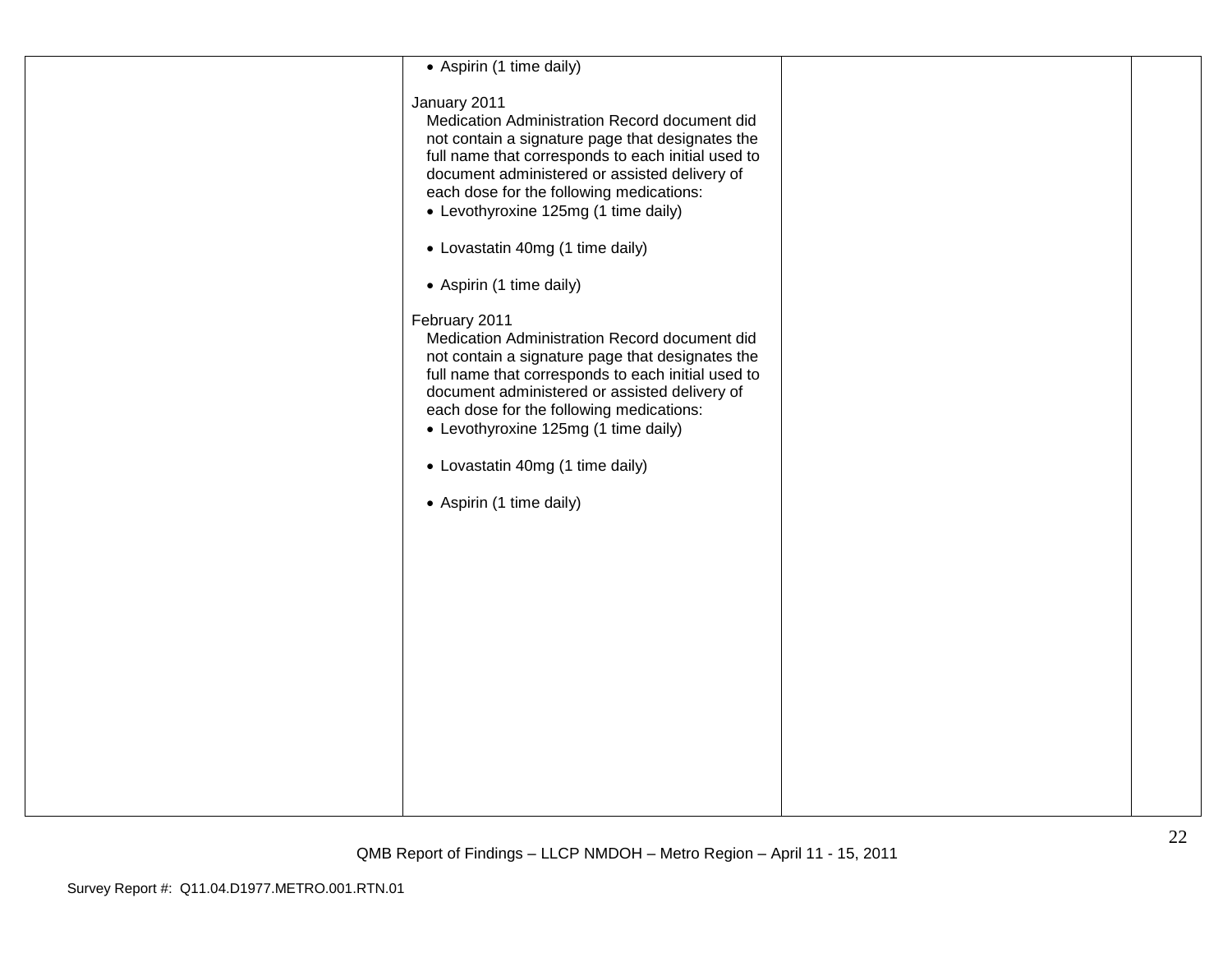| | | | |
|---|---|---|---|
| | • Aspirin (1 time daily)<br><br>January 2011<br>Medication Administration Record document did not contain a signature page that designates the full name that corresponds to each initial used to document administered or assisted delivery of each dose for the following medications:<br>• Levothyroxine 125mg (1 time daily)<br><br>• Lovastatin 40mg (1 time daily)<br><br>• Aspirin (1 time daily)<br><br>February 2011<br>Medication Administration Record document did not contain a signature page that designates the full name that corresponds to each initial used to document administered or assisted delivery of each dose for the following medications:<br>• Levothyroxine 125mg (1 time daily)<br><br>• Lovastatin 40mg (1 time daily)<br><br>• Aspirin (1 time daily) | | |

QMB Report of Findings – LLCP NMDOH – Metro Region – April 11 - 15, 2011

Survey Report #: Q11.04.D1977.METRO.001.RTN.01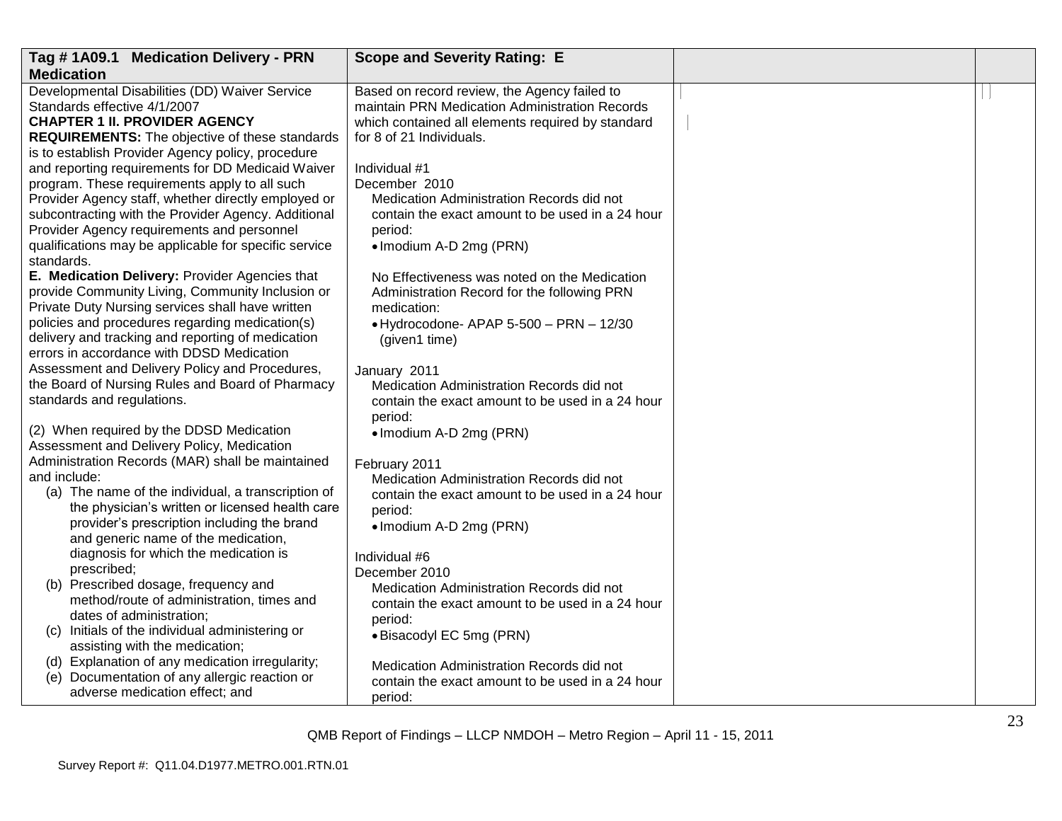| Tag # 1A09.1 Medication Delivery - PRN Medication | Scope and Severity Rating: E | | |
|---|---|---|---|
| Developmental Disabilities (DD) Waiver Service Standards effective 4/1/2007<br>**CHAPTER 1 II. PROVIDER AGENCY REQUIREMENTS:** The objective of these standards is to establish Provider Agency policy, procedure and reporting requirements for DD Medicaid Waiver program. These requirements apply to all such Provider Agency staff, whether directly employed or subcontracting with the Provider Agency. Additional Provider Agency requirements and personnel qualifications may be applicable for specific service standards.<br>**E. Medication Delivery:** Provider Agencies that provide Community Living, Community Inclusion or Private Duty Nursing services shall have written policies and procedures regarding medication(s) delivery and tracking and reporting of medication errors in accordance with DDSD Medication Assessment and Delivery Policy and Procedures, the Board of Nursing Rules and Board of Pharmacy standards and regulations.<br><br>(2) When required by the DDSD Medication Assessment and Delivery Policy, Medication Administration Records (MAR) shall be maintained and include:<br>(a) The name of the individual, a transcription of the physician's written or licensed health care provider's prescription including the brand and generic name of the medication, diagnosis for which the medication is prescribed;<br>(b) Prescribed dosage, frequency and method/route of administration, times and dates of administration;<br>(c) Initials of the individual administering or assisting with the medication;<br>(d) Explanation of any medication irregularity;<br>(e) Documentation of any allergic reaction or adverse medication effect; and | Based on record review, the Agency failed to maintain PRN Medication Administration Records which contained all elements required by standard for 8 of 21 Individuals.<br><br>Individual #1<br>December 2010<br>Medication Administration Records did not contain the exact amount to be used in a 24 hour period:<br>• Imodium A-D 2mg (PRN)<br><br>No Effectiveness was noted on the Medication Administration Record for the following PRN medication:<br>• Hydrocodone- APAP 5-500 – PRN – 12/30 (given1 time)<br><br>January 2011<br>Medication Administration Records did not contain the exact amount to be used in a 24 hour period:<br>• Imodium A-D 2mg (PRN)<br><br>February 2011<br>Medication Administration Records did not contain the exact amount to be used in a 24 hour period:<br>• Imodium A-D 2mg (PRN)<br><br>Individual #6<br>December 2010<br>Medication Administration Records did not contain the exact amount to be used in a 24 hour period:<br>• Bisacodyl EC 5mg (PRN)<br><br>Medication Administration Records did not contain the exact amount to be used in a 24 hour period: | | |

QMB Report of Findings – LLCP NMDOH – Metro Region – April 11 - 15, 2011

Survey Report #: Q11.04.D1977.METRO.001.RTN.01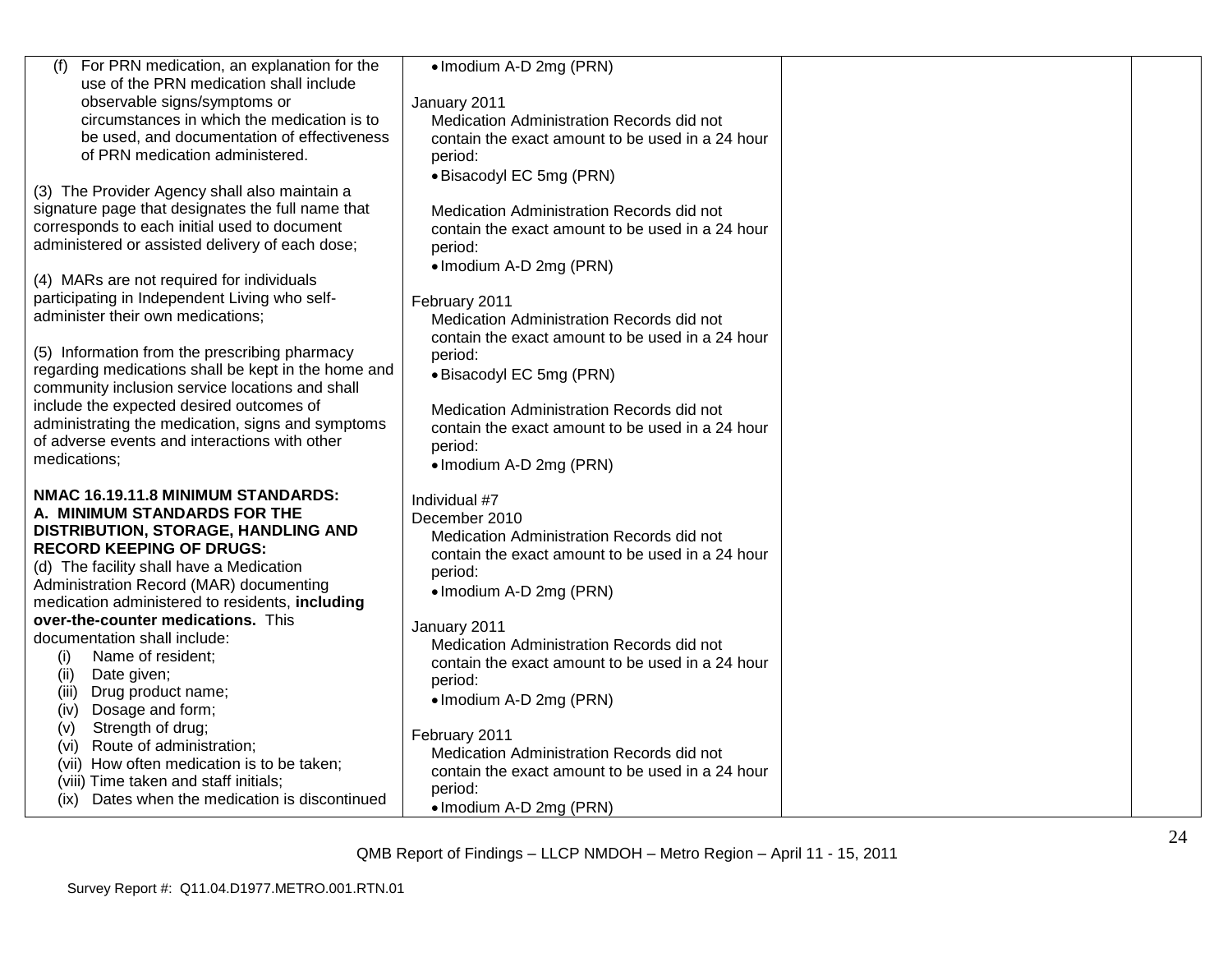| | | | |
|---|---|---|---|
| (f) For PRN medication, an explanation for the use of the PRN medication shall include observable signs/symptoms or circumstances in which the medication is to be used, and documentation of effectiveness of PRN medication administered.<br><br>(3) The Provider Agency shall also maintain a signature page that designates the full name that corresponds to each initial used to document administered or assisted delivery of each dose;<br><br>(4) MARs are not required for individuals participating in Independent Living who self-administer their own medications;<br><br>(5) Information from the prescribing pharmacy regarding medications shall be kept in the home and community inclusion service locations and shall include the expected desired outcomes of administrating the medication, signs and symptoms of adverse events and interactions with other medications;<br><br>**NMAC 16.19.11.8 MINIMUM STANDARDS: A. MINIMUM STANDARDS FOR THE DISTRIBUTION, STORAGE, HANDLING AND RECORD KEEPING OF DRUGS:**<br>(d) The facility shall have a Medication Administration Record (MAR) documenting medication administered to residents, **including over-the-counter medications.** This documentation shall include:<br>(i) Name of resident;<br>(ii) Date given;<br>(iii) Drug product name;<br>(iv) Dosage and form;<br>(v) Strength of drug;<br>(vi) Route of administration;<br>(vii) How often medication is to be taken;<br>(viii) Time taken and staff initials;<br>(ix) Dates when the medication is discontinued | • Imodium A-D 2mg (PRN)<br><br>January 2011<br>Medication Administration Records did not contain the exact amount to be used in a 24 hour period:<br>• Bisacodyl EC 5mg (PRN)<br><br>Medication Administration Records did not contain the exact amount to be used in a 24 hour period:<br>• Imodium A-D 2mg (PRN)<br><br>February 2011<br>Medication Administration Records did not contain the exact amount to be used in a 24 hour period:<br>• Bisacodyl EC 5mg (PRN)<br><br>Medication Administration Records did not contain the exact amount to be used in a 24 hour period:<br>• Imodium A-D 2mg (PRN)<br><br>Individual #7<br>December 2010<br>Medication Administration Records did not contain the exact amount to be used in a 24 hour period:<br>• Imodium A-D 2mg (PRN)<br><br>January 2011<br>Medication Administration Records did not contain the exact amount to be used in a 24 hour period:<br>• Imodium A-D 2mg (PRN)<br><br>February 2011<br>Medication Administration Records did not contain the exact amount to be used in a 24 hour period:<br>• Imodium A-D 2mg (PRN) | | |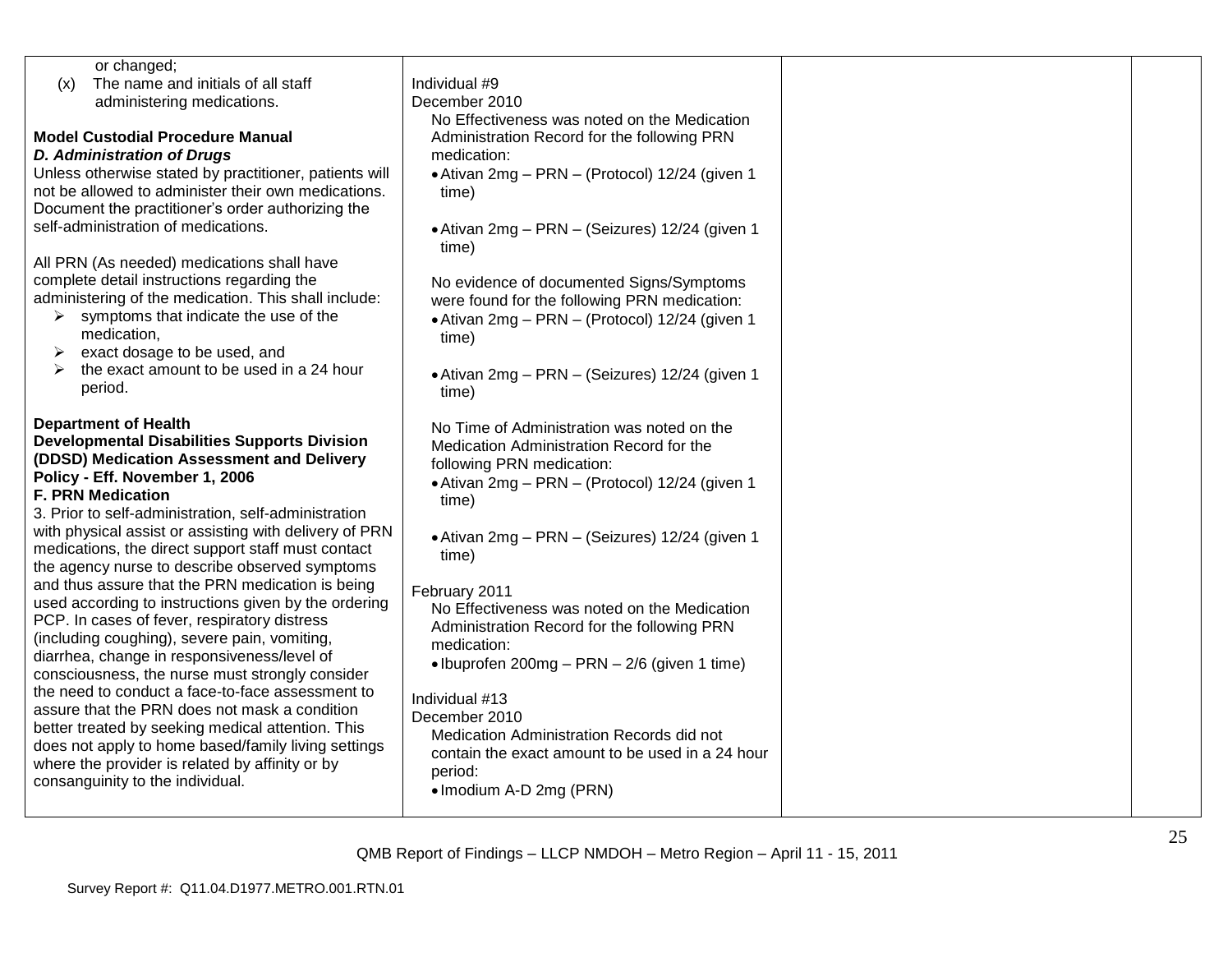| | | | |
|---|---|---|---|
| or changed;<br>(x) The name and initials of all staff administering medications.<br><br>**Model Custodial Procedure Manual**<br>***D. Administration of Drugs***<br>Unless otherwise stated by practitioner, patients will not be allowed to administer their own medications. Document the practitioner's order authorizing the self-administration of medications.<br><br>All PRN (As needed) medications shall have complete detail instructions regarding the administering of the medication. This shall include:<br>➢ symptoms that indicate the use of the medication,<br>➢ exact dosage to be used, and<br>➢ the exact amount to be used in a 24 hour period.<br><br>**Department of Health**<br>**Developmental Disabilities Supports Division (DDSD) Medication Assessment and Delivery Policy - Eff. November 1, 2006**<br>**F. PRN Medication**<br>3. Prior to self-administration, self-administration with physical assist or assisting with delivery of PRN medications, the direct support staff must contact the agency nurse to describe observed symptoms and thus assure that the PRN medication is being used according to instructions given by the ordering PCP. In cases of fever, respiratory distress (including coughing), severe pain, vomiting, diarrhea, change in responsiveness/level of consciousness, the nurse must strongly consider the need to conduct a face-to-face assessment to assure that the PRN does not mask a condition better treated by seeking medical attention. This does not apply to home based/family living settings where the provider is related by affinity or by consanguinity to the individual. | Individual #9<br>December 2010<br>No Effectiveness was noted on the Medication Administration Record for the following PRN medication:<br>• Ativan 2mg – PRN – (Protocol) 12/24 (given 1 time)<br><br>• Ativan 2mg – PRN – (Seizures) 12/24 (given 1 time)<br><br>No evidence of documented Signs/Symptoms were found for the following PRN medication:<br>• Ativan 2mg – PRN – (Protocol) 12/24 (given 1 time)<br><br>• Ativan 2mg – PRN – (Seizures) 12/24 (given 1 time)<br><br>No Time of Administration was noted on the Medication Administration Record for the following PRN medication:<br>• Ativan 2mg – PRN – (Protocol) 12/24 (given 1 time)<br><br>• Ativan 2mg – PRN – (Seizures) 12/24 (given 1 time)<br><br>February 2011<br>No Effectiveness was noted on the Medication Administration Record for the following PRN medication:<br>• Ibuprofen 200mg – PRN – 2/6 (given 1 time)<br><br>Individual #13<br>December 2010<br>Medication Administration Records did not contain the exact amount to be used in a 24 hour period:<br>• Imodium A-D 2mg (PRN) | | |

QMB Report of Findings – LLCP NMDOH – Metro Region – April 11 - 15, 2011

Survey Report #: Q11.04.D1977.METRO.001.RTN.01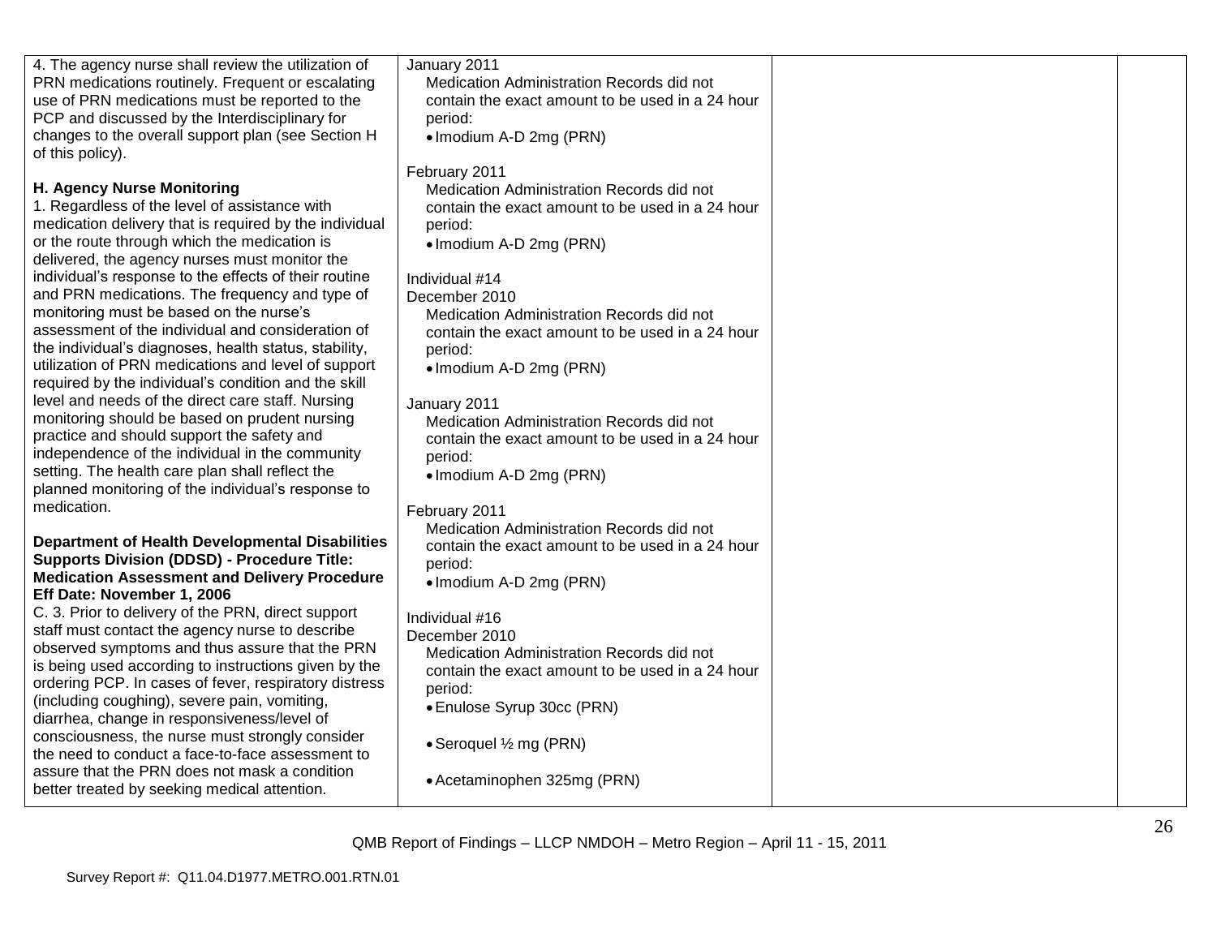| | | | |
|---|---|---|---|
| 4. The agency nurse shall review the utilization of PRN medications routinely. Frequent or escalating use of PRN medications must be reported to the PCP and discussed by the Interdisciplinary for changes to the overall support plan (see Section H of this policy).<br><br>**H. Agency Nurse Monitoring**<br>1. Regardless of the level of assistance with medication delivery that is required by the individual or the route through which the medication is delivered, the agency nurses must monitor the individual's response to the effects of their routine and PRN medications. The frequency and type of monitoring must be based on the nurse's assessment of the individual and consideration of the individual's diagnoses, health status, stability, utilization of PRN medications and level of support required by the individual's condition and the skill level and needs of the direct care staff. Nursing monitoring should be based on prudent nursing practice and should support the safety and independence of the individual in the community setting. The health care plan shall reflect the planned monitoring of the individual's response to medication.<br><br>**Department of Health Developmental Disabilities Supports Division (DDSD) - Procedure Title: Medication Assessment and Delivery Procedure Eff Date: November 1, 2006**<br>C. 3. Prior to delivery of the PRN, direct support staff must contact the agency nurse to describe observed symptoms and thus assure that the PRN is being used according to instructions given by the ordering PCP. In cases of fever, respiratory distress (including coughing), severe pain, vomiting, diarrhea, change in responsiveness/level of consciousness, the nurse must strongly consider the need to conduct a face-to-face assessment to assure that the PRN does not mask a condition better treated by seeking medical attention. | January 2011<br>Medication Administration Records did not contain the exact amount to be used in a 24 hour period:<br>• Imodium A-D 2mg (PRN)<br><br>February 2011<br>Medication Administration Records did not contain the exact amount to be used in a 24 hour period:<br>• Imodium A-D 2mg (PRN)<br><br>Individual #14<br>December 2010<br>Medication Administration Records did not contain the exact amount to be used in a 24 hour period:<br>• Imodium A-D 2mg (PRN)<br><br>January 2011<br>Medication Administration Records did not contain the exact amount to be used in a 24 hour period:<br>• Imodium A-D 2mg (PRN)<br><br>February 2011<br>Medication Administration Records did not contain the exact amount to be used in a 24 hour period:<br>• Imodium A-D 2mg (PRN)<br><br>Individual #16<br>December 2010<br>Medication Administration Records did not contain the exact amount to be used in a 24 hour period:<br>• Enulose Syrup 30cc (PRN)<br><br>• Seroquel ½ mg (PRN)<br><br>• Acetaminophen 325mg (PRN) | | |

QMB Report of Findings – LLCP NMDOH – Metro Region – April 11 - 15, 2011

Survey Report #: Q11.04.D1977.METRO.001.RTN.01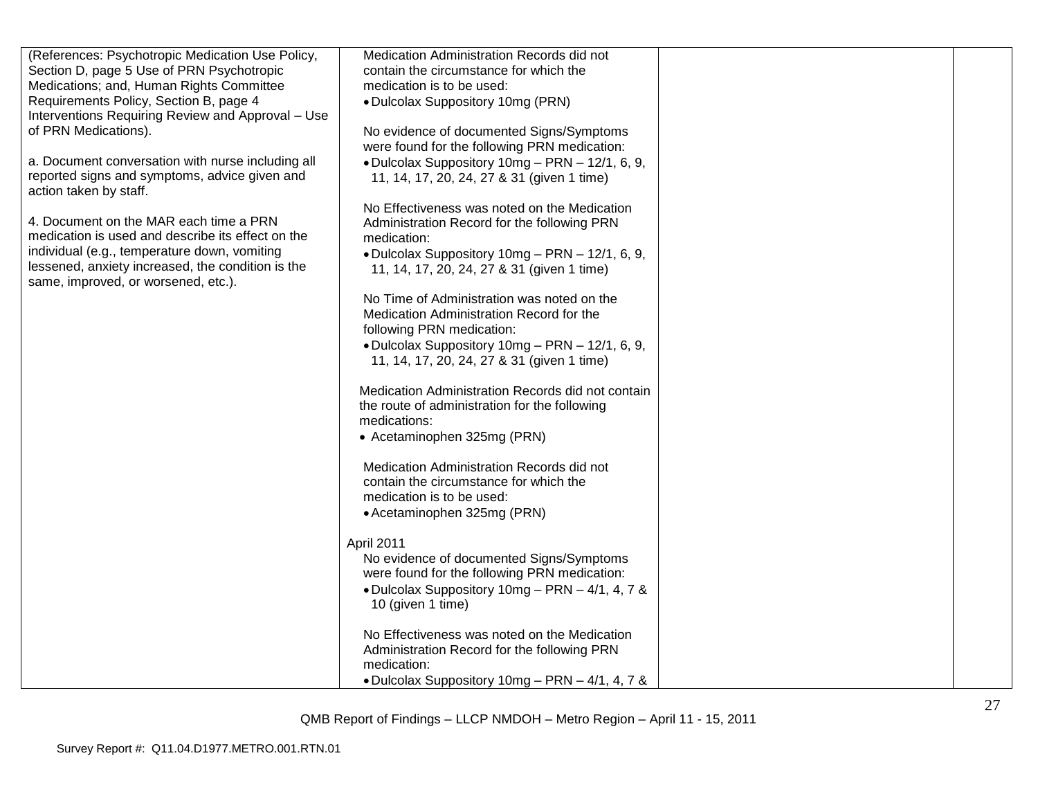| | | | |
|---|---|---|---|
| (References: Psychotropic Medication Use Policy, Section D, page 5 Use of PRN Psychotropic Medications; and, Human Rights Committee Requirements Policy, Section B, page 4 Interventions Requiring Review and Approval – Use of PRN Medications).<br><br>a. Document conversation with nurse including all reported signs and symptoms, advice given and action taken by staff.<br><br>4. Document on the MAR each time a PRN medication is used and describe its effect on the individual (e.g., temperature down, vomiting lessened, anxiety increased, the condition is the same, improved, or worsened, etc.). | Medication Administration Records did not contain the circumstance for which the medication is to be used:<br>• Dulcolax Suppository 10mg (PRN)<br><br>No evidence of documented Signs/Symptoms were found for the following PRN medication:<br>• Dulcolax Suppository 10mg – PRN – 12/1, 6, 9, 11, 14, 17, 20, 24, 27 & 31 (given 1 time)<br><br>No Effectiveness was noted on the Medication Administration Record for the following PRN medication:<br>• Dulcolax Suppository 10mg – PRN – 12/1, 6, 9, 11, 14, 17, 20, 24, 27 & 31 (given 1 time)<br><br>No Time of Administration was noted on the Medication Administration Record for the following PRN medication:<br>• Dulcolax Suppository 10mg – PRN – 12/1, 6, 9, 11, 14, 17, 20, 24, 27 & 31 (given 1 time)<br><br>Medication Administration Records did not contain the route of administration for the following medications:<br>• Acetaminophen 325mg (PRN)<br><br>Medication Administration Records did not contain the circumstance for which the medication is to be used:<br>• Acetaminophen 325mg (PRN)<br><br>April 2011<br>No evidence of documented Signs/Symptoms were found for the following PRN medication:<br>• Dulcolax Suppository 10mg – PRN – 4/1, 4, 7 & 10 (given 1 time)<br><br>No Effectiveness was noted on the Medication Administration Record for the following PRN medication:<br>• Dulcolax Suppository 10mg – PRN – 4/1, 4, 7 & | | |

QMB Report of Findings – LLCP NMDOH – Metro Region – April 11 - 15, 2011

Survey Report #: Q11.04.D1977.METRO.001.RTN.01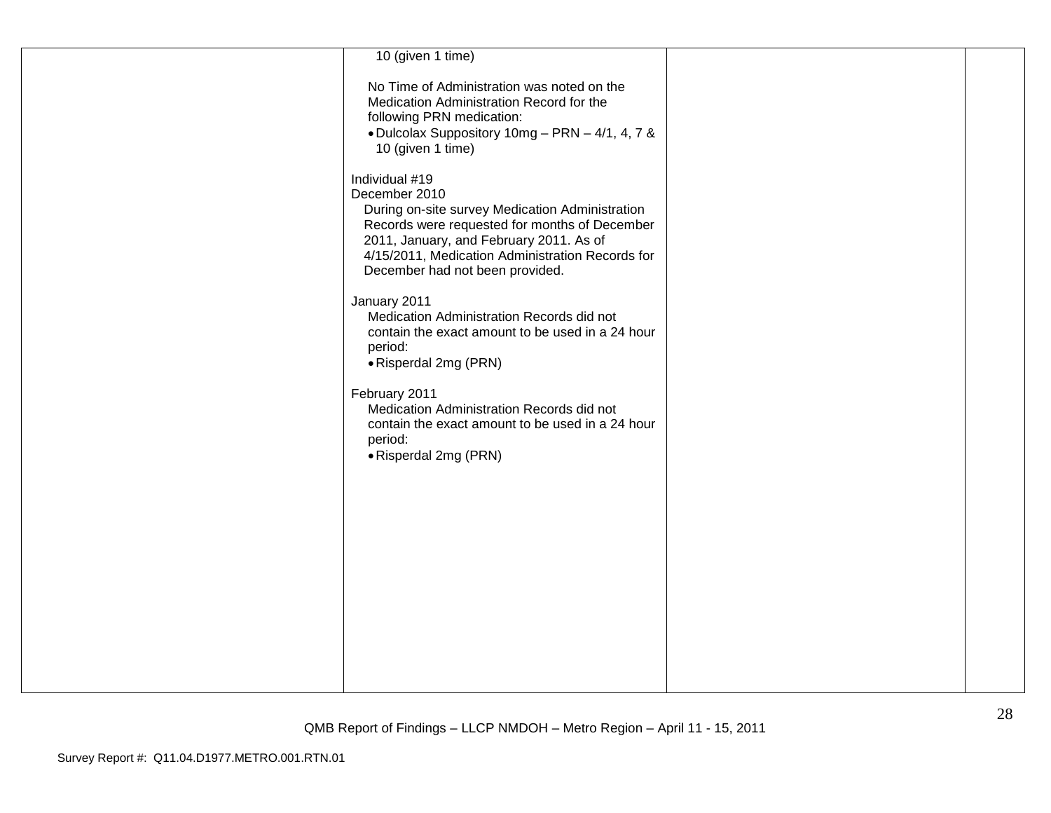| | | | |
|---|---|---|---|
| | 10 (given 1 time)<br><br>No Time of Administration was noted on the Medication Administration Record for the following PRN medication:<br>• Dulcolax Suppository 10mg – PRN – 4/1, 4, 7 & 10 (given 1 time)<br><br>Individual #19<br>December 2010<br>During on-site survey Medication Administration Records were requested for months of December 2011, January, and February 2011. As of 4/15/2011, Medication Administration Records for December had not been provided.<br><br>January 2011<br>Medication Administration Records did not contain the exact amount to be used in a 24 hour period:<br>• Risperdal 2mg (PRN)<br><br>February 2011<br>Medication Administration Records did not contain the exact amount to be used in a 24 hour period:<br>• Risperdal 2mg (PRN) | | |

QMB Report of Findings – LLCP NMDOH – Metro Region – April 11 - 15, 2011

Survey Report #: Q11.04.D1977.METRO.001.RTN.01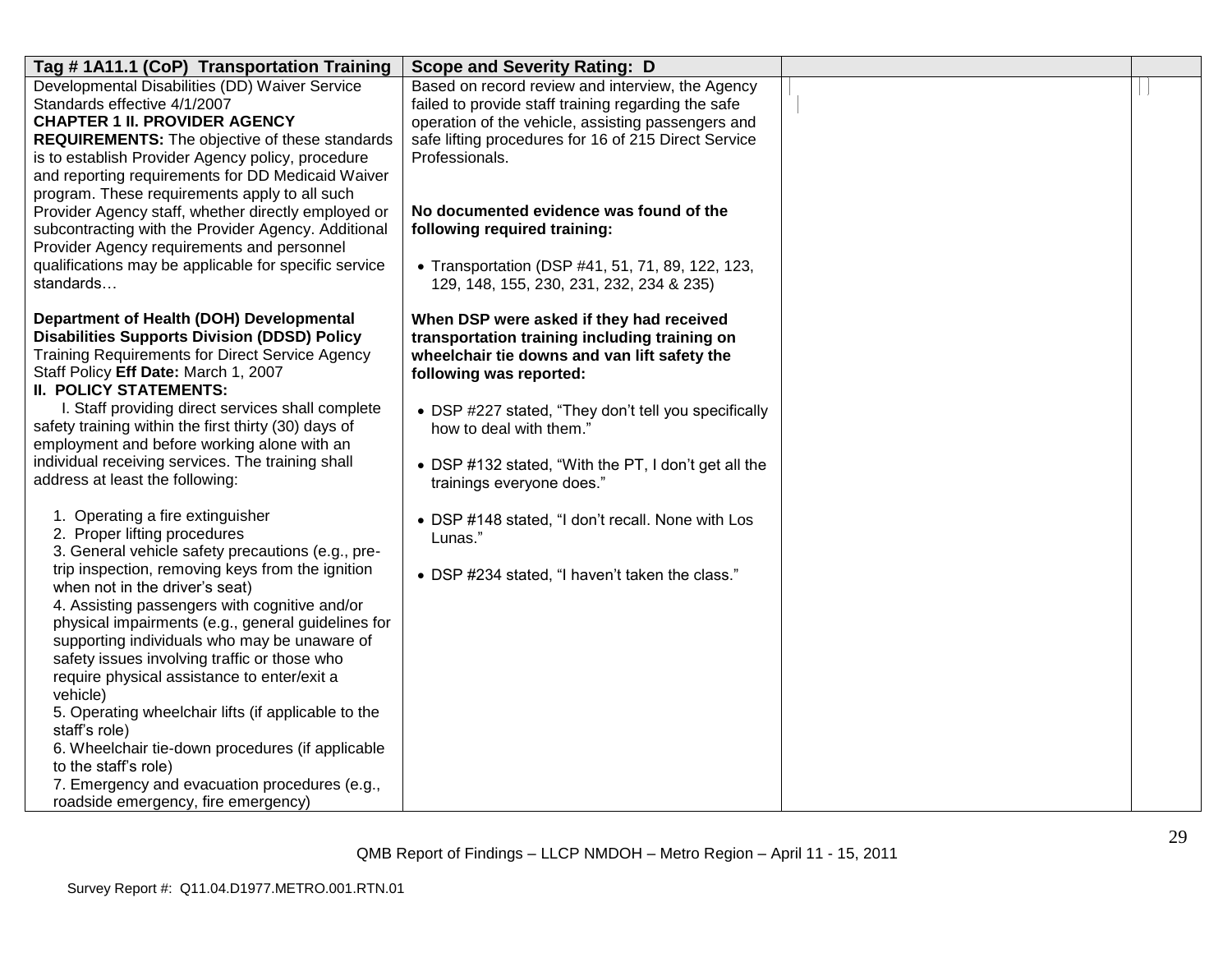| Tag # 1A11.1 (CoP) Transportation Training | Scope and Severity Rating: D | | |
|---|---|---|---|
| Developmental Disabilities (DD) Waiver Service Standards effective 4/1/2007<br>**CHAPTER 1 II. PROVIDER AGENCY REQUIREMENTS:** The objective of these standards is to establish Provider Agency policy, procedure and reporting requirements for DD Medicaid Waiver program. These requirements apply to all such Provider Agency staff, whether directly employed or subcontracting with the Provider Agency. Additional Provider Agency requirements and personnel qualifications may be applicable for specific service standards…<br><br>**Department of Health (DOH) Developmental Disabilities Supports Division (DDSD) Policy** Training Requirements for Direct Service Agency Staff Policy **Eff Date:** March 1, 2007<br>**II. POLICY STATEMENTS:**<br>I. Staff providing direct services shall complete safety training within the first thirty (30) days of employment and before working alone with an individual receiving services. The training shall address at least the following:<br><br>1. Operating a fire extinguisher<br>2. Proper lifting procedures<br>3. General vehicle safety precautions (e.g., pre-trip inspection, removing keys from the ignition when not in the driver's seat)<br>4. Assisting passengers with cognitive and/or physical impairments (e.g., general guidelines for supporting individuals who may be unaware of safety issues involving traffic or those who require physical assistance to enter/exit a vehicle)<br>5. Operating wheelchair lifts (if applicable to the staff's role)<br>6. Wheelchair tie-down procedures (if applicable to the staff's role)<br>7. Emergency and evacuation procedures (e.g., roadside emergency, fire emergency) | Based on record review and interview, the Agency failed to provide staff training regarding the safe operation of the vehicle, assisting passengers and safe lifting procedures for 16 of 215 Direct Service Professionals.<br><br>**No documented evidence was found of the following required training:**<br><br>• Transportation (DSP #41, 51, 71, 89, 122, 123, 129, 148, 155, 230, 231, 232, 234 & 235)<br><br>**When DSP were asked if they had received transportation training including training on wheelchair tie downs and van lift safety the following was reported:**<br><br>• DSP #227 stated, "They don't tell you specifically how to deal with them."<br><br>• DSP #132 stated, "With the PT, I don't get all the trainings everyone does."<br><br>• DSP #148 stated, "I don't recall. None with Los Lunas."<br><br>• DSP #234 stated, "I haven't taken the class." | | |

QMB Report of Findings – LLCP NMDOH – Metro Region – April 11 - 15, 2011

Survey Report #: Q11.04.D1977.METRO.001.RTN.01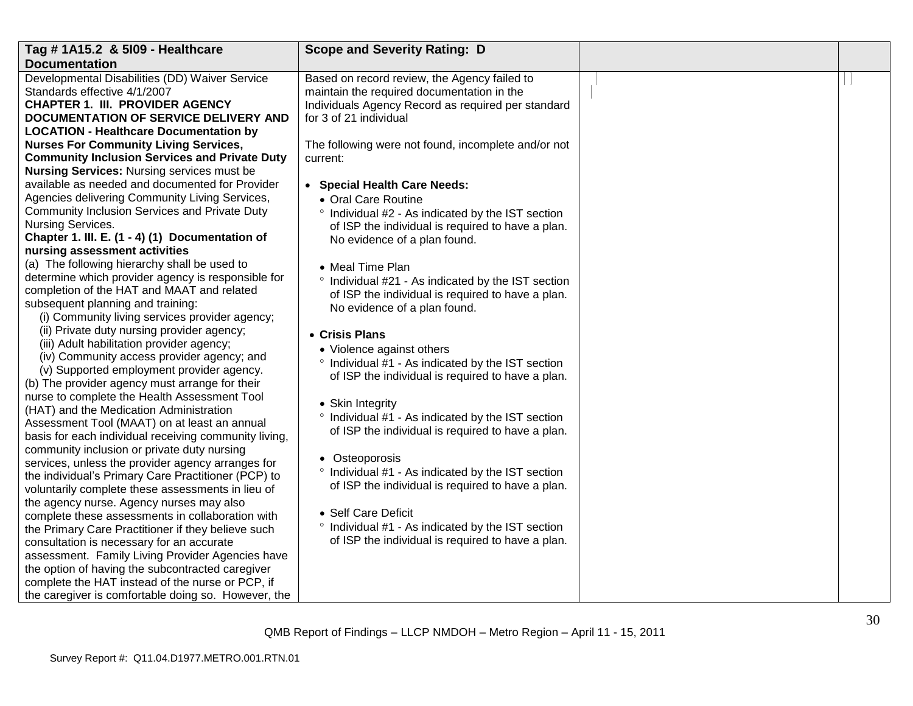| Tag # 1A15.2 & 5I09 - Healthcare Documentation | Scope and Severity Rating: D | | |
|---|---|---|---|
| Developmental Disabilities (DD) Waiver Service Standards effective 4/1/2007<br>**CHAPTER 1. III. PROVIDER AGENCY DOCUMENTATION OF SERVICE DELIVERY AND LOCATION - Healthcare Documentation by Nurses For Community Living Services, Community Inclusion Services and Private Duty Nursing Services:** Nursing services must be available as needed and documented for Provider Agencies delivering Community Living Services, Community Inclusion Services and Private Duty Nursing Services.<br>**Chapter 1. III. E. (1 - 4) (1) Documentation of nursing assessment activities**<br>(a) The following hierarchy shall be used to determine which provider agency is responsible for completion of the HAT and MAAT and related subsequent planning and training:<br>(i) Community living services provider agency;<br>(ii) Private duty nursing provider agency;<br>(iii) Adult habilitation provider agency;<br>(iv) Community access provider agency; and<br>(v) Supported employment provider agency.<br>(b) The provider agency must arrange for their nurse to complete the Health Assessment Tool (HAT) and the Medication Administration Assessment Tool (MAAT) on at least an annual basis for each individual receiving community living, community inclusion or private duty nursing services, unless the provider agency arranges for the individual's Primary Care Practitioner (PCP) to voluntarily complete these assessments in lieu of the agency nurse. Agency nurses may also complete these assessments in collaboration with the Primary Care Practitioner if they believe such consultation is necessary for an accurate assessment. Family Living Provider Agencies have the option of having the subcontracted caregiver complete the HAT instead of the nurse or PCP, if the caregiver is comfortable doing so. However, the | Based on record review, the Agency failed to maintain the required documentation in the Individuals Agency Record as required per standard for 3 of 21 individual<br><br>The following were not found, incomplete and/or not current:<br><br>• **Special Health Care Needs:**<br>• Oral Care Routine<br>° Individual #2 - As indicated by the IST section of ISP the individual is required to have a plan. No evidence of a plan found.<br><br>• Meal Time Plan<br>° Individual #21 - As indicated by the IST section of ISP the individual is required to have a plan. No evidence of a plan found.<br><br>• **Crisis Plans**<br>• Violence against others<br>° Individual #1 - As indicated by the IST section of ISP the individual is required to have a plan.<br><br>• Skin Integrity<br>° Individual #1 - As indicated by the IST section of ISP the individual is required to have a plan.<br><br>• Osteoporosis<br>° Individual #1 - As indicated by the IST section of ISP the individual is required to have a plan.<br><br>• Self Care Deficit<br>° Individual #1 - As indicated by the IST section of ISP the individual is required to have a plan. | | |

QMB Report of Findings – LLCP NMDOH – Metro Region – April 11 - 15, 2011

Survey Report #: Q11.04.D1977.METRO.001.RTN.01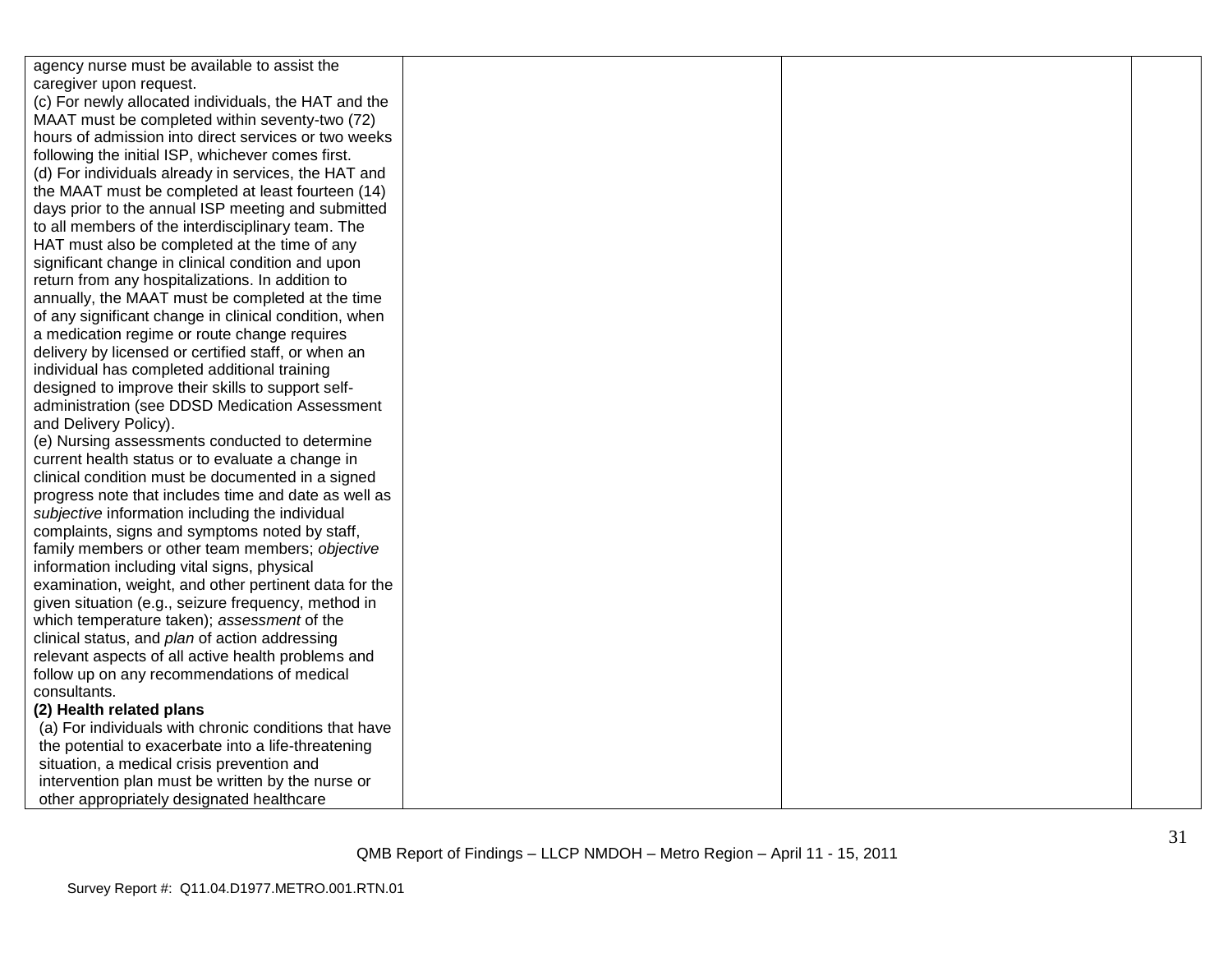| | | | |
|---|---|---|---|
| agency nurse must be available to assist the caregiver upon request.<br>(c) For newly allocated individuals, the HAT and the MAAT must be completed within seventy-two (72) hours of admission into direct services or two weeks following the initial ISP, whichever comes first.<br>(d) For individuals already in services, the HAT and the MAAT must be completed at least fourteen (14) days prior to the annual ISP meeting and submitted to all members of the interdisciplinary team. The HAT must also be completed at the time of any significant change in clinical condition and upon return from any hospitalizations. In addition to annually, the MAAT must be completed at the time of any significant change in clinical condition, when a medication regime or route change requires delivery by licensed or certified staff, or when an individual has completed additional training designed to improve their skills to support self-administration (see DDSD Medication Assessment and Delivery Policy).<br>(e) Nursing assessments conducted to determine current health status or to evaluate a change in clinical condition must be documented in a signed progress note that includes time and date as well as *subjective* information including the individual complaints, signs and symptoms noted by staff, family members or other team members; *objective* information including vital signs, physical examination, weight, and other pertinent data for the given situation (e.g., seizure frequency, method in which temperature taken); *assessment* of the clinical status, and *plan* of action addressing relevant aspects of all active health problems and follow up on any recommendations of medical consultants.<br>**(2) Health related plans**<br>(a) For individuals with chronic conditions that have the potential to exacerbate into a life-threatening situation, a medical crisis prevention and intervention plan must be written by the nurse or other appropriately designated healthcare | | | |

QMB Report of Findings – LLCP NMDOH – Metro Region – April 11 - 15, 2011

Survey Report #: Q11.04.D1977.METRO.001.RTN.01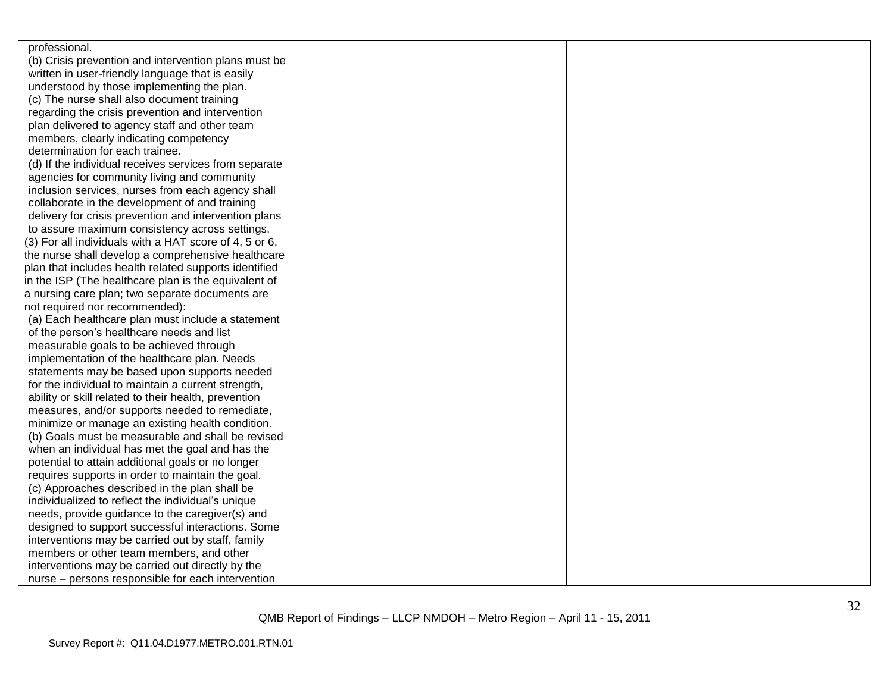| | | | |
|---|---|---|---|
| professional.<br>(b) Crisis prevention and intervention plans must be written in user-friendly language that is easily understood by those implementing the plan.<br>(c) The nurse shall also document training regarding the crisis prevention and intervention plan delivered to agency staff and other team members, clearly indicating competency determination for each trainee.<br>(d) If the individual receives services from separate agencies for community living and community inclusion services, nurses from each agency shall collaborate in the development of and training delivery for crisis prevention and intervention plans to assure maximum consistency across settings.<br>(3) For all individuals with a HAT score of 4, 5 or 6, the nurse shall develop a comprehensive healthcare plan that includes health related supports identified in the ISP (The healthcare plan is the equivalent of a nursing care plan; two separate documents are not required nor recommended):<br>(a) Each healthcare plan must include a statement of the person's healthcare needs and list measurable goals to be achieved through implementation of the healthcare plan. Needs statements may be based upon supports needed for the individual to maintain a current strength, ability or skill related to their health, prevention measures, and/or supports needed to remediate, minimize or manage an existing health condition.<br>(b) Goals must be measurable and shall be revised when an individual has met the goal and has the potential to attain additional goals or no longer requires supports in order to maintain the goal.<br>(c) Approaches described in the plan shall be individualized to reflect the individual's unique needs, provide guidance to the caregiver(s) and designed to support successful interactions. Some interventions may be carried out by staff, family members or other team members, and other interventions may be carried out directly by the nurse – persons responsible for each intervention | | | |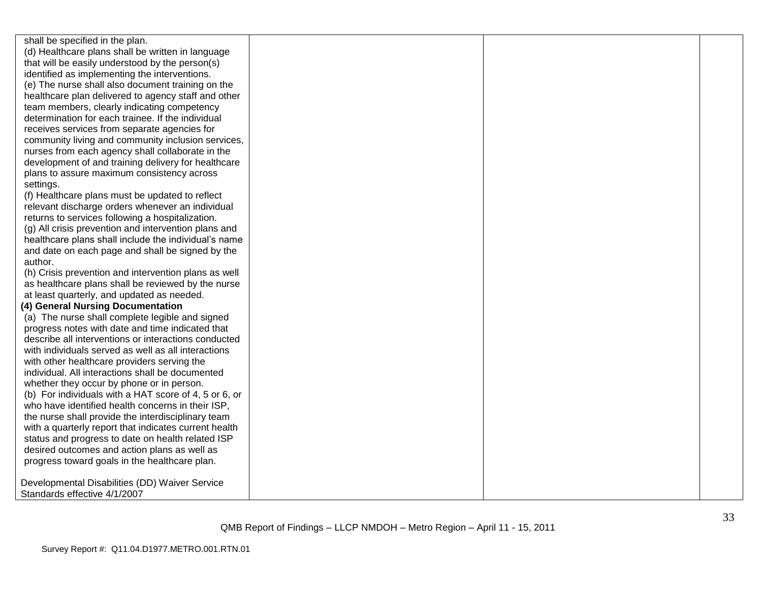| | | | |
|---|---|---|---|
| shall be specified in the plan.<br>(d) Healthcare plans shall be written in language that will be easily understood by the person(s) identified as implementing the interventions.<br>(e) The nurse shall also document training on the healthcare plan delivered to agency staff and other team members, clearly indicating competency determination for each trainee. If the individual receives services from separate agencies for community living and community inclusion services, nurses from each agency shall collaborate in the development of and training delivery for healthcare plans to assure maximum consistency across settings.<br>(f) Healthcare plans must be updated to reflect relevant discharge orders whenever an individual returns to services following a hospitalization.<br>(g) All crisis prevention and intervention plans and healthcare plans shall include the individual's name and date on each page and shall be signed by the author.<br>(h) Crisis prevention and intervention plans as well as healthcare plans shall be reviewed by the nurse at least quarterly, and updated as needed.<br>**(4) General Nursing Documentation**<br>(a) The nurse shall complete legible and signed progress notes with date and time indicated that describe all interventions or interactions conducted with individuals served as well as all interactions with other healthcare providers serving the individual. All interactions shall be documented whether they occur by phone or in person.<br>(b) For individuals with a HAT score of 4, 5 or 6, or who have identified health concerns in their ISP, the nurse shall provide the interdisciplinary team with a quarterly report that indicates current health status and progress to date on health related ISP desired outcomes and action plans as well as progress toward goals in the healthcare plan.<br><br>Developmental Disabilities (DD) Waiver Service Standards effective 4/1/2007 | | | |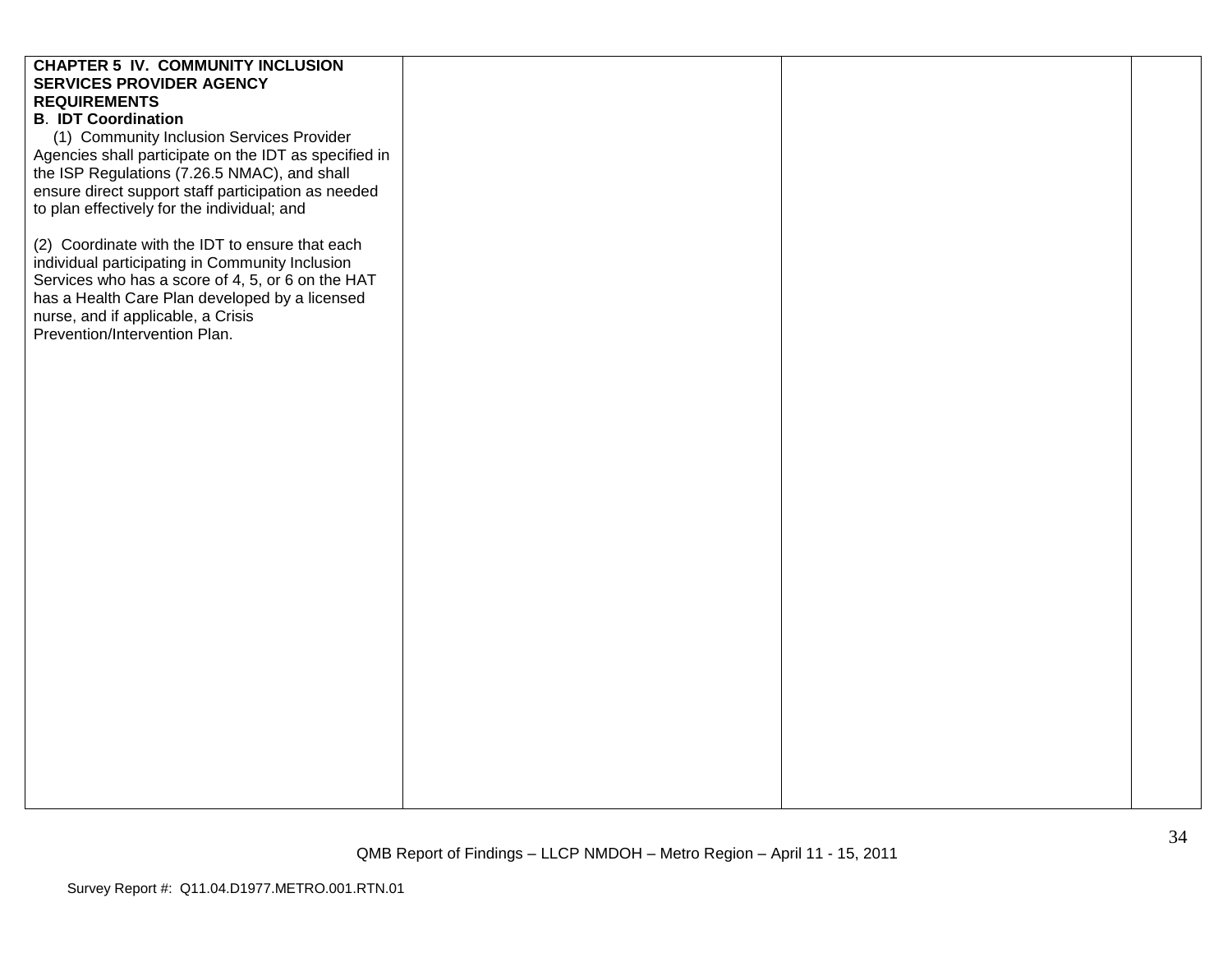| | | | |
|---|---|---|---|
| **CHAPTER 5 IV. COMMUNITY INCLUSION SERVICES PROVIDER AGENCY REQUIREMENTS**<br>**B. IDT Coordination**<br>(1) Community Inclusion Services Provider Agencies shall participate on the IDT as specified in the ISP Regulations (7.26.5 NMAC), and shall ensure direct support staff participation as needed to plan effectively for the individual; and<br><br>(2) Coordinate with the IDT to ensure that each individual participating in Community Inclusion Services who has a score of 4, 5, or 6 on the HAT has a Health Care Plan developed by a licensed nurse, and if applicable, a Crisis Prevention/Intervention Plan. | | | |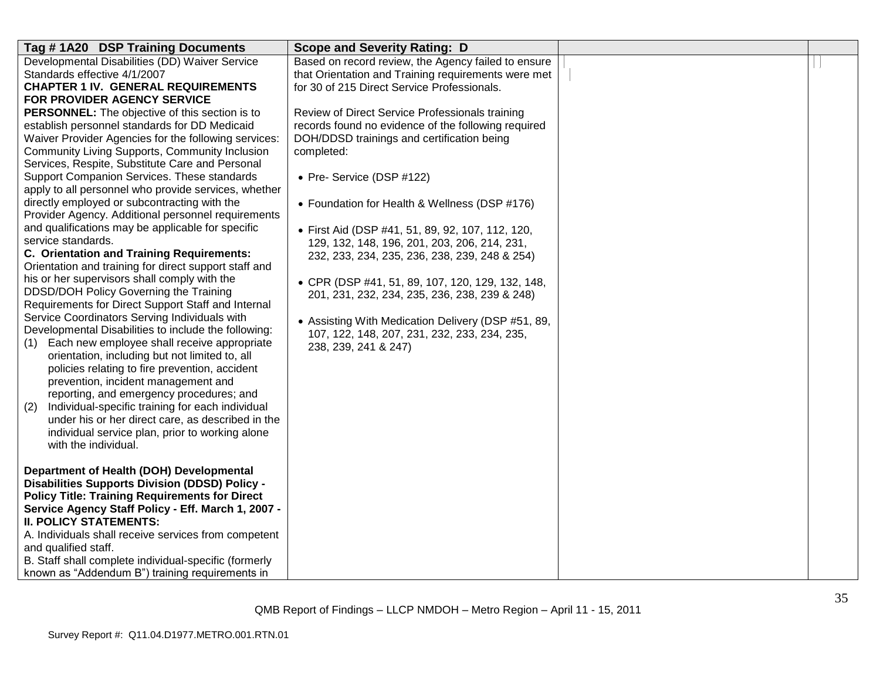| Tag # 1A20 DSP Training Documents | Scope and Severity Rating: D | | |
|---|---|---|---|
| Developmental Disabilities (DD) Waiver Service Standards effective 4/1/2007<br>**CHAPTER 1 IV. GENERAL REQUIREMENTS FOR PROVIDER AGENCY SERVICE PERSONNEL:** The objective of this section is to establish personnel standards for DD Medicaid Waiver Provider Agencies for the following services: Community Living Supports, Community Inclusion Services, Respite, Substitute Care and Personal Support Companion Services. These standards apply to all personnel who provide services, whether directly employed or subcontracting with the Provider Agency. Additional personnel requirements and qualifications may be applicable for specific service standards.<br>**C. Orientation and Training Requirements:** Orientation and training for direct support staff and his or her supervisors shall comply with the DDSD/DOH Policy Governing the Training Requirements for Direct Support Staff and Internal Service Coordinators Serving Individuals with Developmental Disabilities to include the following:<br>(1) Each new employee shall receive appropriate orientation, including but not limited to, all policies relating to fire prevention, accident prevention, incident management and reporting, and emergency procedures; and<br>(2) Individual-specific training for each individual under his or her direct care, as described in the individual service plan, prior to working alone with the individual.<br><br>**Department of Health (DOH) Developmental Disabilities Supports Division (DDSD) Policy - Policy Title: Training Requirements for Direct Service Agency Staff Policy - Eff. March 1, 2007 - II. POLICY STATEMENTS:**<br>A. Individuals shall receive services from competent and qualified staff.<br>B. Staff shall complete individual-specific (formerly known as "Addendum B") training requirements in | Based on record review, the Agency failed to ensure that Orientation and Training requirements were met for 30 of 215 Direct Service Professionals.<br><br>Review of Direct Service Professionals training records found no evidence of the following required DOH/DDSD trainings and certification being completed:<br><br>• Pre- Service (DSP #122)<br><br>• Foundation for Health & Wellness (DSP #176)<br><br>• First Aid (DSP #41, 51, 89, 92, 107, 112, 120, 129, 132, 148, 196, 201, 203, 206, 214, 231, 232, 233, 234, 235, 236, 238, 239, 248 & 254)<br><br>• CPR (DSP #41, 51, 89, 107, 120, 129, 132, 148, 201, 231, 232, 234, 235, 236, 238, 239 & 248)<br><br>• Assisting With Medication Delivery (DSP #51, 89, 107, 122, 148, 207, 231, 232, 233, 234, 235, 238, 239, 241 & 247) | | |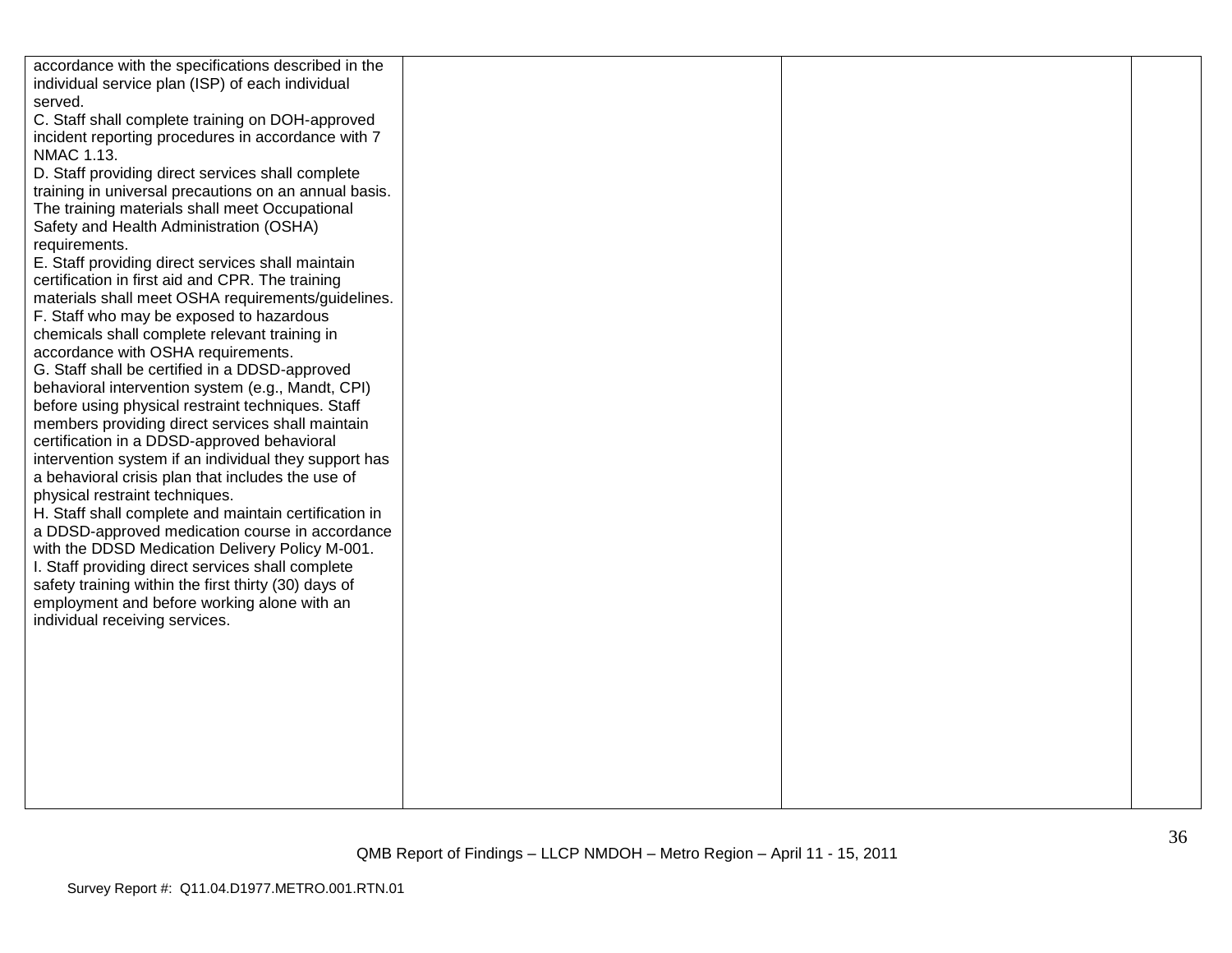| | | | |
|---|---|---|---|
| accordance with the specifications described in the individual service plan (ISP) of each individual served.<br>C. Staff shall complete training on DOH-approved incident reporting procedures in accordance with 7 NMAC 1.13.<br>D. Staff providing direct services shall complete training in universal precautions on an annual basis. The training materials shall meet Occupational Safety and Health Administration (OSHA) requirements.<br>E. Staff providing direct services shall maintain certification in first aid and CPR. The training materials shall meet OSHA requirements/guidelines.<br>F. Staff who may be exposed to hazardous chemicals shall complete relevant training in accordance with OSHA requirements.<br>G. Staff shall be certified in a DDSD-approved behavioral intervention system (e.g., Mandt, CPI) before using physical restraint techniques. Staff members providing direct services shall maintain certification in a DDSD-approved behavioral intervention system if an individual they support has a behavioral crisis plan that includes the use of physical restraint techniques.<br>H. Staff shall complete and maintain certification in a DDSD-approved medication course in accordance with the DDSD Medication Delivery Policy M-001.<br>I. Staff providing direct services shall complete safety training within the first thirty (30) days of employment and before working alone with an individual receiving services. | | | |

QMB Report of Findings – LLCP NMDOH – Metro Region – April 11 - 15, 2011

Survey Report #: Q11.04.D1977.METRO.001.RTN.01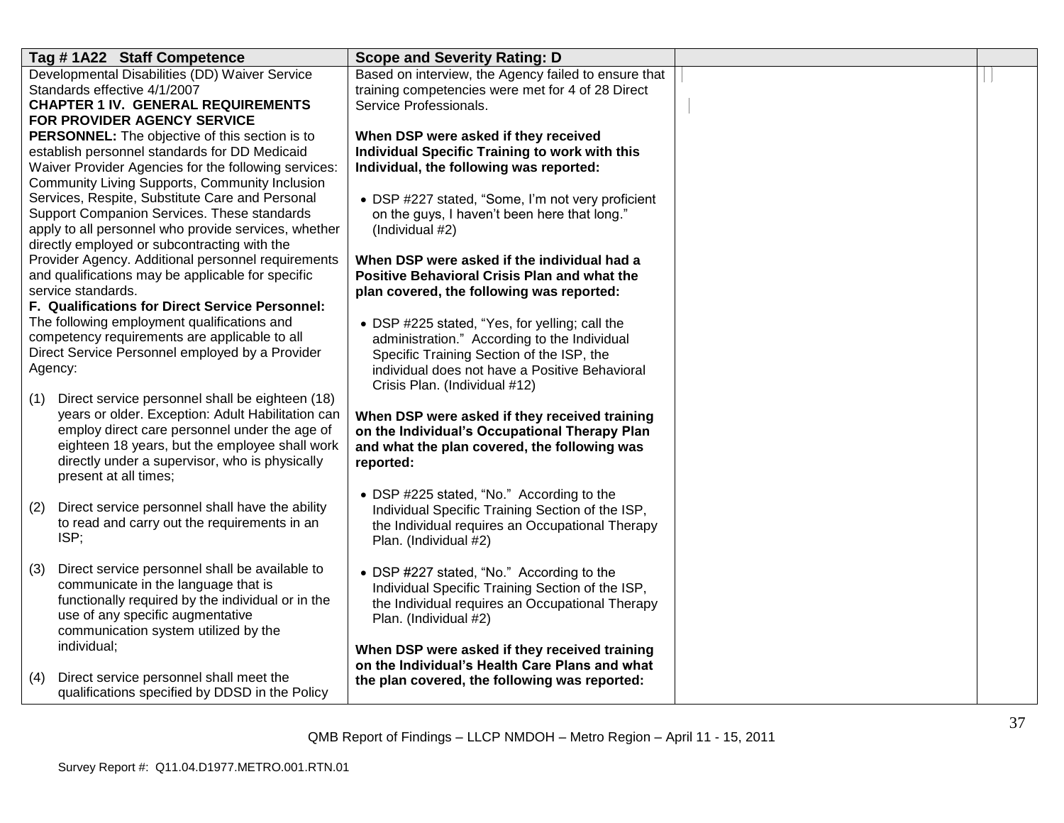| Tag # 1A22 Staff Competence | Scope and Severity Rating: D | | |
|---|---|---|---|
| Developmental Disabilities (DD) Waiver Service Standards effective 4/1/2007<br>**CHAPTER 1 IV. GENERAL REQUIREMENTS FOR PROVIDER AGENCY SERVICE PERSONNEL:** The objective of this section is to establish personnel standards for DD Medicaid Waiver Provider Agencies for the following services: Community Living Supports, Community Inclusion Services, Respite, Substitute Care and Personal Support Companion Services. These standards apply to all personnel who provide services, whether directly employed or subcontracting with the Provider Agency. Additional personnel requirements and qualifications may be applicable for specific service standards.<br>**F. Qualifications for Direct Service Personnel:** The following employment qualifications and competency requirements are applicable to all Direct Service Personnel employed by a Provider Agency:<br><br>(1) Direct service personnel shall be eighteen (18) years or older. Exception: Adult Habilitation can employ direct care personnel under the age of eighteen 18 years, but the employee shall work directly under a supervisor, who is physically present at all times;<br><br>(2) Direct service personnel shall have the ability to read and carry out the requirements in an ISP;<br><br>(3) Direct service personnel shall be available to communicate in the language that is functionally required by the individual or in the use of any specific augmentative communication system utilized by the individual;<br><br>(4) Direct service personnel shall meet the qualifications specified by DDSD in the Policy | Based on interview, the Agency failed to ensure that training competencies were met for 4 of 28 Direct Service Professionals.<br><br>**When DSP were asked if they received Individual Specific Training to work with this Individual, the following was reported:**<br><br>• DSP #227 stated, "Some, I'm not very proficient on the guys, I haven't been here that long." (Individual #2)<br><br>**When DSP were asked if the individual had a Positive Behavioral Crisis Plan and what the plan covered, the following was reported:**<br><br>• DSP #225 stated, "Yes, for yelling; call the administration." According to the Individual Specific Training Section of the ISP, the individual does not have a Positive Behavioral Crisis Plan. (Individual #12)<br><br>**When DSP were asked if they received training on the Individual's Occupational Therapy Plan and what the plan covered, the following was reported:**<br><br>• DSP #225 stated, "No." According to the Individual Specific Training Section of the ISP, the Individual requires an Occupational Therapy Plan. (Individual #2)<br><br>• DSP #227 stated, "No." According to the Individual Specific Training Section of the ISP, the Individual requires an Occupational Therapy Plan. (Individual #2)<br><br>**When DSP were asked if they received training on the Individual's Health Care Plans and what the plan covered, the following was reported:** | | |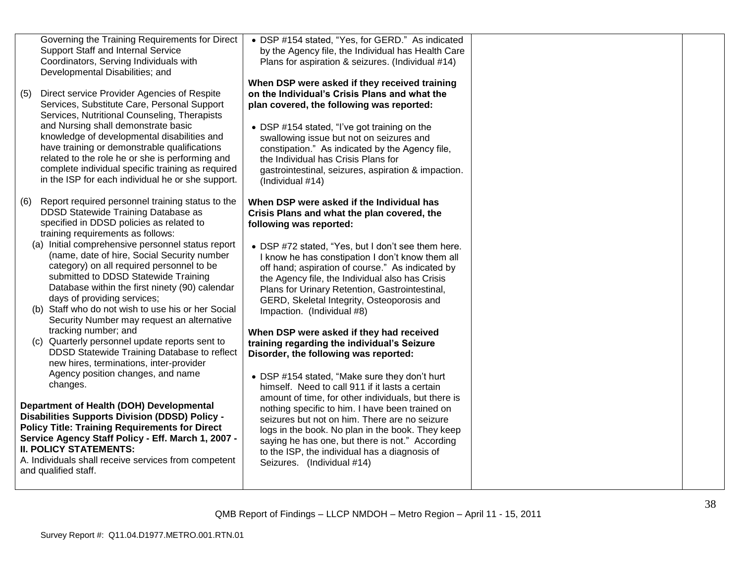| | | | |
|---|---|---|---|
| Governing the Training Requirements for Direct Support Staff and Internal Service Coordinators, Serving Individuals with Developmental Disabilities; and<br><br>(5) Direct service Provider Agencies of Respite Services, Substitute Care, Personal Support Services, Nutritional Counseling, Therapists and Nursing shall demonstrate basic knowledge of developmental disabilities and have training or demonstrable qualifications related to the role he or she is performing and complete individual specific training as required in the ISP for each individual he or she support.<br><br>(6) Report required personnel training status to the DDSD Statewide Training Database as specified in DDSD policies as related to training requirements as follows:<br>(a) Initial comprehensive personnel status report (name, date of hire, Social Security number category) on all required personnel to be submitted to DDSD Statewide Training Database within the first ninety (90) calendar days of providing services;<br>(b) Staff who do not wish to use his or her Social Security Number may request an alternative tracking number; and<br>(c) Quarterly personnel update reports sent to DDSD Statewide Training Database to reflect new hires, terminations, inter-provider Agency position changes, and name changes.<br><br>**Department of Health (DOH) Developmental Disabilities Supports Division (DDSD) Policy - Policy Title: Training Requirements for Direct Service Agency Staff Policy - Eff. March 1, 2007 - II. POLICY STATEMENTS:**<br>A. Individuals shall receive services from competent and qualified staff. | • DSP #154 stated, "Yes, for GERD." As indicated by the Agency file, the Individual has Health Care Plans for aspiration & seizures. (Individual #14)<br><br>**When DSP were asked if they received training on the Individual's Crisis Plans and what the plan covered, the following was reported:**<br><br>• DSP #154 stated, "I've got training on the swallowing issue but not on seizures and constipation." As indicated by the Agency file, the Individual has Crisis Plans for gastrointestinal, seizures, aspiration & impaction. (Individual #14)<br><br>**When DSP were asked if the Individual has Crisis Plans and what the plan covered, the following was reported:**<br><br>• DSP #72 stated, "Yes, but I don't see them here. I know he has constipation I don't know them all off hand; aspiration of course." As indicated by the Agency file, the Individual also has Crisis Plans for Urinary Retention, Gastrointestinal, GERD, Skeletal Integrity, Osteoporosis and Impaction. (Individual #8)<br><br>**When DSP were asked if they had received training regarding the individual's Seizure Disorder, the following was reported:**<br><br>• DSP #154 stated, "Make sure they don't hurt himself. Need to call 911 if it lasts a certain amount of time, for other individuals, but there is nothing specific to him. I have been trained on seizures but not on him. There are no seizure logs in the book. No plan in the book. They keep saying he has one, but there is not." According to the ISP, the individual has a diagnosis of Seizures. (Individual #14) | | |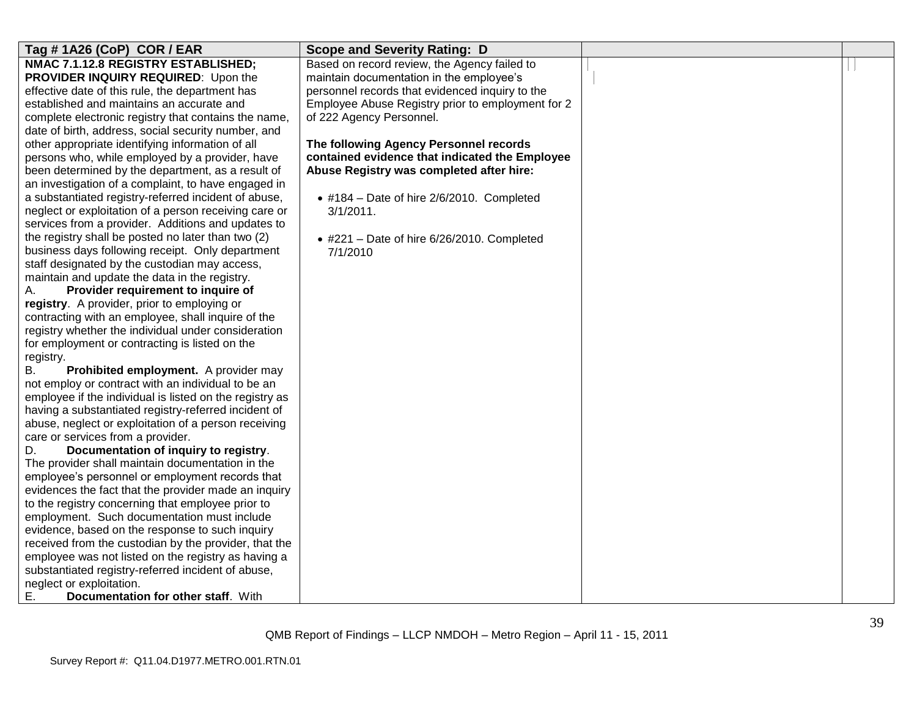| Tag # 1A26 (CoP) COR / EAR | Scope and Severity Rating: D | | |
|---|---|---|---|
| **NMAC 7.1.12.8 REGISTRY ESTABLISHED; PROVIDER INQUIRY REQUIRED**: Upon the effective date of this rule, the department has established and maintains an accurate and complete electronic registry that contains the name, date of birth, address, social security number, and other appropriate identifying information of all persons who, while employed by a provider, have been determined by the department, as a result of an investigation of a complaint, to have engaged in a substantiated registry-referred incident of abuse, neglect or exploitation of a person receiving care or services from a provider. Additions and updates to the registry shall be posted no later than two (2) business days following receipt. Only department staff designated by the custodian may access, maintain and update the data in the registry.<br>A. **Provider requirement to inquire of registry**. A provider, prior to employing or contracting with an employee, shall inquire of the registry whether the individual under consideration for employment or contracting is listed on the registry.<br>B. **Prohibited employment.** A provider may not employ or contract with an individual to be an employee if the individual is listed on the registry as having a substantiated registry-referred incident of abuse, neglect or exploitation of a person receiving care or services from a provider.<br>D. **Documentation of inquiry to registry**. The provider shall maintain documentation in the employee's personnel or employment records that evidences the fact that the provider made an inquiry to the registry concerning that employee prior to employment. Such documentation must include evidence, based on the response to such inquiry received from the custodian by the provider, that the employee was not listed on the registry as having a substantiated registry-referred incident of abuse, neglect or exploitation.<br>E. **Documentation for other staff**. With | Based on record review, the Agency failed to maintain documentation in the employee's personnel records that evidenced inquiry to the Employee Abuse Registry prior to employment for 2 of 222 Agency Personnel.<br><br>**The following Agency Personnel records contained evidence that indicated the Employee Abuse Registry was completed after hire:**<br><br>• #184 – Date of hire 2/6/2010. Completed 3/1/2011.<br><br>• #221 – Date of hire 6/26/2010. Completed 7/1/2010 | | |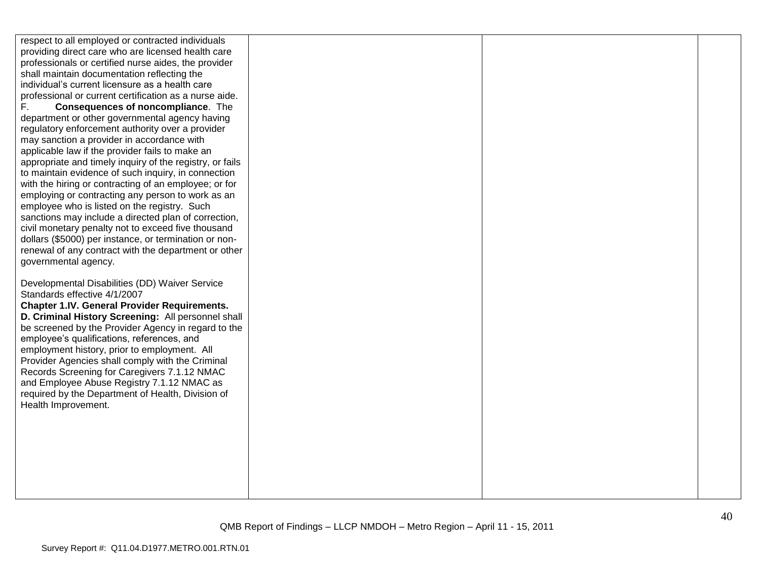| | | | |
|---|---|---|---|
| respect to all employed or contracted individuals providing direct care who are licensed health care professionals or certified nurse aides, the provider shall maintain documentation reflecting the individual's current licensure as a health care professional or current certification as a nurse aide.<br>F. **Consequences of noncompliance**. The department or other governmental agency having regulatory enforcement authority over a provider may sanction a provider in accordance with applicable law if the provider fails to make an appropriate and timely inquiry of the registry, or fails to maintain evidence of such inquiry, in connection with the hiring or contracting of an employee; or for employing or contracting any person to work as an employee who is listed on the registry. Such sanctions may include a directed plan of correction, civil monetary penalty not to exceed five thousand dollars ($5000) per instance, or termination or non-renewal of any contract with the department or other governmental agency.<br><br>Developmental Disabilities (DD) Waiver Service Standards effective 4/1/2007<br>**Chapter 1.IV. General Provider Requirements.**<br>**D. Criminal History Screening:** All personnel shall be screened by the Provider Agency in regard to the employee's qualifications, references, and employment history, prior to employment. All Provider Agencies shall comply with the Criminal Records Screening for Caregivers 7.1.12 NMAC and Employee Abuse Registry 7.1.12 NMAC as required by the Department of Health, Division of Health Improvement. | | | |

QMB Report of Findings – LLCP NMDOH – Metro Region – April 11 - 15, 2011

Survey Report #: Q11.04.D1977.METRO.001.RTN.01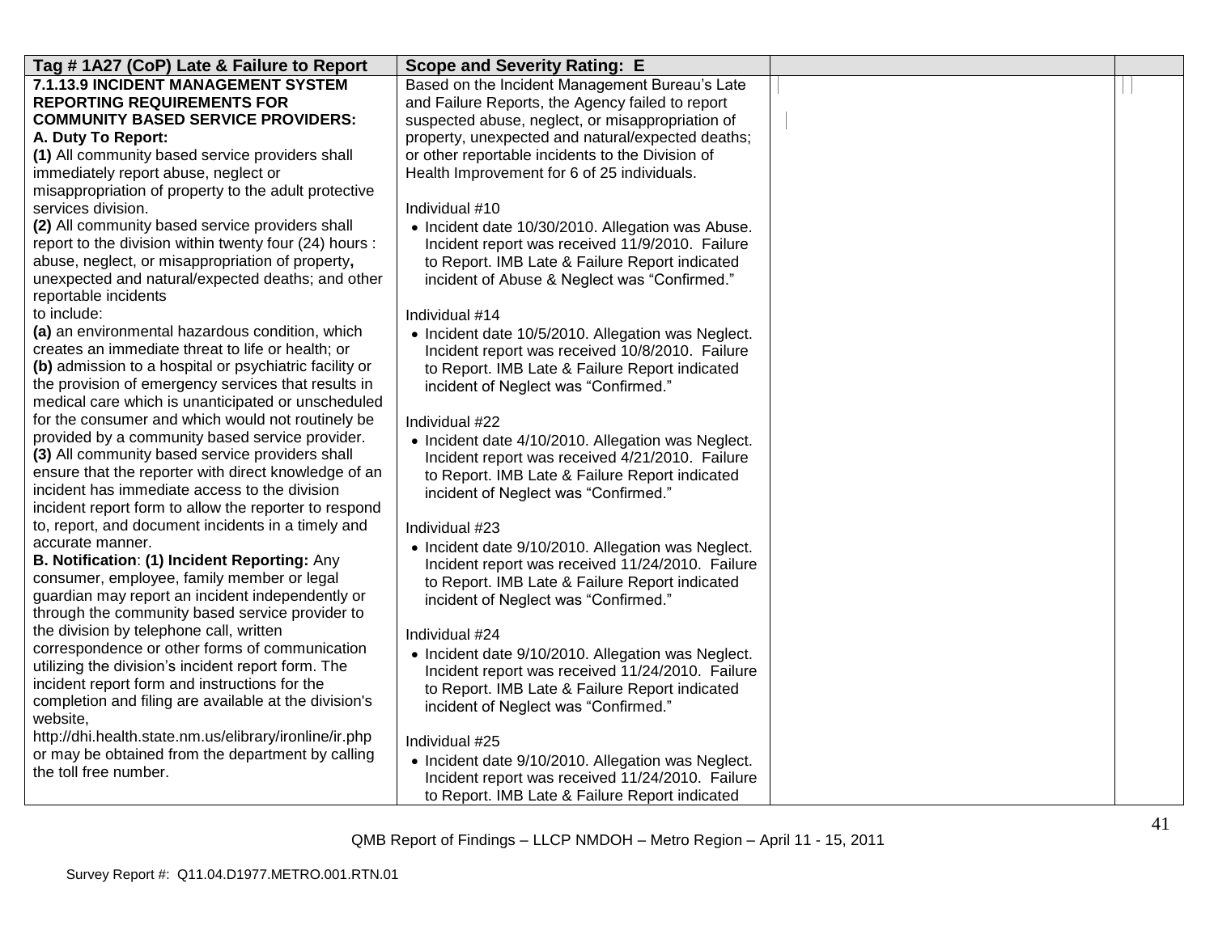| Tag # 1A27 (CoP) Late & Failure to Report | Scope and Severity Rating: E | | |
|---|---|---|---|
| **7.1.13.9 INCIDENT MANAGEMENT SYSTEM REPORTING REQUIREMENTS FOR COMMUNITY BASED SERVICE PROVIDERS:**<br>**A. Duty To Report:**<br>**(1)** All community based service providers shall immediately report abuse, neglect or misappropriation of property to the adult protective services division.<br>**(2)** All community based service providers shall report to the division within twenty four (24) hours : abuse, neglect, or misappropriation of property**,** unexpected and natural/expected deaths; and other reportable incidents to include:<br>**(a)** an environmental hazardous condition, which creates an immediate threat to life or health; or<br>**(b)** admission to a hospital or psychiatric facility or the provision of emergency services that results in medical care which is unanticipated or unscheduled for the consumer and which would not routinely be provided by a community based service provider.<br>**(3)** All community based service providers shall ensure that the reporter with direct knowledge of an incident has immediate access to the division incident report form to allow the reporter to respond to, report, and document incidents in a timely and accurate manner.<br>**B. Notification**: **(1) Incident Reporting:** Any consumer, employee, family member or legal guardian may report an incident independently or through the community based service provider to the division by telephone call, written correspondence or other forms of communication utilizing the division's incident report form. The incident report form and instructions for the completion and filing are available at the division's website, http://dhi.health.state.nm.us/elibrary/ironline/ir.php or may be obtained from the department by calling the toll free number. | Based on the Incident Management Bureau's Late and Failure Reports, the Agency failed to report suspected abuse, neglect, or misappropriation of property, unexpected and natural/expected deaths; or other reportable incidents to the Division of Health Improvement for 6 of 25 individuals.<br><br>Individual #10<br>• Incident date 10/30/2010. Allegation was Abuse. Incident report was received 11/9/2010. Failure to Report. IMB Late & Failure Report indicated incident of Abuse & Neglect was "Confirmed."<br><br>Individual #14<br>• Incident date 10/5/2010. Allegation was Neglect. Incident report was received 10/8/2010. Failure to Report. IMB Late & Failure Report indicated incident of Neglect was "Confirmed."<br><br>Individual #22<br>• Incident date 4/10/2010. Allegation was Neglect. Incident report was received 4/21/2010. Failure to Report. IMB Late & Failure Report indicated incident of Neglect was "Confirmed."<br><br>Individual #23<br>• Incident date 9/10/2010. Allegation was Neglect. Incident report was received 11/24/2010. Failure to Report. IMB Late & Failure Report indicated incident of Neglect was "Confirmed."<br><br>Individual #24<br>• Incident date 9/10/2010. Allegation was Neglect. Incident report was received 11/24/2010. Failure to Report. IMB Late & Failure Report indicated incident of Neglect was "Confirmed."<br><br>Individual #25<br>• Incident date 9/10/2010. Allegation was Neglect. Incident report was received 11/24/2010. Failure to Report. IMB Late & Failure Report indicated | | |

QMB Report of Findings – LLCP NMDOH – Metro Region – April 11 - 15, 2011

Survey Report #: Q11.04.D1977.METRO.001.RTN.01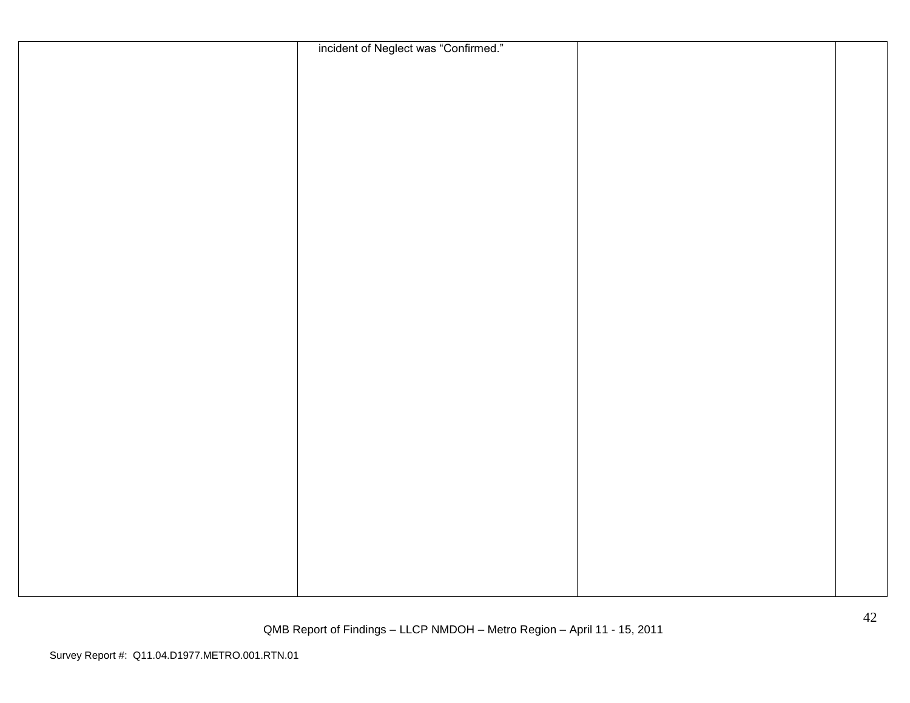| | | | |
|---|---|---|---|
| | incident of Neglect was "Confirmed." | | |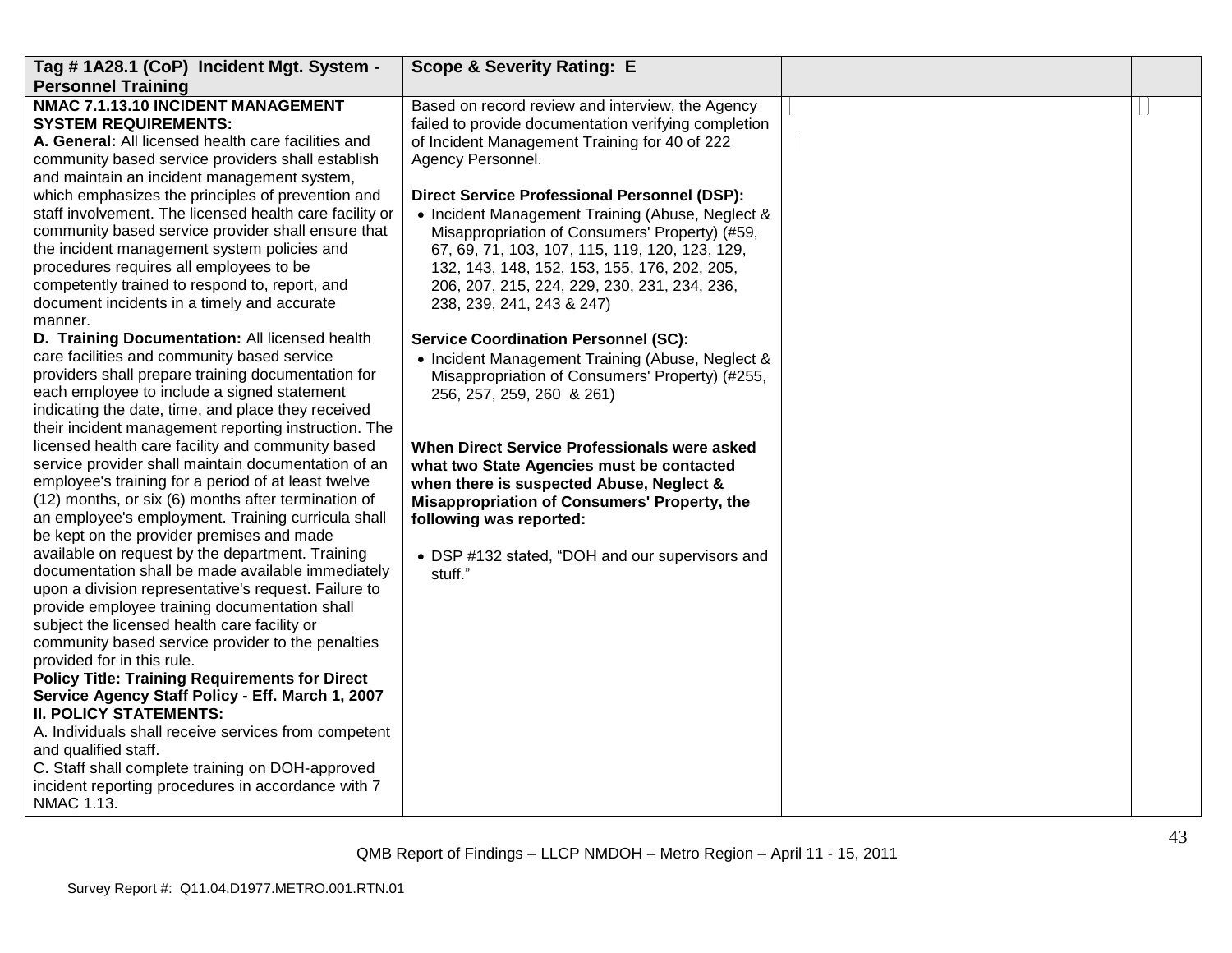| Tag # 1A28.1 (CoP) Incident Mgt. System - Personnel Training | Scope & Severity Rating: E | | |
|---|---|---|---|
| **NMAC 7.1.13.10 INCIDENT MANAGEMENT SYSTEM REQUIREMENTS:**<br>**A. General:** All licensed health care facilities and community based service providers shall establish and maintain an incident management system, which emphasizes the principles of prevention and staff involvement. The licensed health care facility or community based service provider shall ensure that the incident management system policies and procedures requires all employees to be competently trained to respond to, report, and document incidents in a timely and accurate manner.<br>**D. Training Documentation:** All licensed health care facilities and community based service providers shall prepare training documentation for each employee to include a signed statement indicating the date, time, and place they received their incident management reporting instruction. The licensed health care facility and community based service provider shall maintain documentation of an employee's training for a period of at least twelve (12) months, or six (6) months after termination of an employee's employment. Training curricula shall be kept on the provider premises and made available on request by the department. Training documentation shall be made available immediately upon a division representative's request. Failure to provide employee training documentation shall subject the licensed health care facility or community based service provider to the penalties provided for in this rule.<br>**Policy Title: Training Requirements for Direct Service Agency Staff Policy - Eff. March 1, 2007**<br>**II. POLICY STATEMENTS:**<br>A. Individuals shall receive services from competent and qualified staff.<br>C. Staff shall complete training on DOH-approved incident reporting procedures in accordance with 7 NMAC 1.13. | Based on record review and interview, the Agency failed to provide documentation verifying completion of Incident Management Training for 40 of 222 Agency Personnel.<br><br>**Direct Service Professional Personnel (DSP):**<br>• Incident Management Training (Abuse, Neglect & Misappropriation of Consumers' Property) (#59, 67, 69, 71, 103, 107, 115, 119, 120, 123, 129, 132, 143, 148, 152, 153, 155, 176, 202, 205, 206, 207, 215, 224, 229, 230, 231, 234, 236, 238, 239, 241, 243 & 247)<br><br>**Service Coordination Personnel (SC):**<br>• Incident Management Training (Abuse, Neglect & Misappropriation of Consumers' Property) (#255, 256, 257, 259, 260 & 261)<br><br>**When Direct Service Professionals were asked what two State Agencies must be contacted when there is suspected Abuse, Neglect & Misappropriation of Consumers' Property, the following was reported:**<br><br>• DSP #132 stated, "DOH and our supervisors and stuff." | | |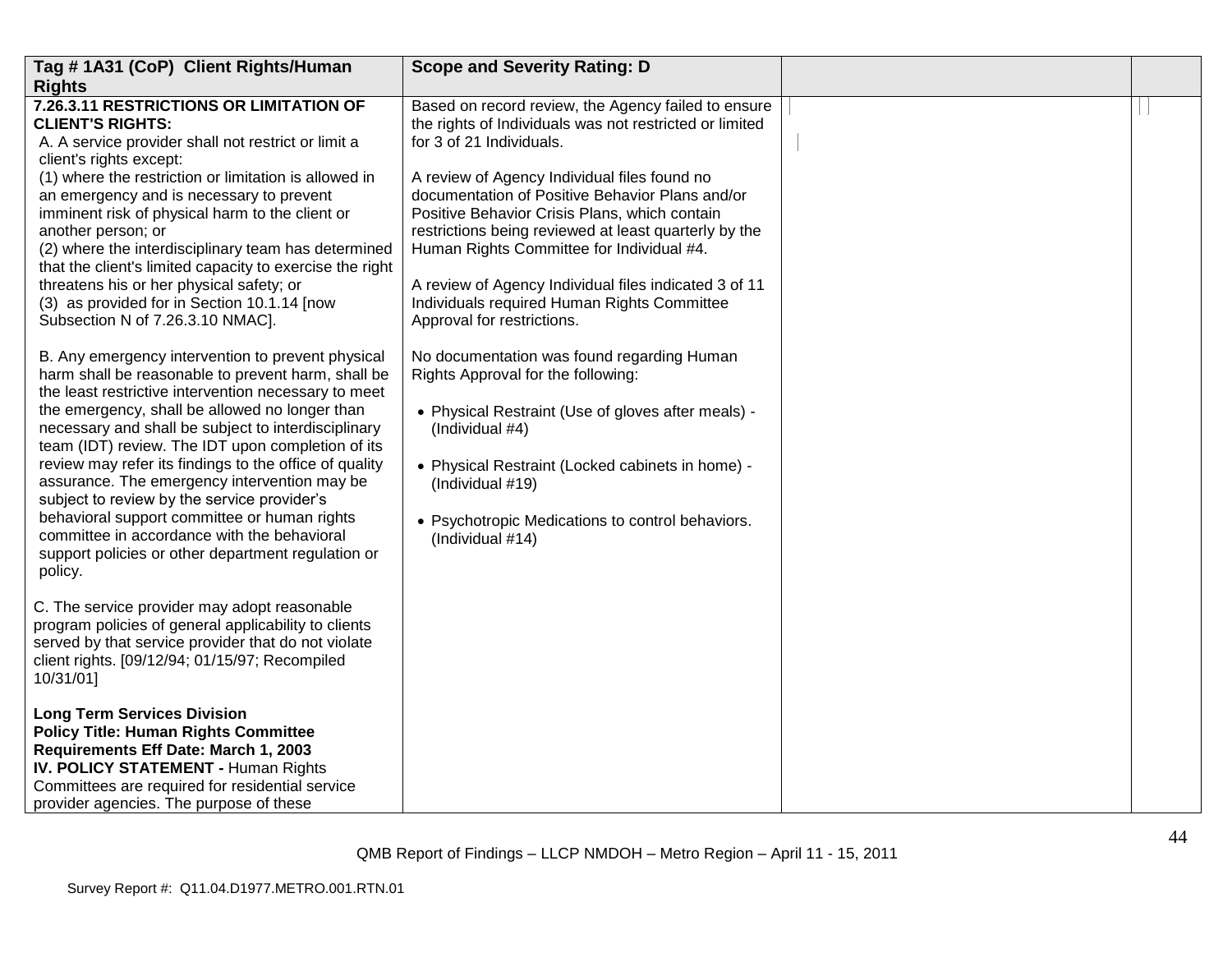| Tag # 1A31 (CoP) Client Rights/Human Rights | Scope and Severity Rating: D | | |
|---|---|---|---|
| **7.26.3.11 RESTRICTIONS OR LIMITATION OF CLIENT'S RIGHTS:**<br>A. A service provider shall not restrict or limit a client's rights except:<br>(1) where the restriction or limitation is allowed in an emergency and is necessary to prevent imminent risk of physical harm to the client or another person; or<br>(2) where the interdisciplinary team has determined that the client's limited capacity to exercise the right threatens his or her physical safety; or<br>(3) as provided for in Section 10.1.14 [now Subsection N of 7.26.3.10 NMAC].<br><br>B. Any emergency intervention to prevent physical harm shall be reasonable to prevent harm, shall be the least restrictive intervention necessary to meet the emergency, shall be allowed no longer than necessary and shall be subject to interdisciplinary team (IDT) review. The IDT upon completion of its review may refer its findings to the office of quality assurance. The emergency intervention may be subject to review by the service provider's behavioral support committee or human rights committee in accordance with the behavioral support policies or other department regulation or policy.<br><br>C. The service provider may adopt reasonable program policies of general applicability to clients served by that service provider that do not violate client rights. [09/12/94; 01/15/97; Recompiled 10/31/01]<br><br>**Long Term Services Division**<br>**Policy Title: Human Rights Committee Requirements Eff Date: March 1, 2003**<br>**IV. POLICY STATEMENT -** Human Rights Committees are required for residential service provider agencies. The purpose of these | Based on record review, the Agency failed to ensure the rights of Individuals was not restricted or limited for 3 of 21 Individuals.<br><br>A review of Agency Individual files found no documentation of Positive Behavior Plans and/or Positive Behavior Crisis Plans, which contain restrictions being reviewed at least quarterly by the Human Rights Committee for Individual #4.<br><br>A review of Agency Individual files indicated 3 of 11 Individuals required Human Rights Committee Approval for restrictions.<br><br>No documentation was found regarding Human Rights Approval for the following:<br><br>• Physical Restraint (Use of gloves after meals) - (Individual #4)<br><br>• Physical Restraint (Locked cabinets in home) - (Individual #19)<br><br>• Psychotropic Medications to control behaviors. (Individual #14) | | |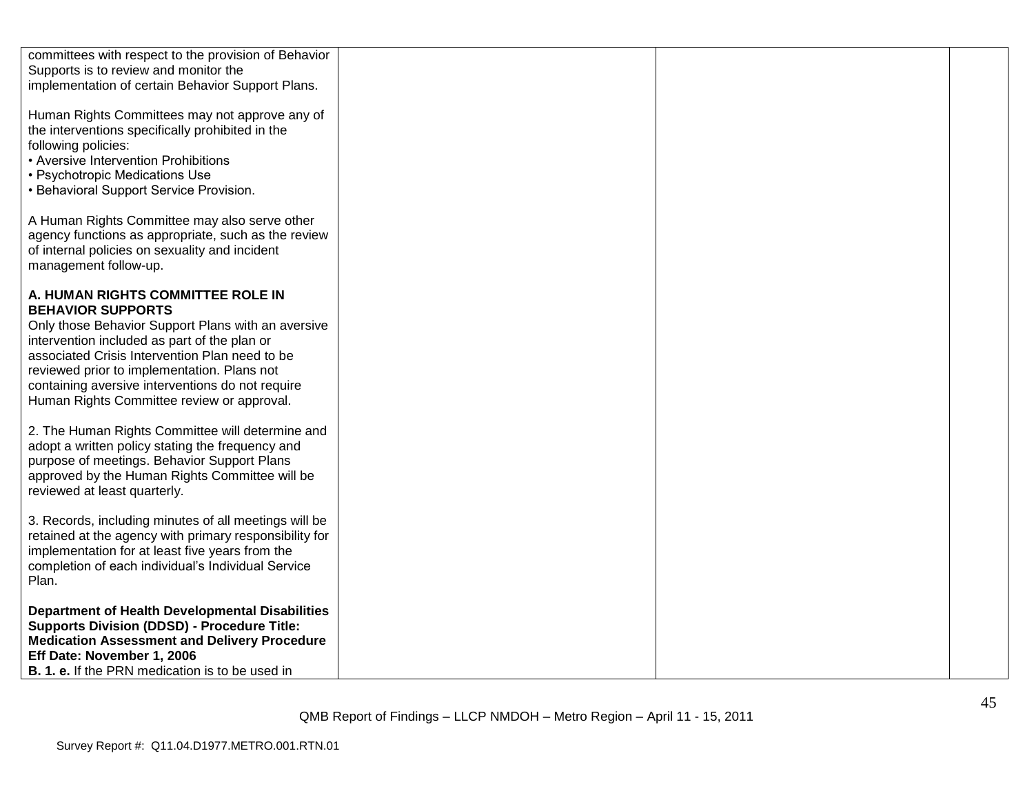| | | | |
|---|---|---|---|
| committees with respect to the provision of Behavior Supports is to review and monitor the implementation of certain Behavior Support Plans.<br><br>Human Rights Committees may not approve any of the interventions specifically prohibited in the following policies:<br>• Aversive Intervention Prohibitions<br>• Psychotropic Medications Use<br>• Behavioral Support Service Provision.<br><br>A Human Rights Committee may also serve other agency functions as appropriate, such as the review of internal policies on sexuality and incident management follow-up.<br><br>**A. HUMAN RIGHTS COMMITTEE ROLE IN BEHAVIOR SUPPORTS**<br>Only those Behavior Support Plans with an aversive intervention included as part of the plan or associated Crisis Intervention Plan need to be reviewed prior to implementation. Plans not containing aversive interventions do not require Human Rights Committee review or approval.<br><br>2. The Human Rights Committee will determine and adopt a written policy stating the frequency and purpose of meetings. Behavior Support Plans approved by the Human Rights Committee will be reviewed at least quarterly.<br><br>3. Records, including minutes of all meetings will be retained at the agency with primary responsibility for implementation for at least five years from the completion of each individual's Individual Service Plan.<br><br>**Department of Health Developmental Disabilities Supports Division (DDSD) - Procedure Title: Medication Assessment and Delivery Procedure Eff Date: November 1, 2006**<br>**B. 1. e.** If the PRN medication is to be used in | | | |

QMB Report of Findings – LLCP NMDOH – Metro Region – April 11 - 15, 2011

Survey Report #: Q11.04.D1977.METRO.001.RTN.01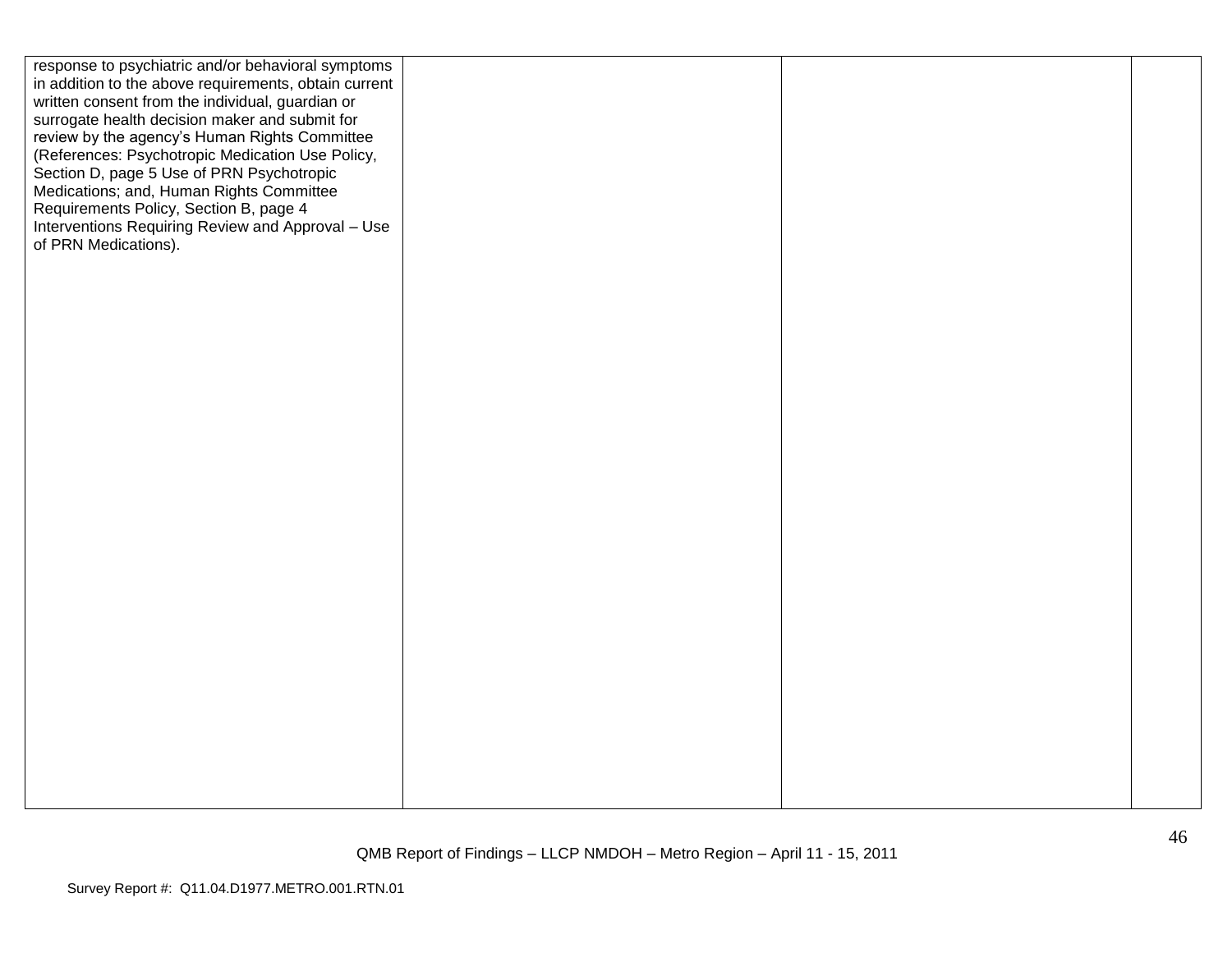| | | | |
|---|---|---|---|
| response to psychiatric and/or behavioral symptoms in addition to the above requirements, obtain current written consent from the individual, guardian or surrogate health decision maker and submit for review by the agency's Human Rights Committee (References: Psychotropic Medication Use Policy, Section D, page 5 Use of PRN Psychotropic Medications; and, Human Rights Committee Requirements Policy, Section B, page 4 Interventions Requiring Review and Approval – Use of PRN Medications). | | | |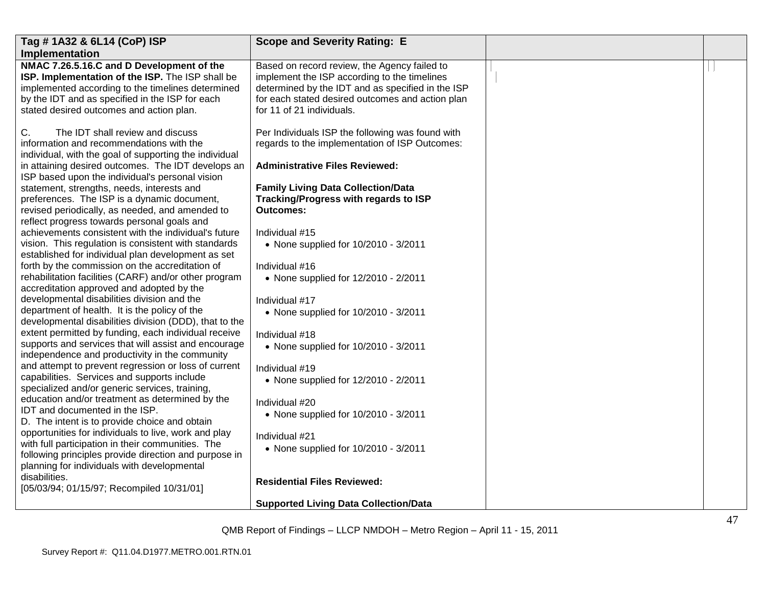| Tag # 1A32 & 6L14 (CoP) ISP Implementation | Scope and Severity Rating: E | | |
|---|---|---|---|
| **NMAC 7.26.5.16.C and D Development of the ISP. Implementation of the ISP.** The ISP shall be implemented according to the timelines determined by the IDT and as specified in the ISP for each stated desired outcomes and action plan.<br><br>C. The IDT shall review and discuss information and recommendations with the individual, with the goal of supporting the individual in attaining desired outcomes. The IDT develops an ISP based upon the individual's personal vision statement, strengths, needs, interests and preferences. The ISP is a dynamic document, revised periodically, as needed, and amended to reflect progress towards personal goals and achievements consistent with the individual's future vision. This regulation is consistent with standards established for individual plan development as set forth by the commission on the accreditation of rehabilitation facilities (CARF) and/or other program accreditation approved and adopted by the developmental disabilities division and the department of health. It is the policy of the developmental disabilities division (DDD), that to the extent permitted by funding, each individual receive supports and services that will assist and encourage independence and productivity in the community and attempt to prevent regression or loss of current capabilities. Services and supports include specialized and/or generic services, training, education and/or treatment as determined by the IDT and documented in the ISP.<br>D. The intent is to provide choice and obtain opportunities for individuals to live, work and play with full participation in their communities. The following principles provide direction and purpose in planning for individuals with developmental disabilities.<br>[05/03/94; 01/15/97; Recompiled 10/31/01] | Based on record review, the Agency failed to implement the ISP according to the timelines determined by the IDT and as specified in the ISP for each stated desired outcomes and action plan for 11 of 21 individuals.<br><br>Per Individuals ISP the following was found with regards to the implementation of ISP Outcomes:<br><br>**Administrative Files Reviewed:**<br><br>**Family Living Data Collection/Data Tracking/Progress with regards to ISP Outcomes:**<br><br>Individual #15<br>• None supplied for 10/2010 - 3/2011<br><br>Individual #16<br>• None supplied for 12/2010 - 2/2011<br><br>Individual #17<br>• None supplied for 10/2010 - 3/2011<br><br>Individual #18<br>• None supplied for 10/2010 - 3/2011<br><br>Individual #19<br>• None supplied for 12/2010 - 2/2011<br><br>Individual #20<br>• None supplied for 10/2010 - 3/2011<br><br>Individual #21<br>• None supplied for 10/2010 - 3/2011<br><br>**Residential Files Reviewed:**<br><br>**Supported Living Data Collection/Data** | | |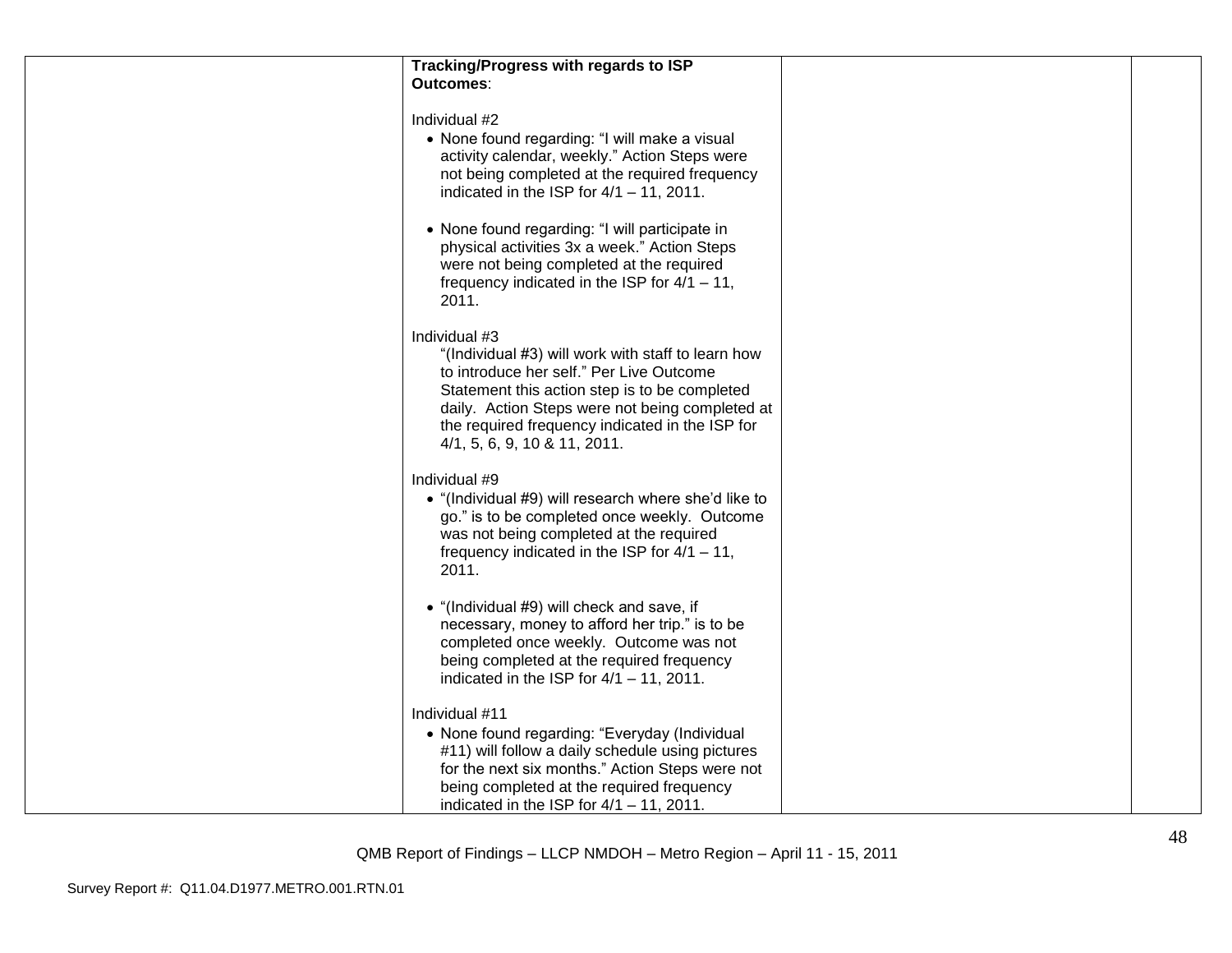| | **Tracking/Progress with regards to ISP Outcomes**:<br><br>Individual #2<br>• None found regarding: "I will make a visual activity calendar, weekly." Action Steps were not being completed at the required frequency indicated in the ISP for 4/1 – 11, 2011.<br><br>• None found regarding: "I will participate in physical activities 3x a week." Action Steps were not being completed at the required frequency indicated in the ISP for 4/1 – 11, 2011.<br><br>Individual #3<br>"(Individual #3) will work with staff to learn how to introduce her self." Per Live Outcome Statement this action step is to be completed daily. Action Steps were not being completed at the required frequency indicated in the ISP for 4/1, 5, 6, 9, 10 & 11, 2011.<br><br>Individual #9<br>• "(Individual #9) will research where she'd like to go." is to be completed once weekly. Outcome was not being completed at the required frequency indicated in the ISP for 4/1 – 11, 2011.<br><br>• "(Individual #9) will check and save, if necessary, money to afford her trip." is to be completed once weekly. Outcome was not being completed at the required frequency indicated in the ISP for 4/1 – 11, 2011.<br><br>Individual #11<br>• None found regarding: "Everyday (Individual #11) will follow a daily schedule using pictures for the next six months." Action Steps were not being completed at the required frequency indicated in the ISP for 4/1 – 11, 2011. | | |
|---|---|---|---|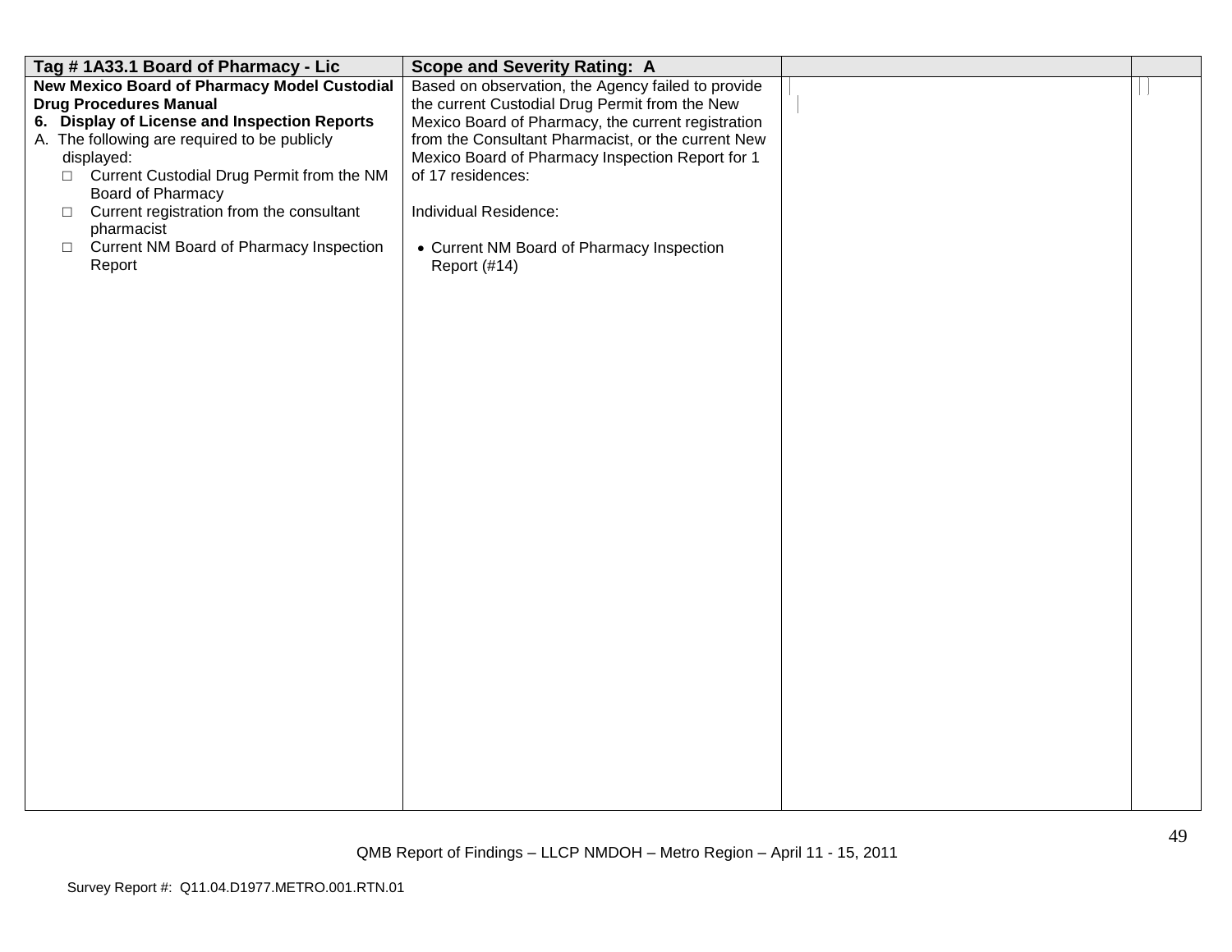| Tag # 1A33.1 Board of Pharmacy - Lic | Scope and Severity Rating: A | | |
|---|---|---|---|
| **New Mexico Board of Pharmacy Model Custodial Drug Procedures Manual**<br>**6. Display of License and Inspection Reports**<br>A. The following are required to be publicly displayed:<br>□ Current Custodial Drug Permit from the NM Board of Pharmacy<br>□ Current registration from the consultant pharmacist<br>□ Current NM Board of Pharmacy Inspection Report | Based on observation, the Agency failed to provide the current Custodial Drug Permit from the New Mexico Board of Pharmacy, the current registration from the Consultant Pharmacist, or the current New Mexico Board of Pharmacy Inspection Report for 1 of 17 residences:<br><br>Individual Residence:<br><br>• Current NM Board of Pharmacy Inspection Report (#14) | | |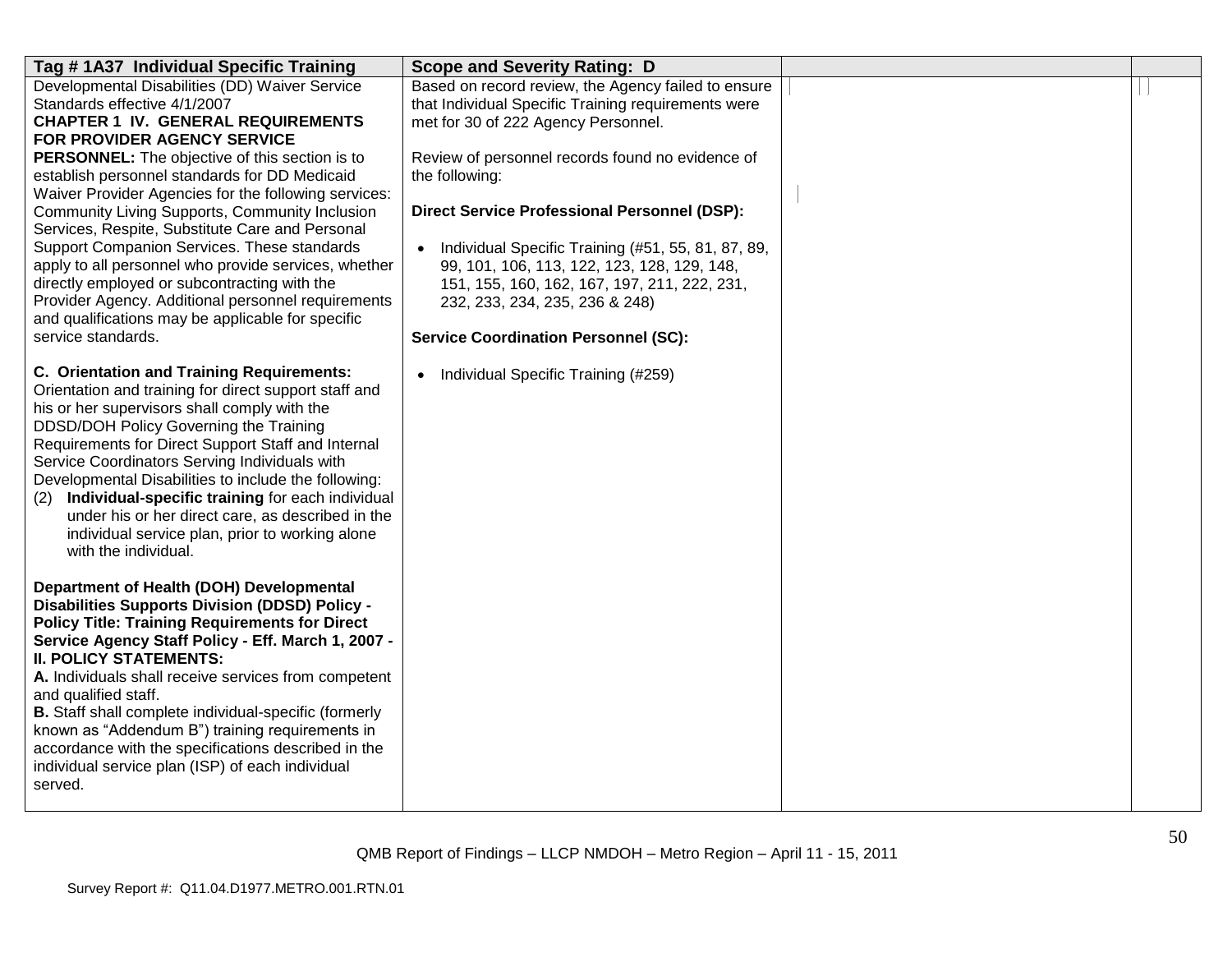| Tag # 1A37 Individual Specific Training | Scope and Severity Rating: D | | |
|---|---|---|---|
| Developmental Disabilities (DD) Waiver Service Standards effective 4/1/2007<br>**CHAPTER 1 IV. GENERAL REQUIREMENTS FOR PROVIDER AGENCY SERVICE PERSONNEL:** The objective of this section is to establish personnel standards for DD Medicaid Waiver Provider Agencies for the following services: Community Living Supports, Community Inclusion Services, Respite, Substitute Care and Personal Support Companion Services. These standards apply to all personnel who provide services, whether directly employed or subcontracting with the Provider Agency. Additional personnel requirements and qualifications may be applicable for specific service standards.<br><br>**C. Orientation and Training Requirements:** Orientation and training for direct support staff and his or her supervisors shall comply with the DDSD/DOH Policy Governing the Training Requirements for Direct Support Staff and Internal Service Coordinators Serving Individuals with Developmental Disabilities to include the following:<br>(2) **Individual-specific training** for each individual under his or her direct care, as described in the individual service plan, prior to working alone with the individual.<br><br>**Department of Health (DOH) Developmental Disabilities Supports Division (DDSD) Policy - Policy Title: Training Requirements for Direct Service Agency Staff Policy - Eff. March 1, 2007 - II. POLICY STATEMENTS:**<br>**A.** Individuals shall receive services from competent and qualified staff.<br>**B.** Staff shall complete individual-specific (formerly known as "Addendum B") training requirements in accordance with the specifications described in the individual service plan (ISP) of each individual served. | Based on record review, the Agency failed to ensure that Individual Specific Training requirements were met for 30 of 222 Agency Personnel.<br><br>Review of personnel records found no evidence of the following:<br><br>**Direct Service Professional Personnel (DSP):**<br><br>• Individual Specific Training (#51, 55, 81, 87, 89, 99, 101, 106, 113, 122, 123, 128, 129, 148, 151, 155, 160, 162, 167, 197, 211, 222, 231, 232, 233, 234, 235, 236 & 248)<br><br>**Service Coordination Personnel (SC):**<br><br>• Individual Specific Training (#259) | | |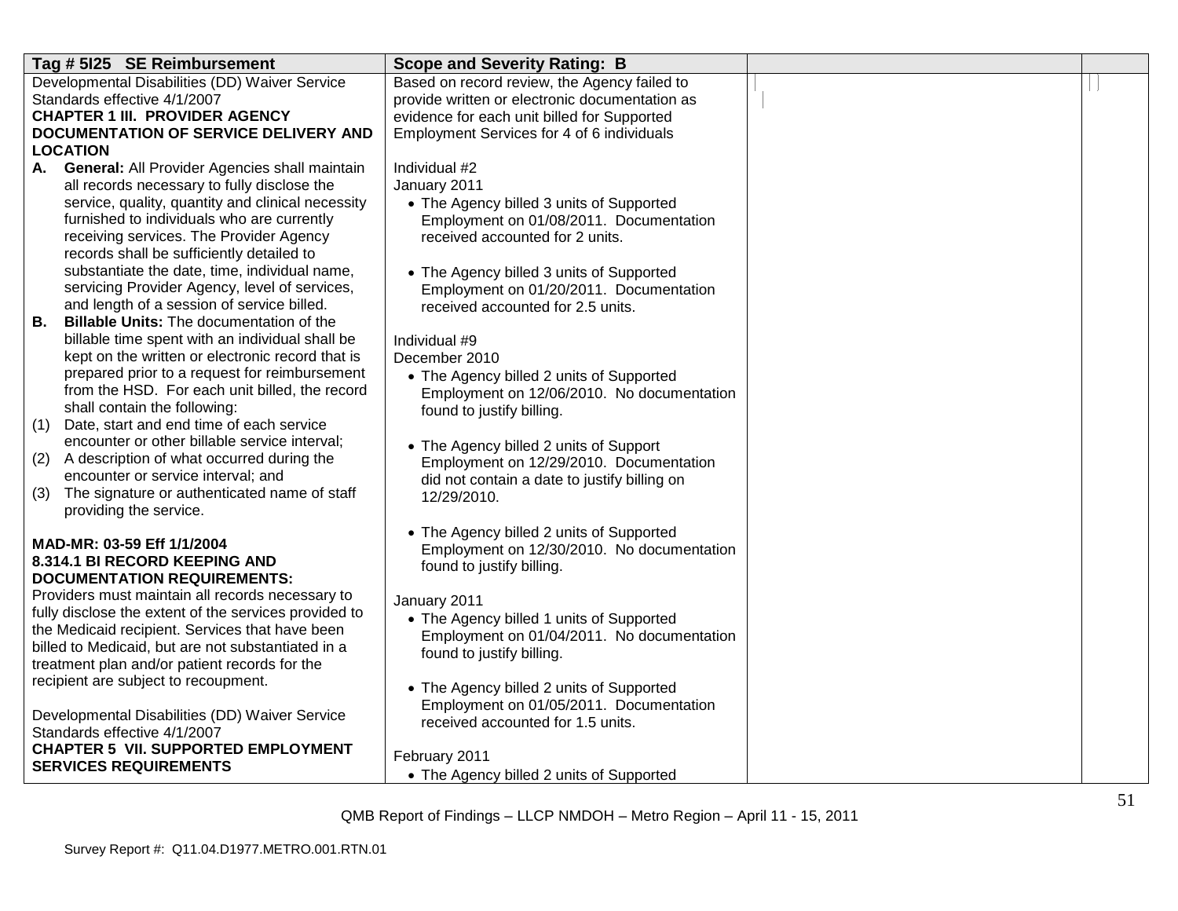| Tag # 5I25 SE Reimbursement | Scope and Severity Rating: B | | |
|---|---|---|---|
| Developmental Disabilities (DD) Waiver Service Standards effective 4/1/2007<br>**CHAPTER 1 III. PROVIDER AGENCY DOCUMENTATION OF SERVICE DELIVERY AND LOCATION**<br>**A. General:** All Provider Agencies shall maintain all records necessary to fully disclose the service, quality, quantity and clinical necessity furnished to individuals who are currently receiving services. The Provider Agency records shall be sufficiently detailed to substantiate the date, time, individual name, servicing Provider Agency, level of services, and length of a session of service billed.<br>**B. Billable Units:** The documentation of the billable time spent with an individual shall be kept on the written or electronic record that is prepared prior to a request for reimbursement from the HSD. For each unit billed, the record shall contain the following:<br>(1) Date, start and end time of each service encounter or other billable service interval;<br>(2) A description of what occurred during the encounter or service interval; and<br>(3) The signature or authenticated name of staff providing the service.<br><br>**MAD-MR: 03-59 Eff 1/1/2004**<br>**8.314.1 BI RECORD KEEPING AND DOCUMENTATION REQUIREMENTS:**<br>Providers must maintain all records necessary to fully disclose the extent of the services provided to the Medicaid recipient. Services that have been billed to Medicaid, but are not substantiated in a treatment plan and/or patient records for the recipient are subject to recoupment.<br><br>Developmental Disabilities (DD) Waiver Service Standards effective 4/1/2007<br>**CHAPTER 5 VII. SUPPORTED EMPLOYMENT SERVICES REQUIREMENTS** | Based on record review, the Agency failed to provide written or electronic documentation as evidence for each unit billed for Supported Employment Services for 4 of 6 individuals<br><br>Individual #2<br>January 2011<br>• The Agency billed 3 units of Supported Employment on 01/08/2011. Documentation received accounted for 2 units.<br><br>• The Agency billed 3 units of Supported Employment on 01/20/2011. Documentation received accounted for 2.5 units.<br><br>Individual #9<br>December 2010<br>• The Agency billed 2 units of Supported Employment on 12/06/2010. No documentation found to justify billing.<br><br>• The Agency billed 2 units of Support Employment on 12/29/2010. Documentation did not contain a date to justify billing on 12/29/2010.<br><br>• The Agency billed 2 units of Supported Employment on 12/30/2010. No documentation found to justify billing.<br><br>January 2011<br>• The Agency billed 1 units of Supported Employment on 01/04/2011. No documentation found to justify billing.<br><br>• The Agency billed 2 units of Supported Employment on 01/05/2011. Documentation received accounted for 1.5 units.<br><br>February 2011<br>• The Agency billed 2 units of Supported | | |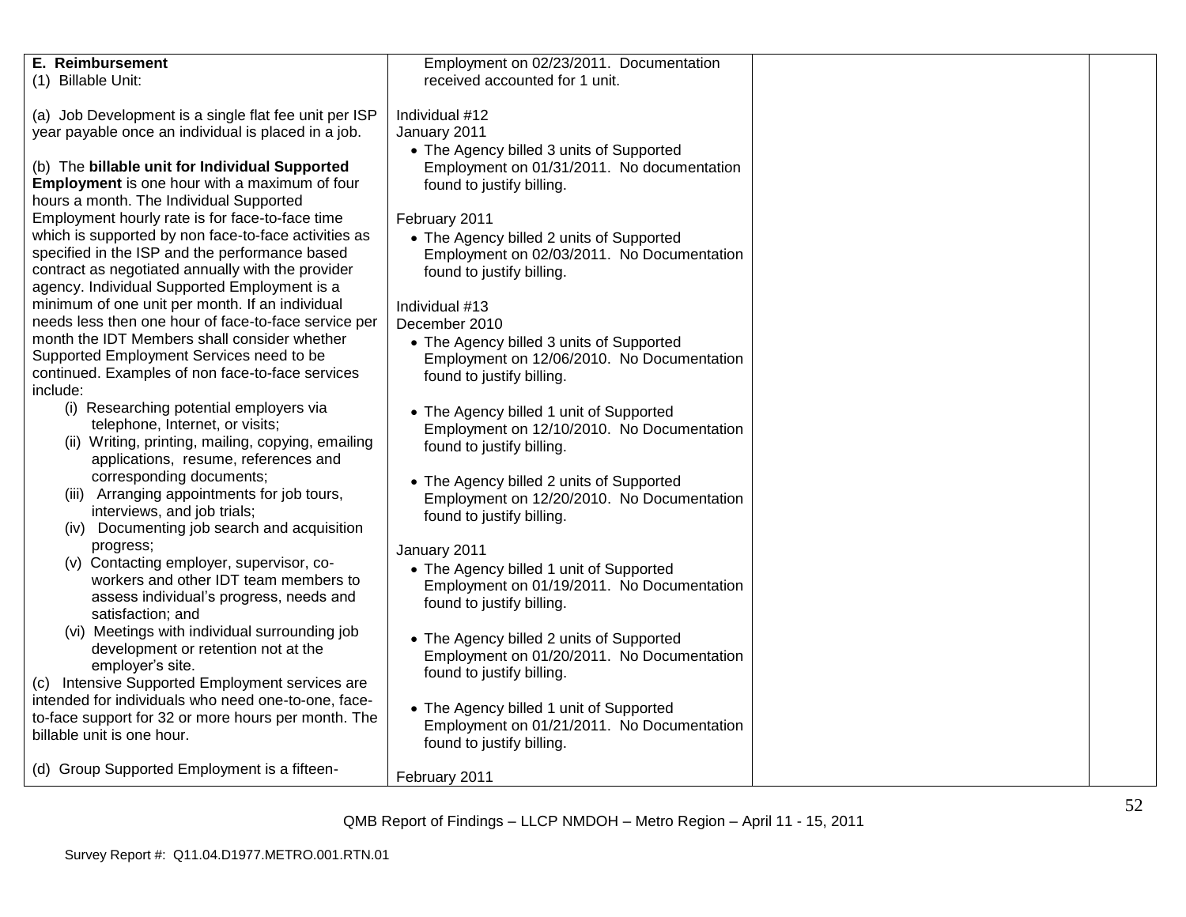| | | | |
|---|---|---|---|
| **E. Reimbursement**<br>(1) Billable Unit:<br><br>(a) Job Development is a single flat fee unit per ISP year payable once an individual is placed in a job.<br><br>(b) The **billable unit for Individual Supported Employment** is one hour with a maximum of four hours a month. The Individual Supported Employment hourly rate is for face-to-face time which is supported by non face-to-face activities as specified in the ISP and the performance based contract as negotiated annually with the provider agency. Individual Supported Employment is a minimum of one unit per month. If an individual needs less then one hour of face-to-face service per month the IDT Members shall consider whether Supported Employment Services need to be continued. Examples of non face-to-face services include:<br>(i) Researching potential employers via telephone, Internet, or visits;<br>(ii) Writing, printing, mailing, copying, emailing applications, resume, references and corresponding documents;<br>(iii) Arranging appointments for job tours, interviews, and job trials;<br>(iv) Documenting job search and acquisition progress;<br>(v) Contacting employer, supervisor, co-workers and other IDT team members to assess individual's progress, needs and satisfaction; and<br>(vi) Meetings with individual surrounding job development or retention not at the employer's site.<br>(c) Intensive Supported Employment services are intended for individuals who need one-to-one, face-to-face support for 32 or more hours per month. The billable unit is one hour.<br><br>(d) Group Supported Employment is a fifteen- | Employment on 02/23/2011. Documentation received accounted for 1 unit.<br><br>Individual #12<br>January 2011<br>• The Agency billed 3 units of Supported Employment on 01/31/2011. No documentation found to justify billing.<br><br>February 2011<br>• The Agency billed 2 units of Supported Employment on 02/03/2011. No Documentation found to justify billing.<br><br>Individual #13<br>December 2010<br>• The Agency billed 3 units of Supported Employment on 12/06/2010. No Documentation found to justify billing.<br><br>• The Agency billed 1 unit of Supported Employment on 12/10/2010. No Documentation found to justify billing.<br><br>• The Agency billed 2 units of Supported Employment on 12/20/2010. No Documentation found to justify billing.<br><br>January 2011<br>• The Agency billed 1 unit of Supported Employment on 01/19/2011. No Documentation found to justify billing.<br><br>• The Agency billed 2 units of Supported Employment on 01/20/2011. No Documentation found to justify billing.<br><br>• The Agency billed 1 unit of Supported Employment on 01/21/2011. No Documentation found to justify billing.<br><br>February 2011 | | |

QMB Report of Findings – LLCP NMDOH – Metro Region – April 11 - 15, 2011

Survey Report #: Q11.04.D1977.METRO.001.RTN.01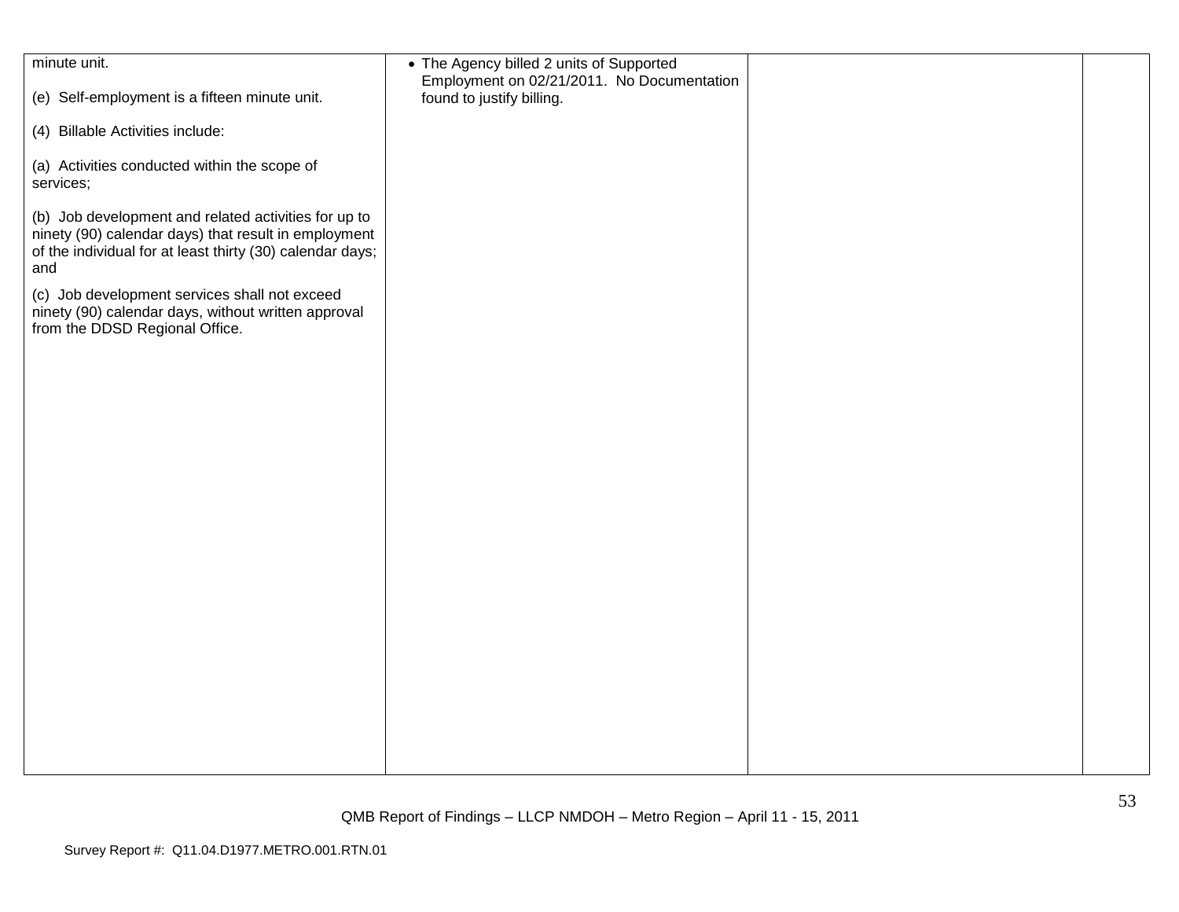| | | | |
|---|---|---|---|
| minute unit.<br><br>(e) Self-employment is a fifteen minute unit.<br><br>(4) Billable Activities include:<br><br>(a) Activities conducted within the scope of services;<br><br>(b) Job development and related activities for up to ninety (90) calendar days) that result in employment of the individual for at least thirty (30) calendar days; and<br><br>(c) Job development services shall not exceed ninety (90) calendar days, without written approval from the DDSD Regional Office. | • The Agency billed 2 units of Supported Employment on 02/21/2011. No Documentation found to justify billing. | | |

QMB Report of Findings – LLCP NMDOH – Metro Region – April 11 - 15, 2011

Survey Report #: Q11.04.D1977.METRO.001.RTN.01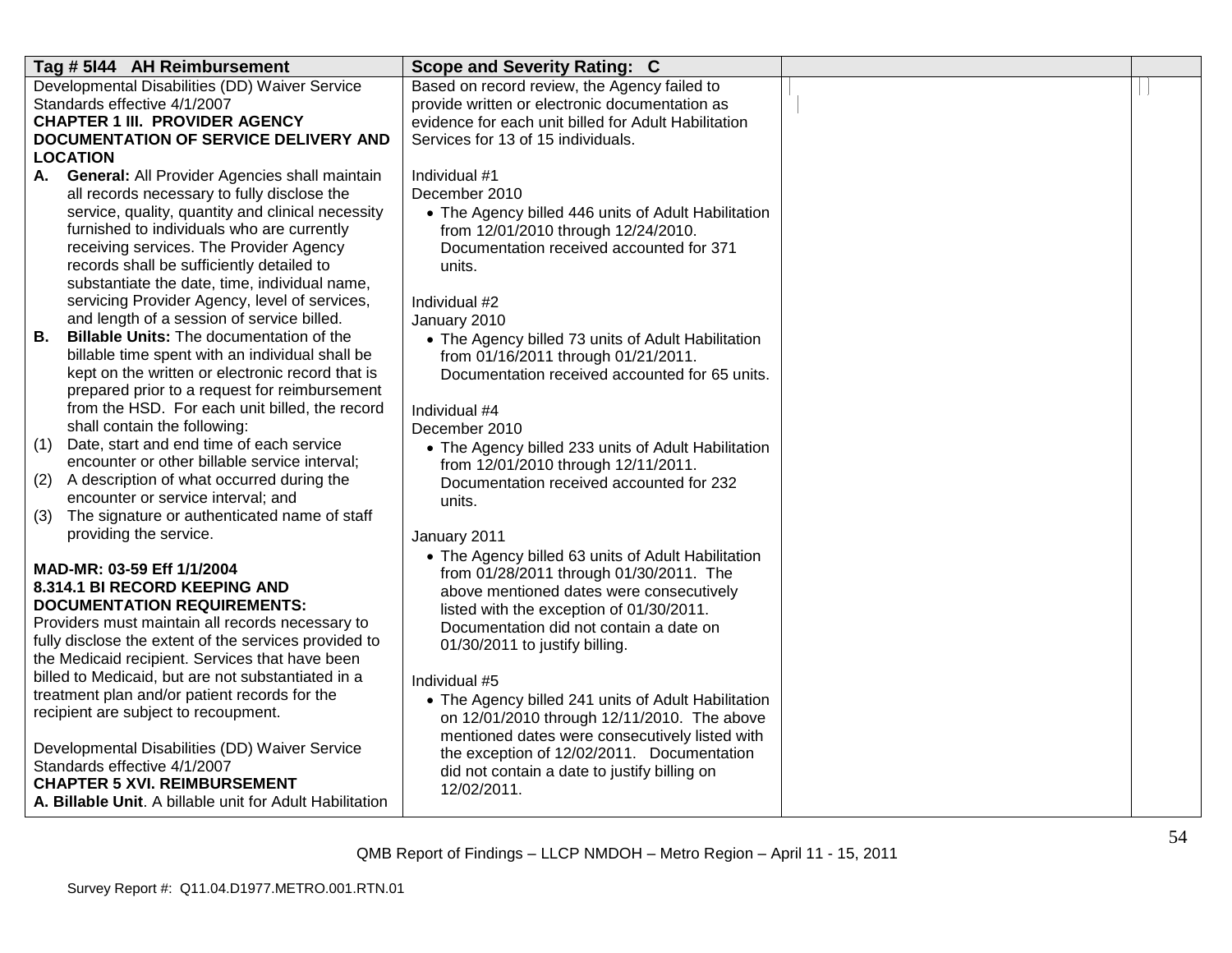| Tag # 5I44 AH Reimbursement | Scope and Severity Rating: C | | |
|---|---|---|---|
| Developmental Disabilities (DD) Waiver Service Standards effective 4/1/2007<br>**CHAPTER 1 III. PROVIDER AGENCY DOCUMENTATION OF SERVICE DELIVERY AND LOCATION**<br>**A. General:** All Provider Agencies shall maintain all records necessary to fully disclose the service, quality, quantity and clinical necessity furnished to individuals who are currently receiving services. The Provider Agency records shall be sufficiently detailed to substantiate the date, time, individual name, servicing Provider Agency, level of services, and length of a session of service billed.<br>**B. Billable Units:** The documentation of the billable time spent with an individual shall be kept on the written or electronic record that is prepared prior to a request for reimbursement from the HSD. For each unit billed, the record shall contain the following:<br>(1) Date, start and end time of each service encounter or other billable service interval;<br>(2) A description of what occurred during the encounter or service interval; and<br>(3) The signature or authenticated name of staff providing the service.<br><br>**MAD-MR: 03-59 Eff 1/1/2004**<br>**8.314.1 BI RECORD KEEPING AND DOCUMENTATION REQUIREMENTS:**<br>Providers must maintain all records necessary to fully disclose the extent of the services provided to the Medicaid recipient. Services that have been billed to Medicaid, but are not substantiated in a treatment plan and/or patient records for the recipient are subject to recoupment.<br><br>Developmental Disabilities (DD) Waiver Service Standards effective 4/1/2007<br>**CHAPTER 5 XVI. REIMBURSEMENT**<br>**A. Billable Unit**. A billable unit for Adult Habilitation | Based on record review, the Agency failed to provide written or electronic documentation as evidence for each unit billed for Adult Habilitation Services for 13 of 15 individuals.<br><br>Individual #1<br>December 2010<br>• The Agency billed 446 units of Adult Habilitation from 12/01/2010 through 12/24/2010. Documentation received accounted for 371 units.<br><br>Individual #2<br>January 2010<br>• The Agency billed 73 units of Adult Habilitation from 01/16/2011 through 01/21/2011. Documentation received accounted for 65 units.<br><br>Individual #4<br>December 2010<br>• The Agency billed 233 units of Adult Habilitation from 12/01/2010 through 12/11/2011. Documentation received accounted for 232 units.<br><br>January 2011<br>• The Agency billed 63 units of Adult Habilitation from 01/28/2011 through 01/30/2011. The above mentioned dates were consecutively listed with the exception of 01/30/2011. Documentation did not contain a date on 01/30/2011 to justify billing.<br><br>Individual #5<br>• The Agency billed 241 units of Adult Habilitation on 12/01/2010 through 12/11/2010. The above mentioned dates were consecutively listed with the exception of 12/02/2011. Documentation did not contain a date to justify billing on 12/02/2011. | | |

QMB Report of Findings – LLCP NMDOH – Metro Region – April 11 - 15, 2011

Survey Report #: Q11.04.D1977.METRO.001.RTN.01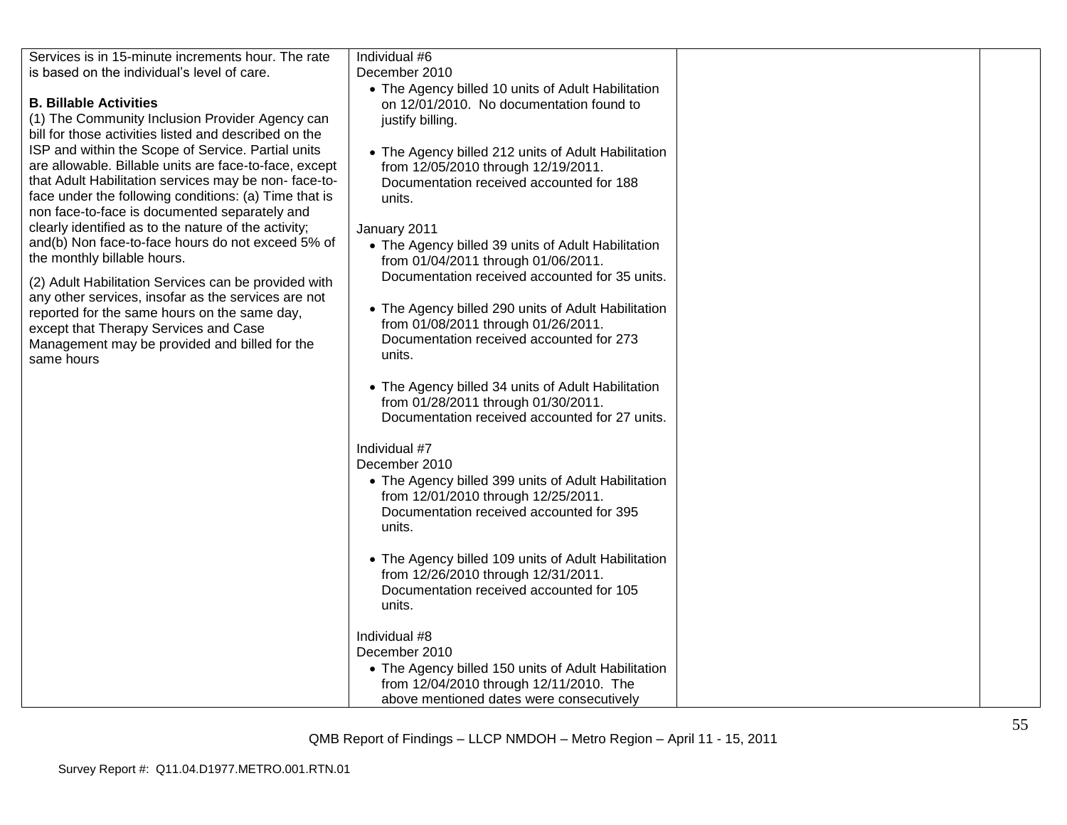| | | | |
|---|---|---|---|
| Services is in 15-minute increments hour. The rate is based on the individual's level of care.<br><br>**B. Billable Activities**<br>(1) The Community Inclusion Provider Agency can bill for those activities listed and described on the ISP and within the Scope of Service. Partial units are allowable. Billable units are face-to-face, except that Adult Habilitation services may be non- face-to-face under the following conditions: (a) Time that is non face-to-face is documented separately and clearly identified as to the nature of the activity; and(b) Non face-to-face hours do not exceed 5% of the monthly billable hours.<br><br>(2) Adult Habilitation Services can be provided with any other services, insofar as the services are not reported for the same hours on the same day, except that Therapy Services and Case Management may be provided and billed for the same hours | Individual #6<br>December 2010<br>• The Agency billed 10 units of Adult Habilitation on 12/01/2010. No documentation found to justify billing.<br><br>• The Agency billed 212 units of Adult Habilitation from 12/05/2010 through 12/19/2011. Documentation received accounted for 188 units.<br><br>January 2011<br>• The Agency billed 39 units of Adult Habilitation from 01/04/2011 through 01/06/2011. Documentation received accounted for 35 units.<br><br>• The Agency billed 290 units of Adult Habilitation from 01/08/2011 through 01/26/2011. Documentation received accounted for 273 units.<br><br>• The Agency billed 34 units of Adult Habilitation from 01/28/2011 through 01/30/2011. Documentation received accounted for 27 units.<br><br>Individual #7<br>December 2010<br>• The Agency billed 399 units of Adult Habilitation from 12/01/2010 through 12/25/2011. Documentation received accounted for 395 units.<br><br>• The Agency billed 109 units of Adult Habilitation from 12/26/2010 through 12/31/2011. Documentation received accounted for 105 units.<br><br>Individual #8<br>December 2010<br>• The Agency billed 150 units of Adult Habilitation from 12/04/2010 through 12/11/2010. The above mentioned dates were consecutively | | |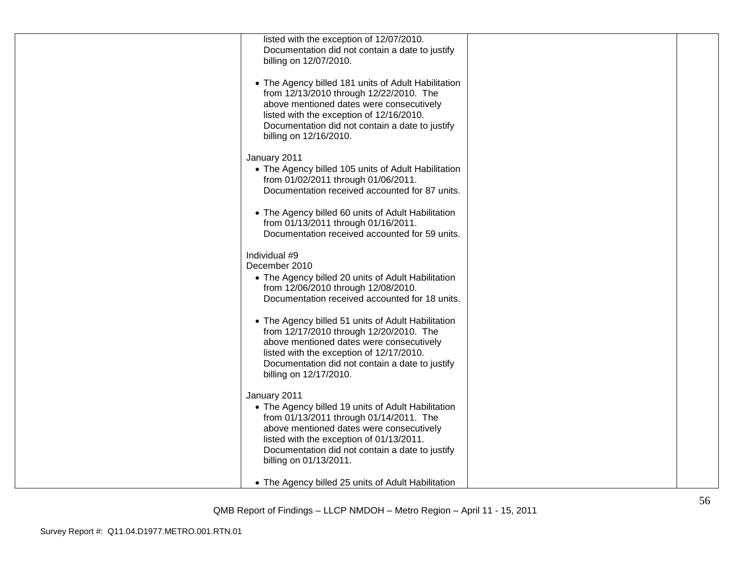| | | | |
|---|---|---|---|
| | listed with the exception of 12/07/2010. Documentation did not contain a date to justify billing on 12/07/2010.<br><br>• The Agency billed 181 units of Adult Habilitation from 12/13/2010 through 12/22/2010. The above mentioned dates were consecutively listed with the exception of 12/16/2010. Documentation did not contain a date to justify billing on 12/16/2010.<br><br>January 2011<br>• The Agency billed 105 units of Adult Habilitation from 01/02/2011 through 01/06/2011. Documentation received accounted for 87 units.<br><br>• The Agency billed 60 units of Adult Habilitation from 01/13/2011 through 01/16/2011. Documentation received accounted for 59 units.<br><br>Individual #9<br>December 2010<br>• The Agency billed 20 units of Adult Habilitation from 12/06/2010 through 12/08/2010. Documentation received accounted for 18 units.<br><br>• The Agency billed 51 units of Adult Habilitation from 12/17/2010 through 12/20/2010. The above mentioned dates were consecutively listed with the exception of 12/17/2010. Documentation did not contain a date to justify billing on 12/17/2010.<br><br>January 2011<br>• The Agency billed 19 units of Adult Habilitation from 01/13/2011 through 01/14/2011. The above mentioned dates were consecutively listed with the exception of 01/13/2011. Documentation did not contain a date to justify billing on 01/13/2011.<br><br>• The Agency billed 25 units of Adult Habilitation | | |

QMB Report of Findings – LLCP NMDOH – Metro Region – April 11 - 15, 2011

Survey Report #: Q11.04.D1977.METRO.001.RTN.01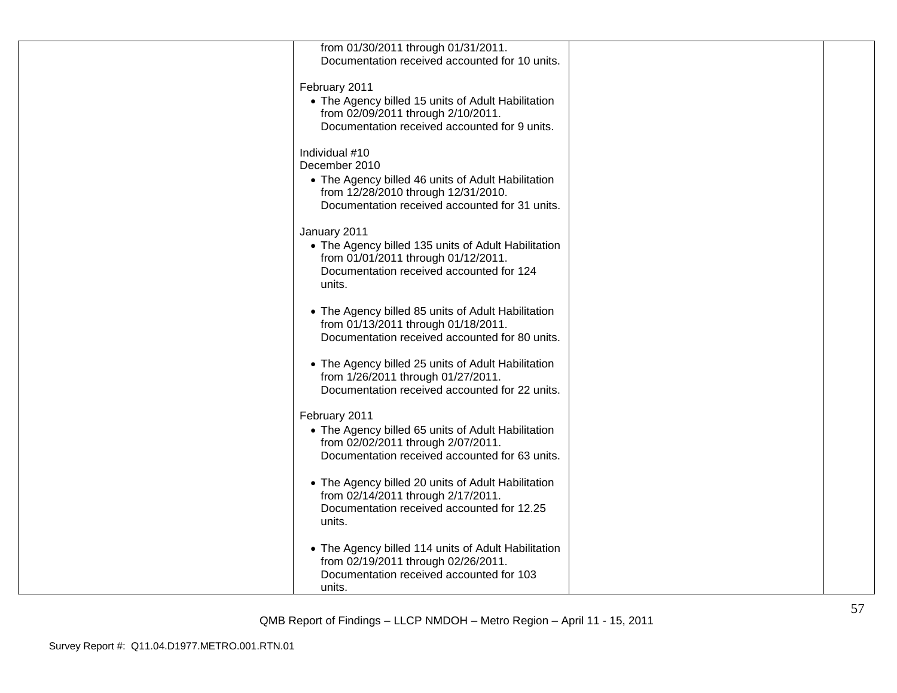| | | | |
|---|---|---|---|
| | from 01/30/2011 through 01/31/2011. Documentation received accounted for 10 units.<br><br>February 2011<br>• The Agency billed 15 units of Adult Habilitation from 02/09/2011 through 2/10/2011. Documentation received accounted for 9 units.<br><br>Individual #10<br>December 2010<br>• The Agency billed 46 units of Adult Habilitation from 12/28/2010 through 12/31/2010. Documentation received accounted for 31 units.<br><br>January 2011<br>• The Agency billed 135 units of Adult Habilitation from 01/01/2011 through 01/12/2011. Documentation received accounted for 124 units.<br><br>• The Agency billed 85 units of Adult Habilitation from 01/13/2011 through 01/18/2011. Documentation received accounted for 80 units.<br><br>• The Agency billed 25 units of Adult Habilitation from 1/26/2011 through 01/27/2011. Documentation received accounted for 22 units.<br><br>February 2011<br>• The Agency billed 65 units of Adult Habilitation from 02/02/2011 through 2/07/2011. Documentation received accounted for 63 units.<br><br>• The Agency billed 20 units of Adult Habilitation from 02/14/2011 through 2/17/2011. Documentation received accounted for 12.25 units.<br><br>• The Agency billed 114 units of Adult Habilitation from 02/19/2011 through 02/26/2011. Documentation received accounted for 103 units. | | |

QMB Report of Findings – LLCP NMDOH – Metro Region – April 11 - 15, 2011

Survey Report #: Q11.04.D1977.METRO.001.RTN.01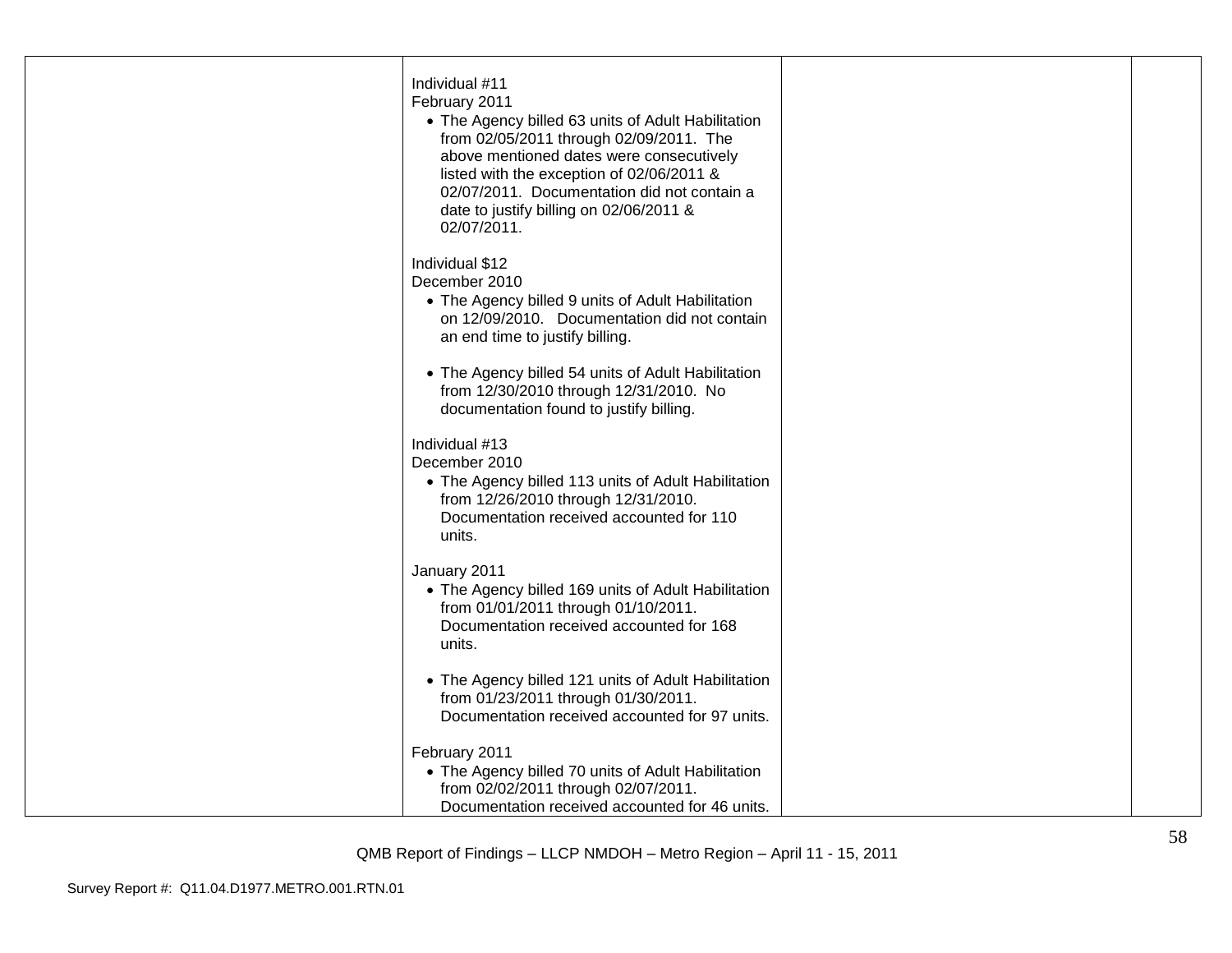| | | | |
|---|---|---|---|
| | Individual #11<br>February 2011<br>• The Agency billed 63 units of Adult Habilitation from 02/05/2011 through 02/09/2011. The above mentioned dates were consecutively listed with the exception of 02/06/2011 & 02/07/2011. Documentation did not contain a date to justify billing on 02/06/2011 & 02/07/2011.<br><br>Individual $12<br>December 2010<br>• The Agency billed 9 units of Adult Habilitation on 12/09/2010. Documentation did not contain an end time to justify billing.<br><br>• The Agency billed 54 units of Adult Habilitation from 12/30/2010 through 12/31/2010. No documentation found to justify billing.<br><br>Individual #13<br>December 2010<br>• The Agency billed 113 units of Adult Habilitation from 12/26/2010 through 12/31/2010. Documentation received accounted for 110 units.<br><br>January 2011<br>• The Agency billed 169 units of Adult Habilitation from 01/01/2011 through 01/10/2011. Documentation received accounted for 168 units.<br><br>• The Agency billed 121 units of Adult Habilitation from 01/23/2011 through 01/30/2011. Documentation received accounted for 97 units.<br><br>February 2011<br>• The Agency billed 70 units of Adult Habilitation from 02/02/2011 through 02/07/2011. Documentation received accounted for 46 units. | | |

QMB Report of Findings – LLCP NMDOH – Metro Region – April 11 - 15, 2011

Survey Report #: Q11.04.D1977.METRO.001.RTN.01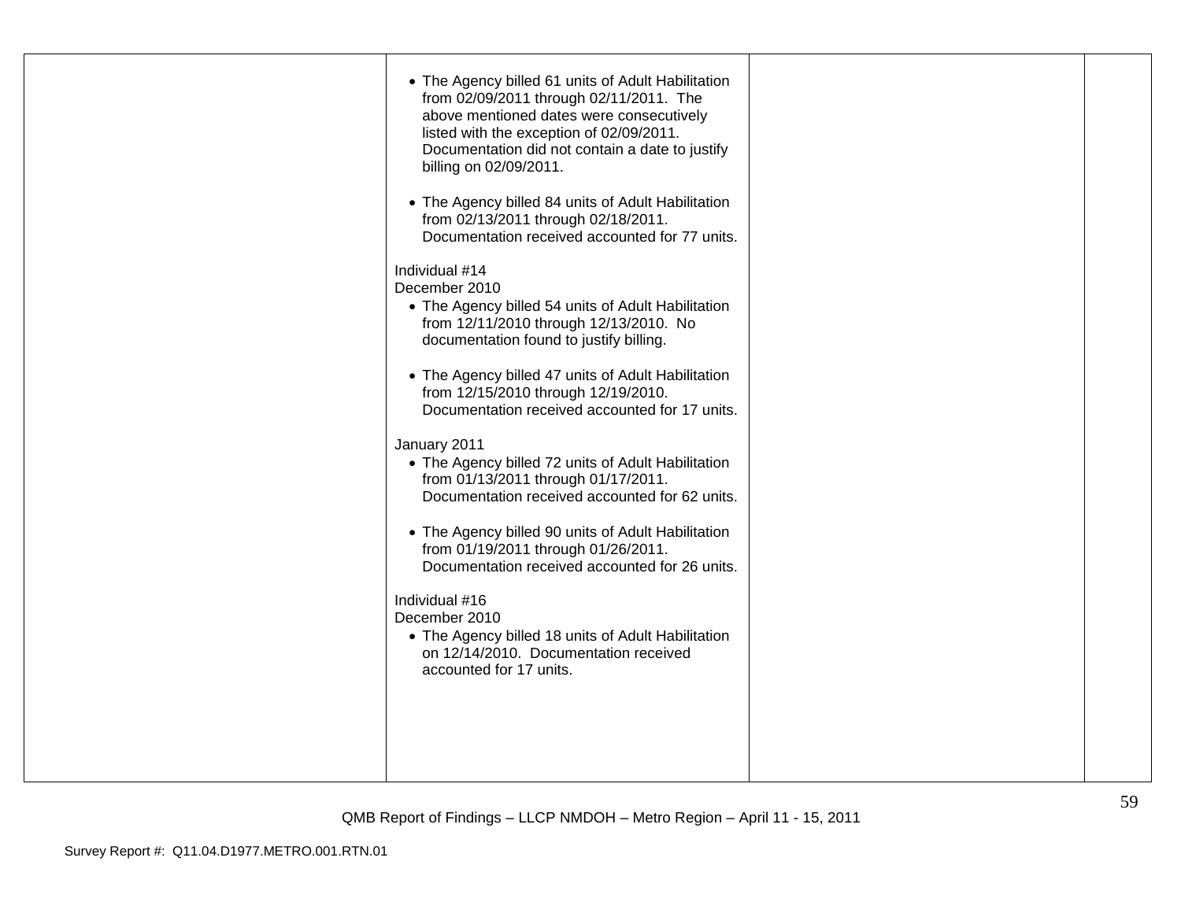| | | | |
|---|---|---|---|
| | <ul><li>The Agency billed 61 units of Adult Habilitation from 02/09/2011 through 02/11/2011. The above mentioned dates were consecutively listed with the exception of 02/09/2011. Documentation did not contain a date to justify billing on 02/09/2011.</li><li>The Agency billed 84 units of Adult Habilitation from 02/13/2011 through 02/18/2011. Documentation received accounted for 77 units.</li></ul>Individual #14<br>December 2010<ul><li>The Agency billed 54 units of Adult Habilitation from 12/11/2010 through 12/13/2010. No documentation found to justify billing.</li><li>The Agency billed 47 units of Adult Habilitation from 12/15/2010 through 12/19/2010. Documentation received accounted for 17 units.</li></ul>January 2011<ul><li>The Agency billed 72 units of Adult Habilitation from 01/13/2011 through 01/17/2011. Documentation received accounted for 62 units.</li><li>The Agency billed 90 units of Adult Habilitation from 01/19/2011 through 01/26/2011. Documentation received accounted for 26 units.</li></ul>Individual #16<br>December 2010<ul><li>The Agency billed 18 units of Adult Habilitation on 12/14/2010. Documentation received accounted for 17 units.</li></ul> | | |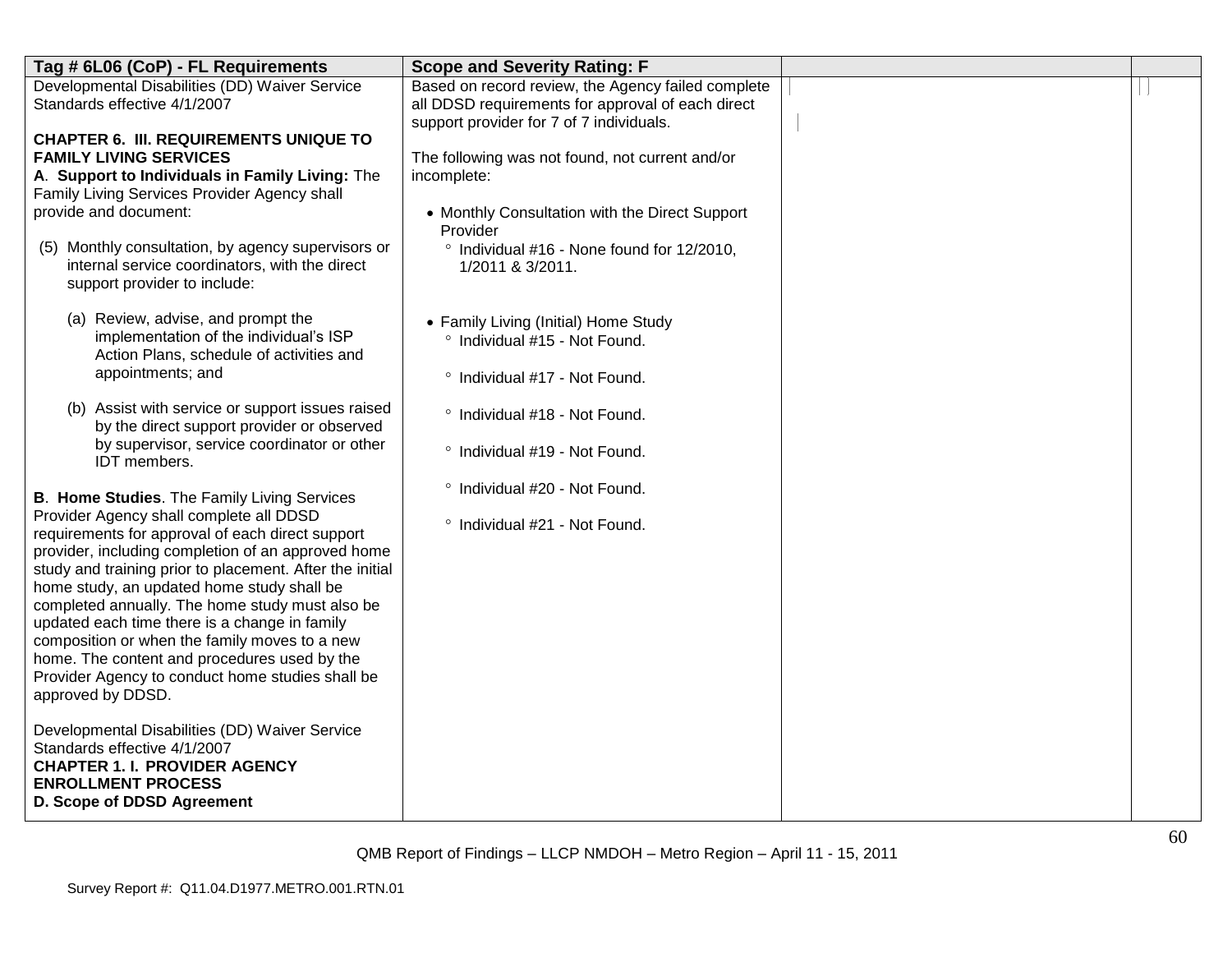| Tag # 6L06 (CoP) - FL Requirements | Scope and Severity Rating: F | | |
|---|---|---|---|
| Developmental Disabilities (DD) Waiver Service Standards effective 4/1/2007<br><br>**CHAPTER 6. III. REQUIREMENTS UNIQUE TO FAMILY LIVING SERVICES**<br>**A**. **Support to Individuals in Family Living:** The Family Living Services Provider Agency shall provide and document:<br><br>(5) Monthly consultation, by agency supervisors or internal service coordinators, with the direct support provider to include:<br><br>(a) Review, advise, and prompt the implementation of the individual's ISP Action Plans, schedule of activities and appointments; and<br><br>(b) Assist with service or support issues raised by the direct support provider or observed by supervisor, service coordinator or other IDT members.<br><br>**B**. **Home Studies**. The Family Living Services Provider Agency shall complete all DDSD requirements for approval of each direct support provider, including completion of an approved home study and training prior to placement. After the initial home study, an updated home study shall be completed annually. The home study must also be updated each time there is a change in family composition or when the family moves to a new home. The content and procedures used by the Provider Agency to conduct home studies shall be approved by DDSD.<br><br>Developmental Disabilities (DD) Waiver Service Standards effective 4/1/2007<br>**CHAPTER 1. I. PROVIDER AGENCY ENROLLMENT PROCESS**<br>**D. Scope of DDSD Agreement** | Based on record review, the Agency failed complete all DDSD requirements for approval of each direct support provider for 7 of 7 individuals.<br><br>The following was not found, not current and/or incomplete:<br><br>• Monthly Consultation with the Direct Support Provider<br>° Individual #16 - None found for 12/2010, 1/2011 & 3/2011.<br><br>• Family Living (Initial) Home Study<br>° Individual #15 - Not Found.<br>° Individual #17 - Not Found.<br>° Individual #18 - Not Found.<br>° Individual #19 - Not Found.<br>° Individual #20 - Not Found.<br>° Individual #21 - Not Found. | | |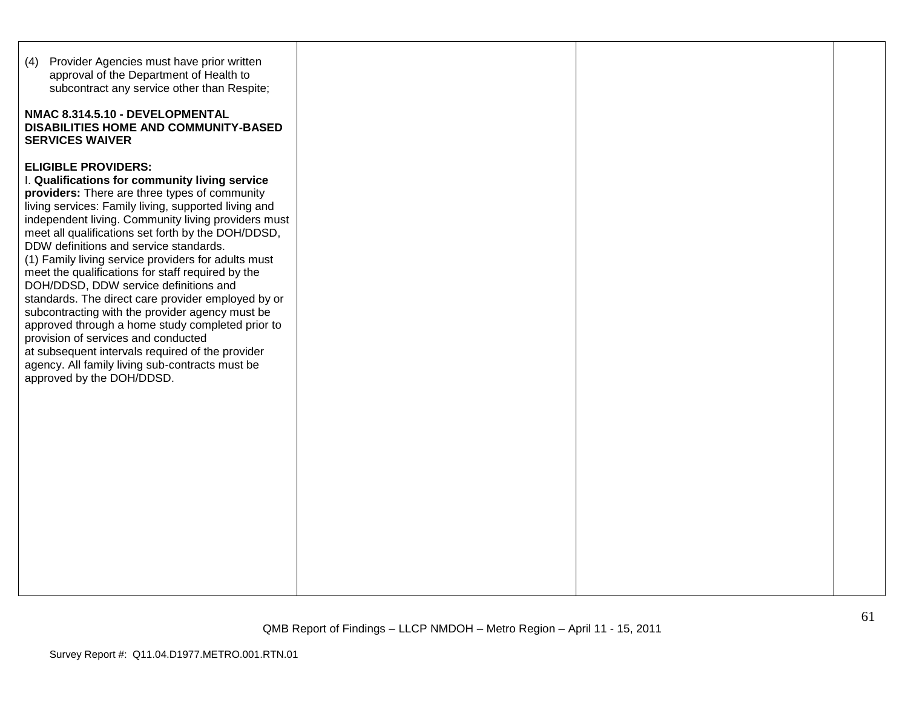| | | | |
|---|---|---|---|
| (4) Provider Agencies must have prior written approval of the Department of Health to subcontract any service other than Respite;<br><br>**NMAC 8.314.5.10 - DEVELOPMENTAL DISABILITIES HOME AND COMMUNITY-BASED SERVICES WAIVER**<br><br>**ELIGIBLE PROVIDERS:**<br>I. **Qualifications for community living service providers:** There are three types of community living services: Family living, supported living and independent living. Community living providers must meet all qualifications set forth by the DOH/DDSD, DDW definitions and service standards.<br>(1) Family living service providers for adults must meet the qualifications for staff required by the DOH/DDSD, DDW service definitions and standards. The direct care provider employed by or subcontracting with the provider agency must be approved through a home study completed prior to provision of services and conducted at subsequent intervals required of the provider agency. All family living sub-contracts must be approved by the DOH/DDSD. | | | |

QMB Report of Findings – LLCP NMDOH – Metro Region – April 11 - 15, 2011

Survey Report #: Q11.04.D1977.METRO.001.RTN.01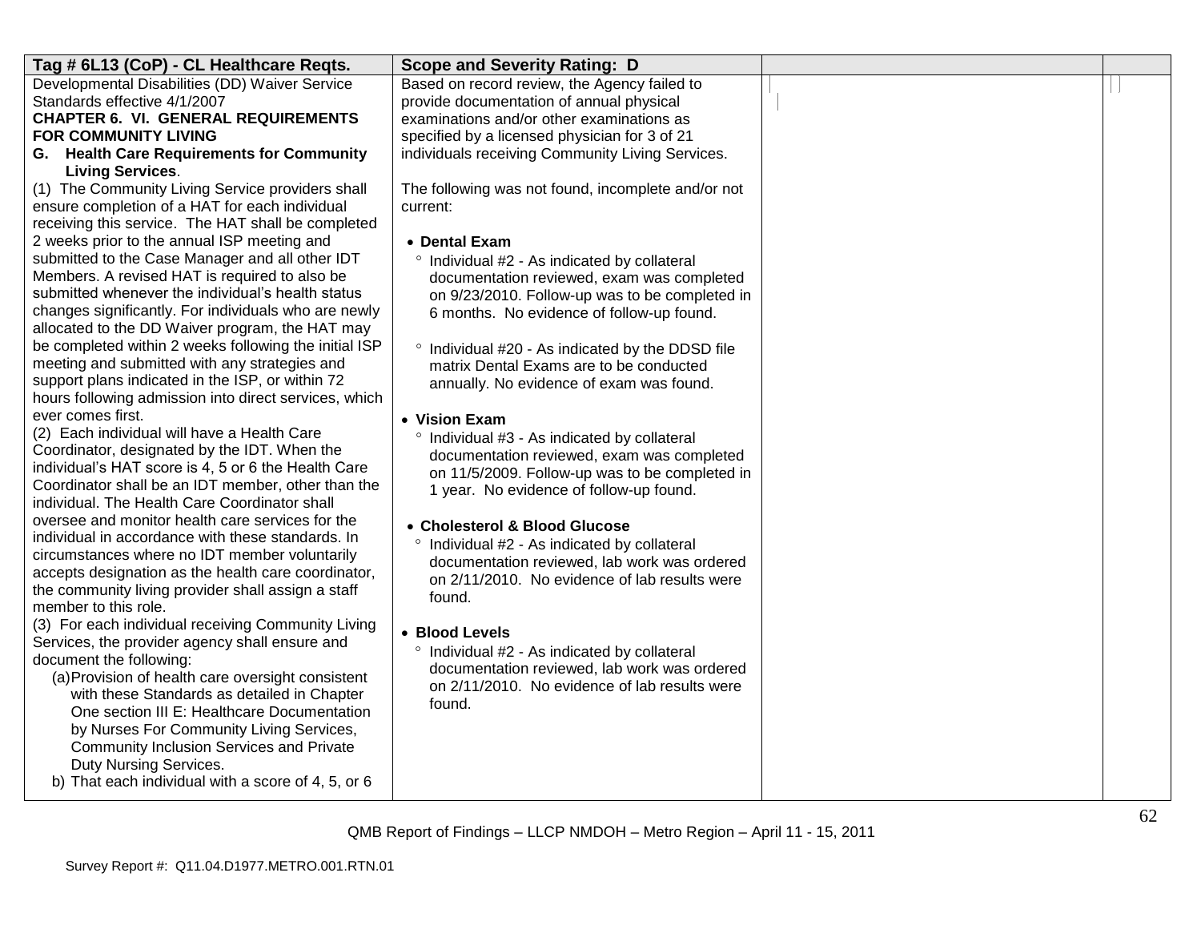| Tag # 6L13 (CoP) - CL Healthcare Reqts. | Scope and Severity Rating: D | | |
|---|---|---|---|
| Developmental Disabilities (DD) Waiver Service Standards effective 4/1/2007<br>**CHAPTER 6. VI. GENERAL REQUIREMENTS FOR COMMUNITY LIVING**<br>**G. Health Care Requirements for Community Living Services**.<br>(1) The Community Living Service providers shall ensure completion of a HAT for each individual receiving this service. The HAT shall be completed 2 weeks prior to the annual ISP meeting and submitted to the Case Manager and all other IDT Members. A revised HAT is required to also be submitted whenever the individual's health status changes significantly. For individuals who are newly allocated to the DD Waiver program, the HAT may be completed within 2 weeks following the initial ISP meeting and submitted with any strategies and support plans indicated in the ISP, or within 72 hours following admission into direct services, which ever comes first.<br>(2) Each individual will have a Health Care Coordinator, designated by the IDT. When the individual's HAT score is 4, 5 or 6 the Health Care Coordinator shall be an IDT member, other than the individual. The Health Care Coordinator shall oversee and monitor health care services for the individual in accordance with these standards. In circumstances where no IDT member voluntarily accepts designation as the health care coordinator, the community living provider shall assign a staff member to this role.<br>(3) For each individual receiving Community Living Services, the provider agency shall ensure and document the following:<br>(a) Provision of health care oversight consistent with these Standards as detailed in Chapter One section III E: Healthcare Documentation by Nurses For Community Living Services, Community Inclusion Services and Private Duty Nursing Services.<br>b) That each individual with a score of 4, 5, or 6 | Based on record review, the Agency failed to provide documentation of annual physical examinations and/or other examinations as specified by a licensed physician for 3 of 21 individuals receiving Community Living Services.<br><br>The following was not found, incomplete and/or not current:<br><br>• **Dental Exam**<br>° Individual #2 - As indicated by collateral documentation reviewed, exam was completed on 9/23/2010. Follow-up was to be completed in 6 months. No evidence of follow-up found.<br><br>° Individual #20 - As indicated by the DDSD file matrix Dental Exams are to be conducted annually. No evidence of exam was found.<br><br>• **Vision Exam**<br>° Individual #3 - As indicated by collateral documentation reviewed, exam was completed on 11/5/2009. Follow-up was to be completed in 1 year. No evidence of follow-up found.<br><br>• **Cholesterol & Blood Glucose**<br>° Individual #2 - As indicated by collateral documentation reviewed, lab work was ordered on 2/11/2010. No evidence of lab results were found.<br><br>• **Blood Levels**<br>° Individual #2 - As indicated by collateral documentation reviewed, lab work was ordered on 2/11/2010. No evidence of lab results were found. | | |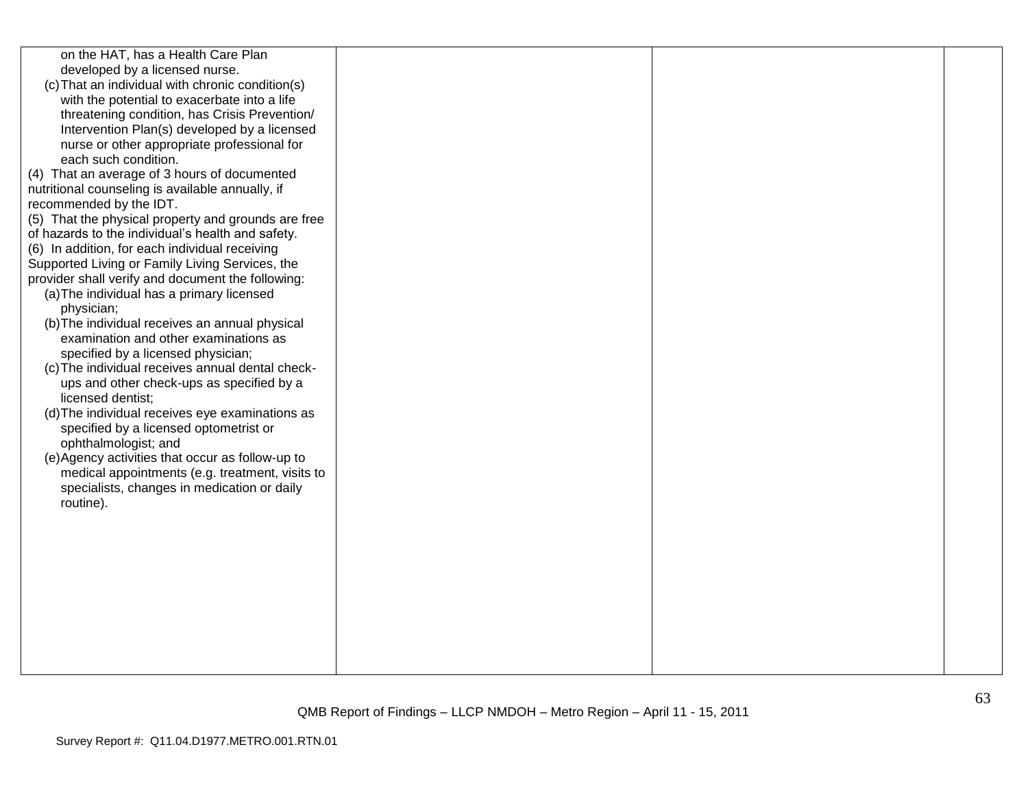| | | | |
|---|---|---|---|
| on the HAT, has a Health Care Plan developed by a licensed nurse.<br>(c) That an individual with chronic condition(s) with the potential to exacerbate into a life threatening condition, has Crisis Prevention/ Intervention Plan(s) developed by a licensed nurse or other appropriate professional for each such condition.<br>(4) That an average of 3 hours of documented nutritional counseling is available annually, if recommended by the IDT.<br>(5) That the physical property and grounds are free of hazards to the individual's health and safety.<br>(6) In addition, for each individual receiving Supported Living or Family Living Services, the provider shall verify and document the following:<br>(a) The individual has a primary licensed physician;<br>(b) The individual receives an annual physical examination and other examinations as specified by a licensed physician;<br>(c) The individual receives annual dental check-ups and other check-ups as specified by a licensed dentist;<br>(d) The individual receives eye examinations as specified by a licensed optometrist or ophthalmologist; and<br>(e) Agency activities that occur as follow-up to medical appointments (e.g. treatment, visits to specialists, changes in medication or daily routine). | | | |

QMB Report of Findings – LLCP NMDOH – Metro Region – April 11 - 15, 2011

Survey Report #: Q11.04.D1977.METRO.001.RTN.01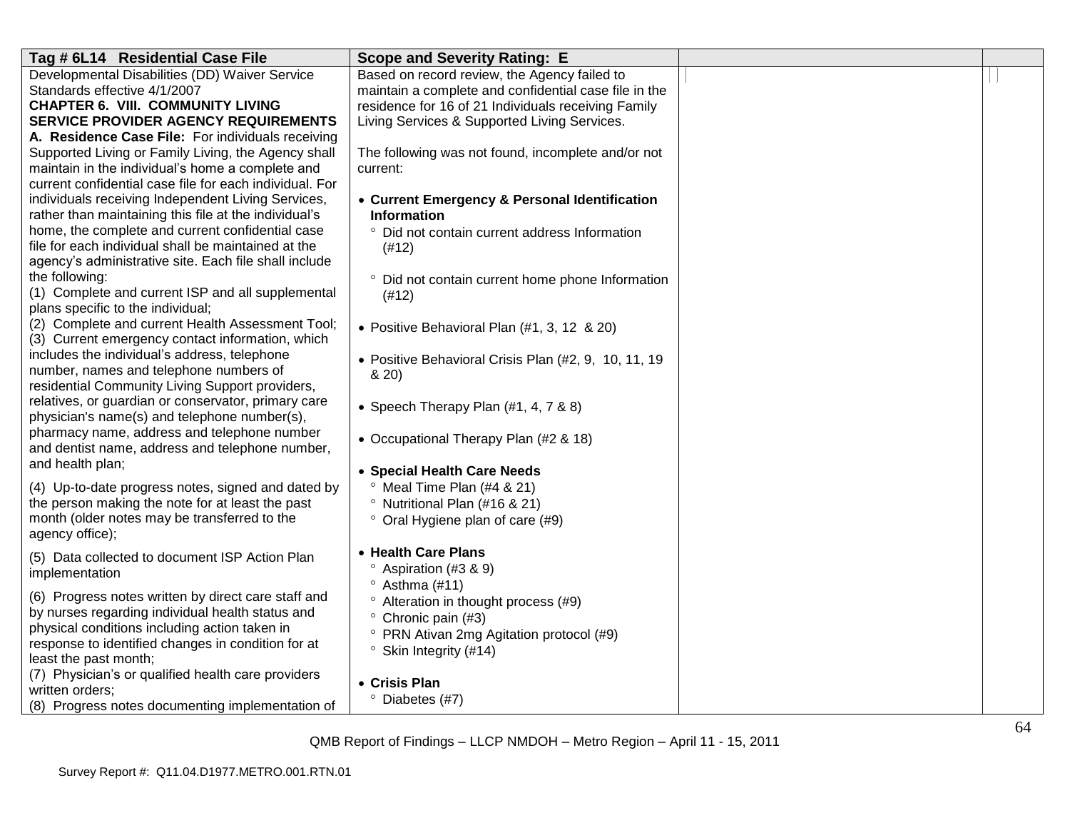| Tag # 6L14 Residential Case File | Scope and Severity Rating: E | | |
|---|---|---|---|
| Developmental Disabilities (DD) Waiver Service Standards effective 4/1/2007<br>**CHAPTER 6. VIII. COMMUNITY LIVING SERVICE PROVIDER AGENCY REQUIREMENTS**<br>**A. Residence Case File:** For individuals receiving Supported Living or Family Living, the Agency shall maintain in the individual's home a complete and current confidential case file for each individual. For individuals receiving Independent Living Services, rather than maintaining this file at the individual's home, the complete and current confidential case file for each individual shall be maintained at the agency's administrative site. Each file shall include the following:<br>(1) Complete and current ISP and all supplemental plans specific to the individual;<br>(2) Complete and current Health Assessment Tool;<br>(3) Current emergency contact information, which includes the individual's address, telephone number, names and telephone numbers of residential Community Living Support providers, relatives, or guardian or conservator, primary care physician's name(s) and telephone number(s), pharmacy name, address and telephone number and dentist name, address and telephone number, and health plan;<br>(4) Up-to-date progress notes, signed and dated by the person making the note for at least the past month (older notes may be transferred to the agency office);<br>(5) Data collected to document ISP Action Plan implementation<br>(6) Progress notes written by direct care staff and by nurses regarding individual health status and physical conditions including action taken in response to identified changes in condition for at least the past month;<br>(7) Physician's or qualified health care providers written orders;<br>(8) Progress notes documenting implementation of | Based on record review, the Agency failed to maintain a complete and confidential case file in the residence for 16 of 21 Individuals receiving Family Living Services & Supported Living Services.<br><br>The following was not found, incomplete and/or not current:<br><br>• **Current Emergency & Personal Identification Information**<br>° Did not contain current address Information (#12)<br>° Did not contain current home phone Information (#12)<br><br>• Positive Behavioral Plan (#1, 3, 12 & 20)<br><br>• Positive Behavioral Crisis Plan (#2, 9, 10, 11, 19 & 20)<br><br>• Speech Therapy Plan (#1, 4, 7 & 8)<br><br>• Occupational Therapy Plan (#2 & 18)<br><br>• **Special Health Care Needs**<br>° Meal Time Plan (#4 & 21)<br>° Nutritional Plan (#16 & 21)<br>° Oral Hygiene plan of care (#9)<br><br>• **Health Care Plans**<br>° Aspiration (#3 & 9)<br>° Asthma (#11)<br>° Alteration in thought process (#9)<br>° Chronic pain (#3)<br>° PRN Ativan 2mg Agitation protocol (#9)<br>° Skin Integrity (#14)<br><br>• **Crisis Plan**<br>° Diabetes (#7) | | |

QMB Report of Findings – LLCP NMDOH – Metro Region – April 11 - 15, 2011

Survey Report #: Q11.04.D1977.METRO.001.RTN.01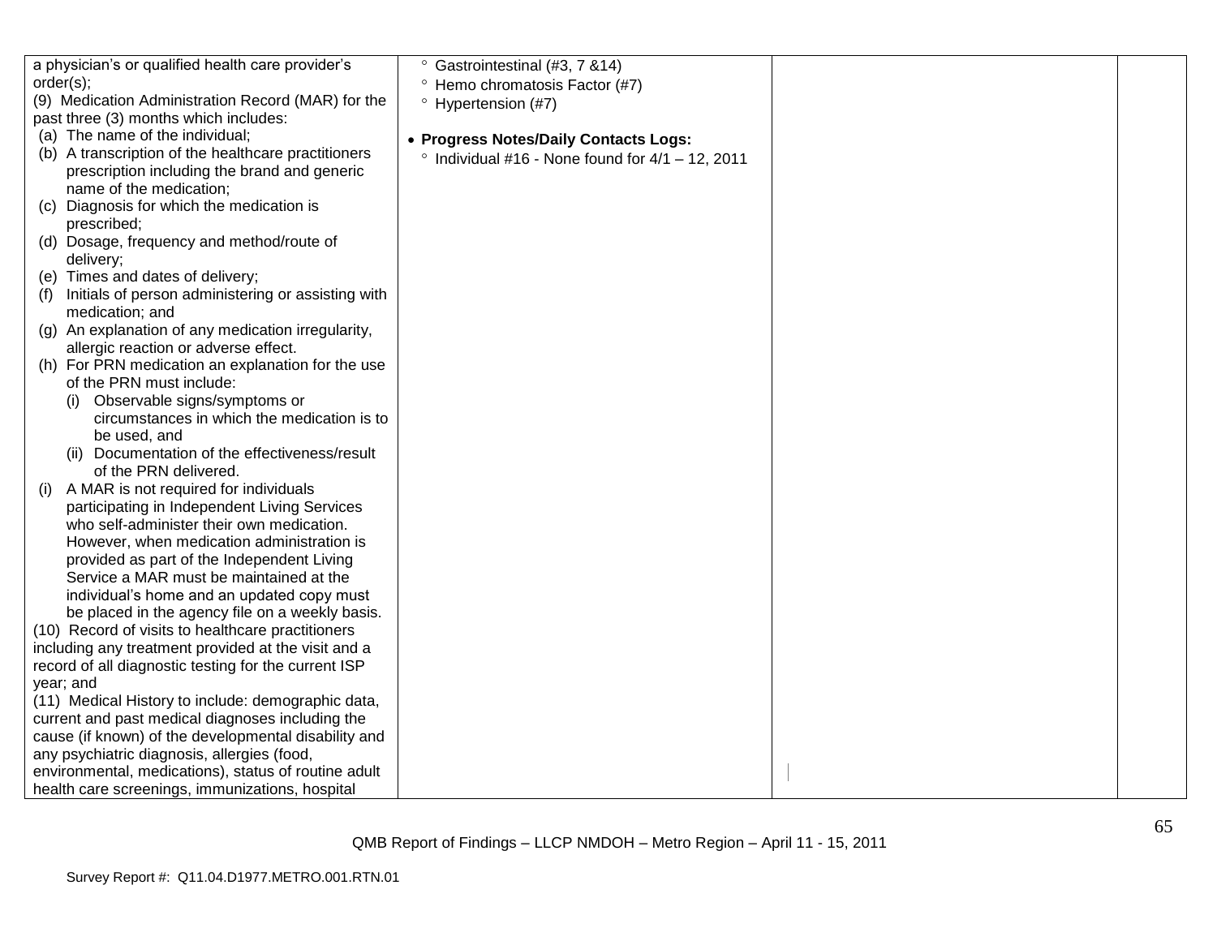| | | | |
|---|---|---|---|
| a physician's or qualified health care provider's order(s);<br>(9) Medication Administration Record (MAR) for the past three (3) months which includes:<br>(a) The name of the individual;<br>(b) A transcription of the healthcare practitioners prescription including the brand and generic name of the medication;<br>(c) Diagnosis for which the medication is prescribed;<br>(d) Dosage, frequency and method/route of delivery;<br>(e) Times and dates of delivery;<br>(f) Initials of person administering or assisting with medication; and<br>(g) An explanation of any medication irregularity, allergic reaction or adverse effect.<br>(h) For PRN medication an explanation for the use of the PRN must include:<br>(i) Observable signs/symptoms or circumstances in which the medication is to be used, and<br>(ii) Documentation of the effectiveness/result of the PRN delivered.<br>(i) A MAR is not required for individuals participating in Independent Living Services who self-administer their own medication. However, when medication administration is provided as part of the Independent Living Service a MAR must be maintained at the individual's home and an updated copy must be placed in the agency file on a weekly basis.<br>(10) Record of visits to healthcare practitioners including any treatment provided at the visit and a record of all diagnostic testing for the current ISP year; and<br>(11) Medical History to include: demographic data, current and past medical diagnoses including the cause (if known) of the developmental disability and any psychiatric diagnosis, allergies (food, environmental, medications), status of routine adult health care screenings, immunizations, hospital | ° Gastrointestinal (#3, 7 &14)<br>° Hemo chromatosis Factor (#7)<br>° Hypertension (#7)<br><br>• **Progress Notes/Daily Contacts Logs:**<br>° Individual #16 - None found for 4/1 – 12, 2011 | | |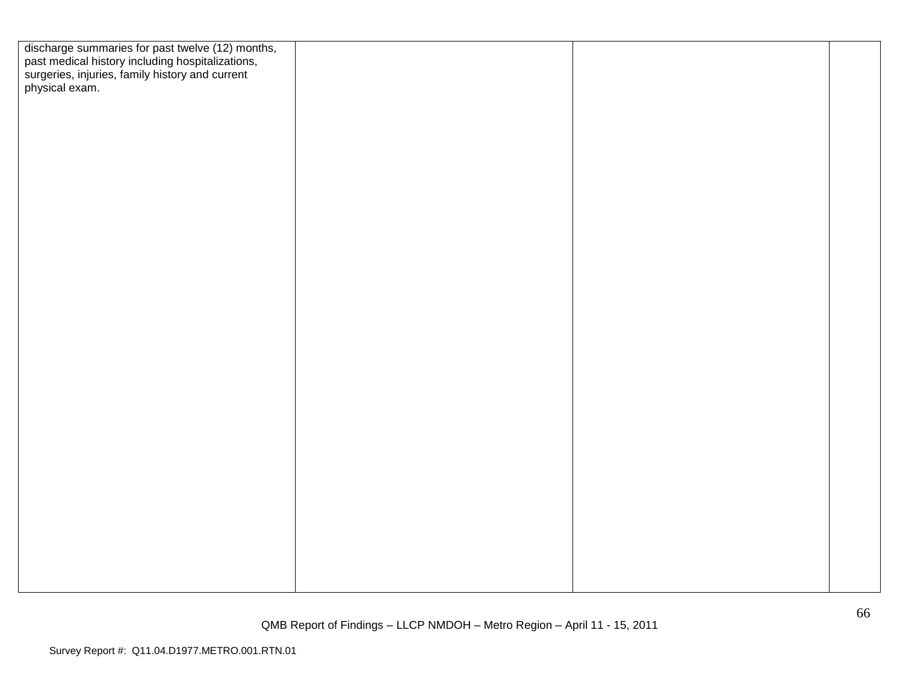| | | | |
|---|---|---|---|
| discharge summaries for past twelve (12) months, past medical history including hospitalizations, surgeries, injuries, family history and current physical exam. | | | |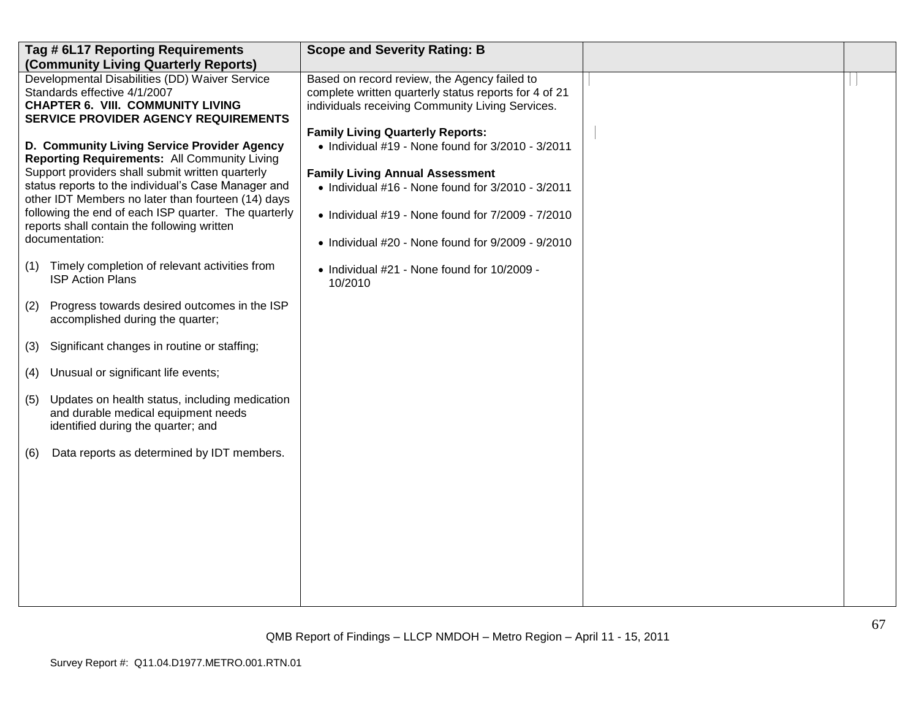| Tag # 6L17 Reporting Requirements (Community Living Quarterly Reports) | Scope and Severity Rating: B | | |
|---|---|---|---|
| Developmental Disabilities (DD) Waiver Service Standards effective 4/1/2007<br>**CHAPTER 6. VIII. COMMUNITY LIVING SERVICE PROVIDER AGENCY REQUIREMENTS**<br><br>**D. Community Living Service Provider Agency Reporting Requirements:** All Community Living Support providers shall submit written quarterly status reports to the individual's Case Manager and other IDT Members no later than fourteen (14) days following the end of each ISP quarter. The quarterly reports shall contain the following written documentation:<br><br>(1) Timely completion of relevant activities from ISP Action Plans<br><br>(2) Progress towards desired outcomes in the ISP accomplished during the quarter;<br><br>(3) Significant changes in routine or staffing;<br><br>(4) Unusual or significant life events;<br><br>(5) Updates on health status, including medication and durable medical equipment needs identified during the quarter; and<br><br>(6) Data reports as determined by IDT members. | Based on record review, the Agency failed to complete written quarterly status reports for 4 of 21 individuals receiving Community Living Services.<br><br>**Family Living Quarterly Reports:**<br>• Individual #19 - None found for 3/2010 - 3/2011<br><br>**Family Living Annual Assessment**<br>• Individual #16 - None found for 3/2010 - 3/2011<br><br>• Individual #19 - None found for 7/2009 - 7/2010<br><br>• Individual #20 - None found for 9/2009 - 9/2010<br><br>• Individual #21 - None found for 10/2009 - 10/2010 | | |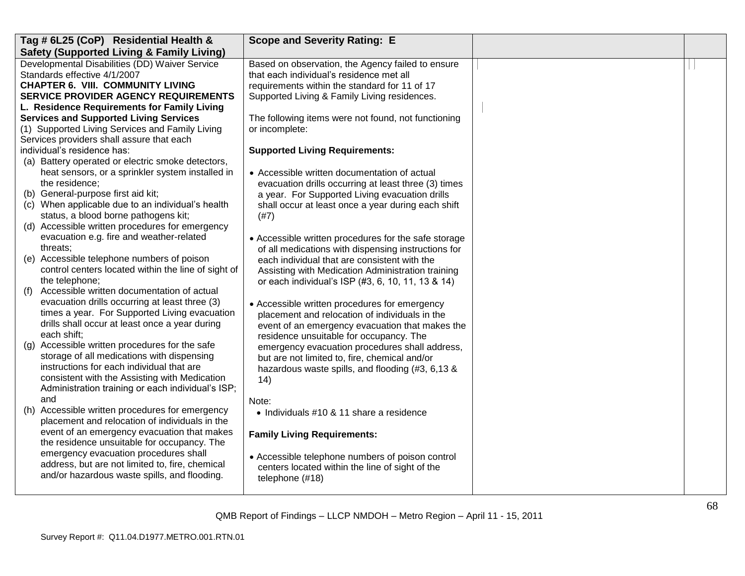| Tag # 6L25 (CoP) Residential Health & Safety (Supported Living & Family Living) | Scope and Severity Rating: E | | |
|---|---|---|---|
| Developmental Disabilities (DD) Waiver Service Standards effective 4/1/2007<br>**CHAPTER 6. VIII. COMMUNITY LIVING SERVICE PROVIDER AGENCY REQUIREMENTS**<br>**L. Residence Requirements for Family Living Services and Supported Living Services**<br>(1) Supported Living Services and Family Living Services providers shall assure that each individual's residence has:<br>(a) Battery operated or electric smoke detectors, heat sensors, or a sprinkler system installed in the residence;<br>(b) General-purpose first aid kit;<br>(c) When applicable due to an individual's health status, a blood borne pathogens kit;<br>(d) Accessible written procedures for emergency evacuation e.g. fire and weather-related threats;<br>(e) Accessible telephone numbers of poison control centers located within the line of sight of the telephone;<br>(f) Accessible written documentation of actual evacuation drills occurring at least three (3) times a year. For Supported Living evacuation drills shall occur at least once a year during each shift;<br>(g) Accessible written procedures for the safe storage of all medications with dispensing instructions for each individual that are consistent with the Assisting with Medication Administration training or each individual's ISP; and<br>(h) Accessible written procedures for emergency placement and relocation of individuals in the event of an emergency evacuation that makes the residence unsuitable for occupancy. The emergency evacuation procedures shall address, but are not limited to, fire, chemical and/or hazardous waste spills, and flooding. | Based on observation, the Agency failed to ensure that each individual's residence met all requirements within the standard for 11 of 17 Supported Living & Family Living residences.<br><br>The following items were not found, not functioning or incomplete:<br><br>**Supported Living Requirements:**<br><br>• Accessible written documentation of actual evacuation drills occurring at least three (3) times a year. For Supported Living evacuation drills shall occur at least once a year during each shift (#7)<br><br>• Accessible written procedures for the safe storage of all medications with dispensing instructions for each individual that are consistent with the Assisting with Medication Administration training or each individual's ISP (#3, 6, 10, 11, 13 & 14)<br><br>• Accessible written procedures for emergency placement and relocation of individuals in the event of an emergency evacuation that makes the residence unsuitable for occupancy. The emergency evacuation procedures shall address, but are not limited to, fire, chemical and/or hazardous waste spills, and flooding (#3, 6,13 & 14)<br><br>Note:<br>• Individuals #10 & 11 share a residence<br><br>**Family Living Requirements:**<br><br>• Accessible telephone numbers of poison control centers located within the line of sight of the telephone (#18) | | |

QMB Report of Findings – LLCP NMDOH – Metro Region – April 11 - 15, 2011

Survey Report #: Q11.04.D1977.METRO.001.RTN.01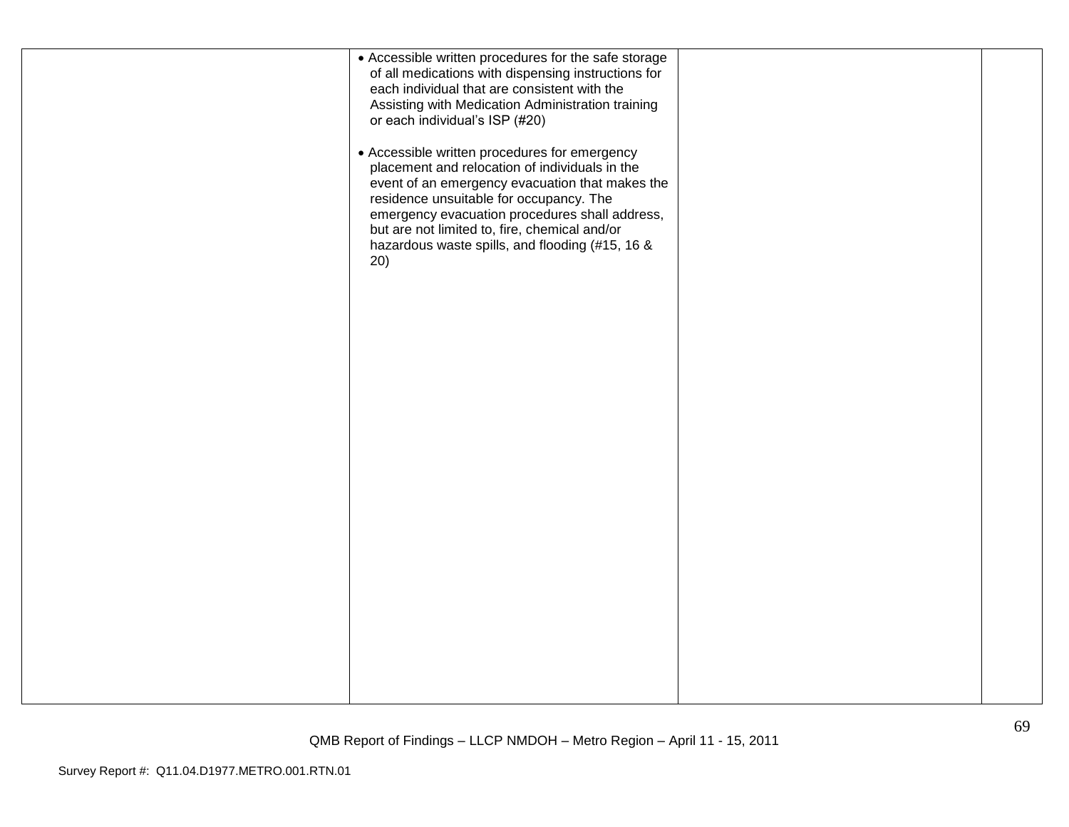| | | | |
|---|---|---|---|
| | • Accessible written procedures for the safe storage of all medications with dispensing instructions for each individual that are consistent with the Assisting with Medication Administration training or each individual's ISP (#20)<br><br>• Accessible written procedures for emergency placement and relocation of individuals in the event of an emergency evacuation that makes the residence unsuitable for occupancy. The emergency evacuation procedures shall address, but are not limited to, fire, chemical and/or hazardous waste spills, and flooding (#15, 16 & 20) | | |

QMB Report of Findings – LLCP NMDOH – Metro Region – April 11 - 15, 2011

Survey Report #: Q11.04.D1977.METRO.001.RTN.01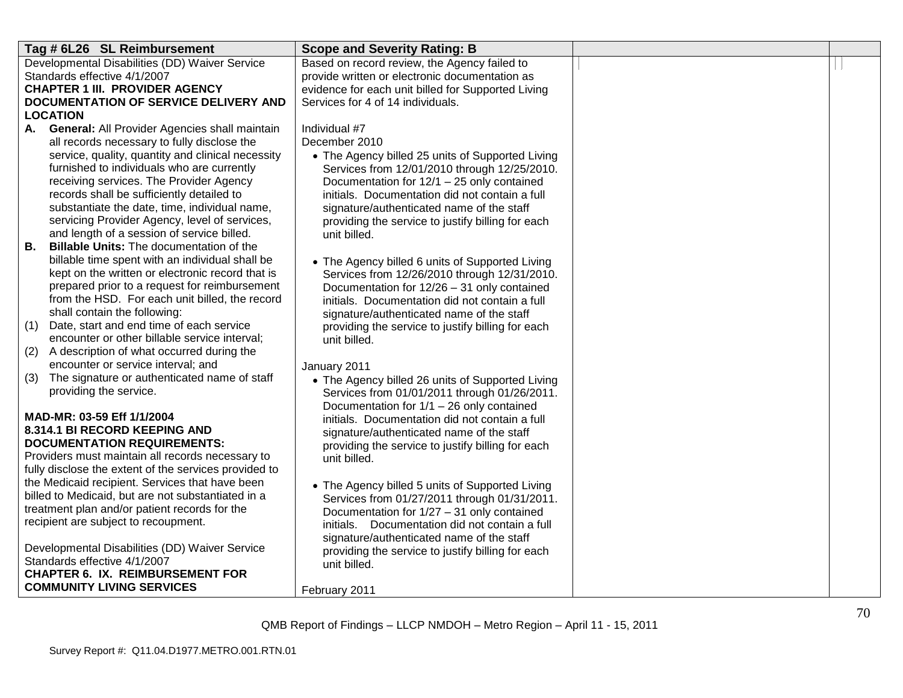| Tag # 6L26 SL Reimbursement | Scope and Severity Rating: B | | |
|---|---|---|---|
| Developmental Disabilities (DD) Waiver Service Standards effective 4/1/2007<br>**CHAPTER 1 III. PROVIDER AGENCY DOCUMENTATION OF SERVICE DELIVERY AND LOCATION**<br>**A. General:** All Provider Agencies shall maintain all records necessary to fully disclose the service, quality, quantity and clinical necessity furnished to individuals who are currently receiving services. The Provider Agency records shall be sufficiently detailed to substantiate the date, time, individual name, servicing Provider Agency, level of services, and length of a session of service billed.<br>**B. Billable Units:** The documentation of the billable time spent with an individual shall be kept on the written or electronic record that is prepared prior to a request for reimbursement from the HSD. For each unit billed, the record shall contain the following:<br>(1) Date, start and end time of each service encounter or other billable service interval;<br>(2) A description of what occurred during the encounter or service interval; and<br>(3) The signature or authenticated name of staff providing the service.<br><br>**MAD-MR: 03-59 Eff 1/1/2004**<br>**8.314.1 BI RECORD KEEPING AND DOCUMENTATION REQUIREMENTS:**<br>Providers must maintain all records necessary to fully disclose the extent of the services provided to the Medicaid recipient. Services that have been billed to Medicaid, but are not substantiated in a treatment plan and/or patient records for the recipient are subject to recoupment.<br><br>Developmental Disabilities (DD) Waiver Service Standards effective 4/1/2007<br>**CHAPTER 6. IX. REIMBURSEMENT FOR COMMUNITY LIVING SERVICES** | Based on record review, the Agency failed to provide written or electronic documentation as evidence for each unit billed for Supported Living Services for 4 of 14 individuals.<br><br>Individual #7<br>December 2010<br>• The Agency billed 25 units of Supported Living Services from 12/01/2010 through 12/25/2010. Documentation for 12/1 – 25 only contained initials. Documentation did not contain a full signature/authenticated name of the staff providing the service to justify billing for each unit billed.<br><br>• The Agency billed 6 units of Supported Living Services from 12/26/2010 through 12/31/2010. Documentation for 12/26 – 31 only contained initials. Documentation did not contain a full signature/authenticated name of the staff providing the service to justify billing for each unit billed.<br><br>January 2011<br>• The Agency billed 26 units of Supported Living Services from 01/01/2011 through 01/26/2011. Documentation for 1/1 – 26 only contained initials. Documentation did not contain a full signature/authenticated name of the staff providing the service to justify billing for each unit billed.<br><br>• The Agency billed 5 units of Supported Living Services from 01/27/2011 through 01/31/2011. Documentation for 1/27 – 31 only contained initials. Documentation did not contain a full signature/authenticated name of the staff providing the service to justify billing for each unit billed.<br><br>February 2011 | | |

QMB Report of Findings – LLCP NMDOH – Metro Region – April 11 - 15, 2011

Survey Report #: Q11.04.D1977.METRO.001.RTN.01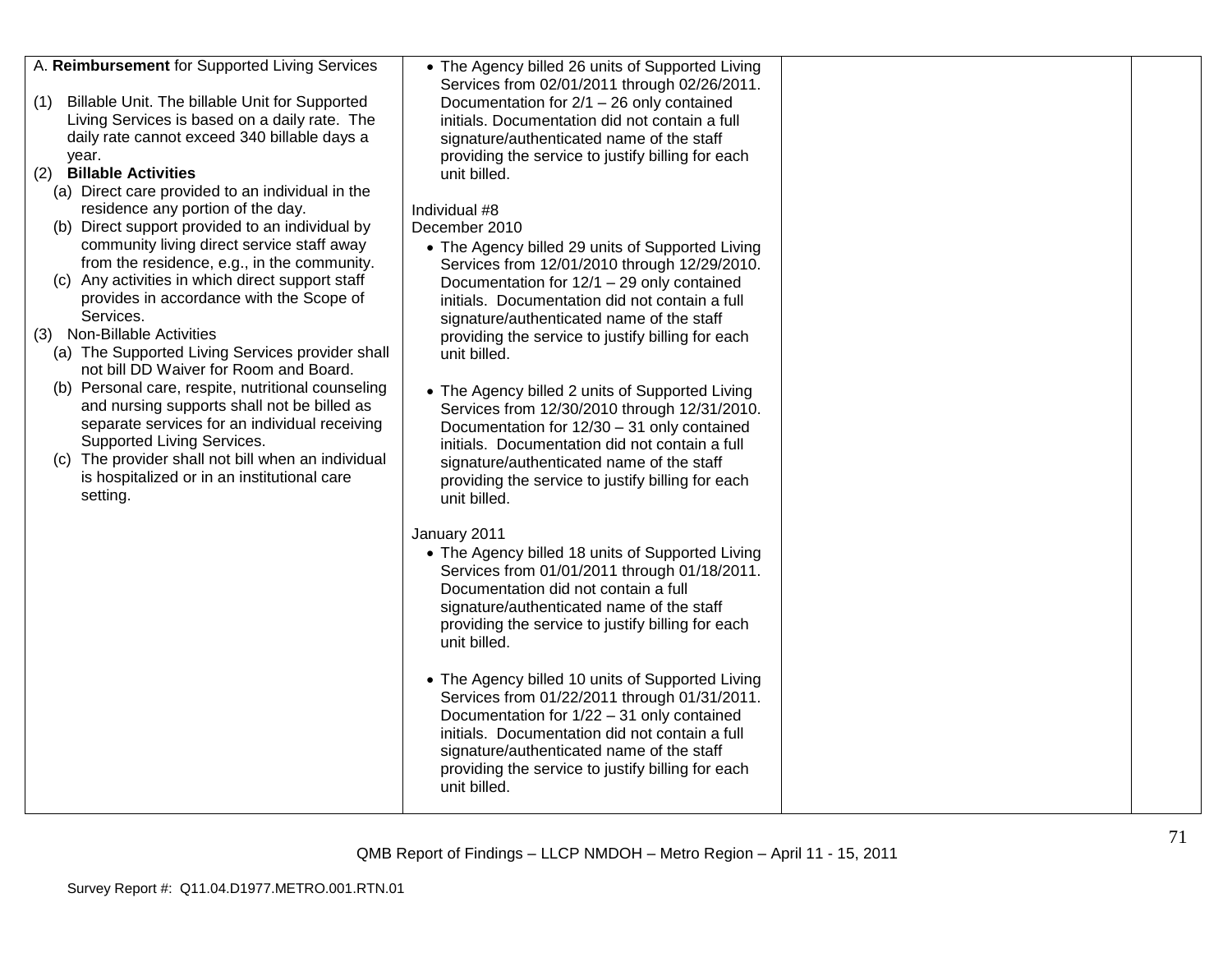| | | | |
|---|---|---|---|
| A. **Reimbursement** for Supported Living Services<br><br>(1) Billable Unit. The billable Unit for Supported Living Services is based on a daily rate. The daily rate cannot exceed 340 billable days a year.<br>(2) **Billable Activities**<br>(a) Direct care provided to an individual in the residence any portion of the day.<br>(b) Direct support provided to an individual by community living direct service staff away from the residence, e.g., in the community.<br>(c) Any activities in which direct support staff provides in accordance with the Scope of Services.<br>(3) Non-Billable Activities<br>(a) The Supported Living Services provider shall not bill DD Waiver for Room and Board.<br>(b) Personal care, respite, nutritional counseling and nursing supports shall not be billed as separate services for an individual receiving Supported Living Services.<br>(c) The provider shall not bill when an individual is hospitalized or in an institutional care setting. | • The Agency billed 26 units of Supported Living Services from 02/01/2011 through 02/26/2011. Documentation for 2/1 – 26 only contained initials. Documentation did not contain a full signature/authenticated name of the staff providing the service to justify billing for each unit billed.<br><br>Individual #8<br>December 2010<br>• The Agency billed 29 units of Supported Living Services from 12/01/2010 through 12/29/2010. Documentation for 12/1 – 29 only contained initials. Documentation did not contain a full signature/authenticated name of the staff providing the service to justify billing for each unit billed.<br><br>• The Agency billed 2 units of Supported Living Services from 12/30/2010 through 12/31/2010. Documentation for 12/30 – 31 only contained initials. Documentation did not contain a full signature/authenticated name of the staff providing the service to justify billing for each unit billed.<br><br>January 2011<br>• The Agency billed 18 units of Supported Living Services from 01/01/2011 through 01/18/2011. Documentation did not contain a full signature/authenticated name of the staff providing the service to justify billing for each unit billed.<br><br>• The Agency billed 10 units of Supported Living Services from 01/22/2011 through 01/31/2011. Documentation for 1/22 – 31 only contained initials. Documentation did not contain a full signature/authenticated name of the staff providing the service to justify billing for each unit billed. | | |

QMB Report of Findings – LLCP NMDOH – Metro Region – April 11 - 15, 2011

Survey Report #: Q11.04.D1977.METRO.001.RTN.01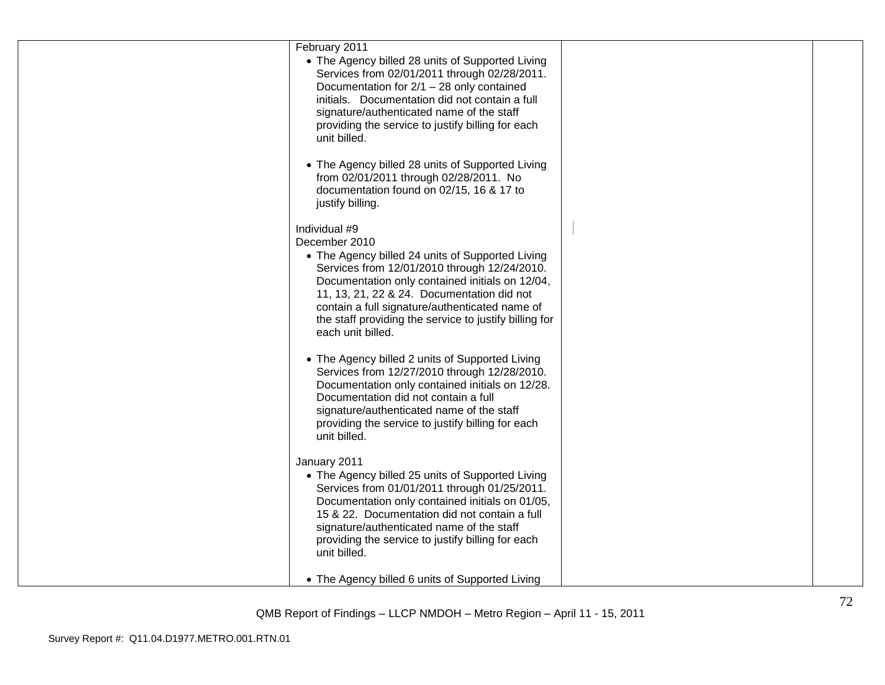| | | | |
|---|---|---|---|
| | February 2011<br>• The Agency billed 28 units of Supported Living Services from 02/01/2011 through 02/28/2011. Documentation for 2/1 – 28 only contained initials. Documentation did not contain a full signature/authenticated name of the staff providing the service to justify billing for each unit billed.<br><br>• The Agency billed 28 units of Supported Living from 02/01/2011 through 02/28/2011. No documentation found on 02/15, 16 & 17 to justify billing.<br><br>Individual #9<br>December 2010<br>• The Agency billed 24 units of Supported Living Services from 12/01/2010 through 12/24/2010. Documentation only contained initials on 12/04, 11, 13, 21, 22 & 24. Documentation did not contain a full signature/authenticated name of the staff providing the service to justify billing for each unit billed.<br><br>• The Agency billed 2 units of Supported Living Services from 12/27/2010 through 12/28/2010. Documentation only contained initials on 12/28. Documentation did not contain a full signature/authenticated name of the staff providing the service to justify billing for each unit billed.<br><br>January 2011<br>• The Agency billed 25 units of Supported Living Services from 01/01/2011 through 01/25/2011. Documentation only contained initials on 01/05, 15 & 22. Documentation did not contain a full signature/authenticated name of the staff providing the service to justify billing for each unit billed.<br><br>• The Agency billed 6 units of Supported Living | | |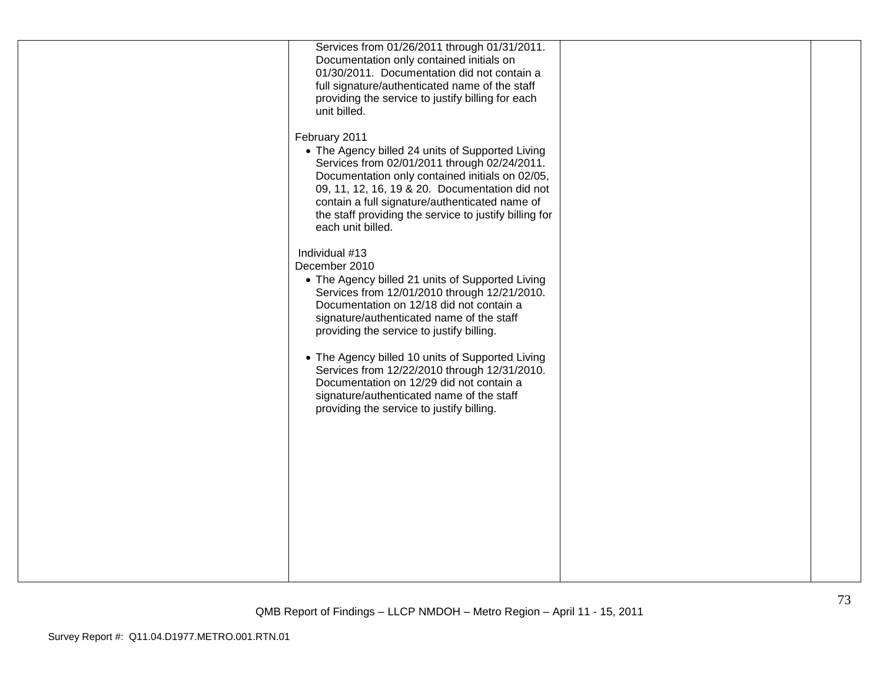| | | | |
|---|---|---|---|
| | Services from 01/26/2011 through 01/31/2011. Documentation only contained initials on 01/30/2011. Documentation did not contain a full signature/authenticated name of the staff providing the service to justify billing for each unit billed.<br><br>February 2011<br>• The Agency billed 24 units of Supported Living Services from 02/01/2011 through 02/24/2011. Documentation only contained initials on 02/05, 09, 11, 12, 16, 19 & 20. Documentation did not contain a full signature/authenticated name of the staff providing the service to justify billing for each unit billed.<br><br>Individual #13<br>December 2010<br>• The Agency billed 21 units of Supported Living Services from 12/01/2010 through 12/21/2010. Documentation on 12/18 did not contain a signature/authenticated name of the staff providing the service to justify billing.<br><br>• The Agency billed 10 units of Supported Living Services from 12/22/2010 through 12/31/2010. Documentation on 12/29 did not contain a signature/authenticated name of the staff providing the service to justify billing. | | |

QMB Report of Findings – LLCP NMDOH – Metro Region – April 11 - 15, 2011

Survey Report #: Q11.04.D1977.METRO.001.RTN.01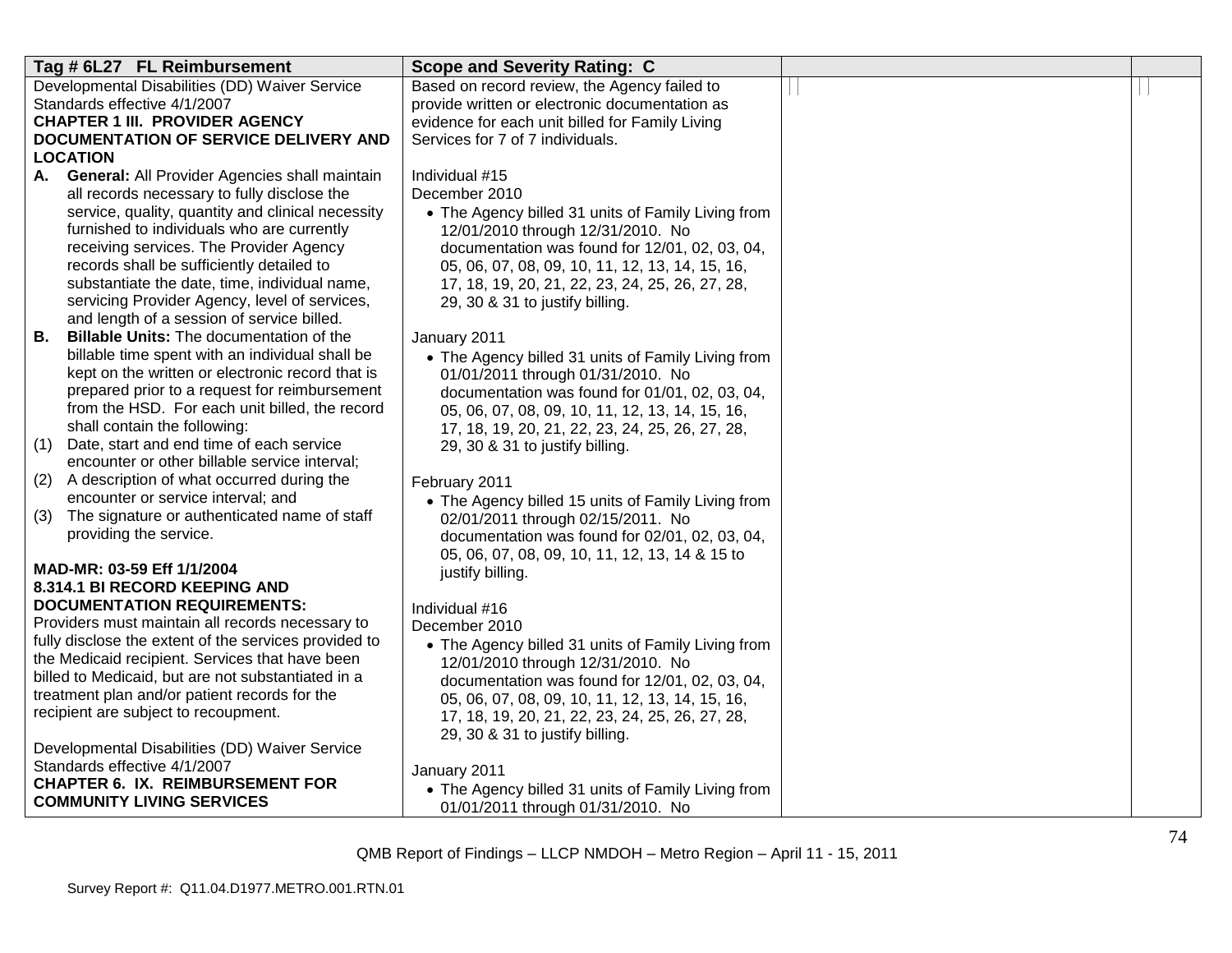| Tag # 6L27 FL Reimbursement | Scope and Severity Rating: C | | |
|---|---|---|---|
| Developmental Disabilities (DD) Waiver Service Standards effective 4/1/2007<br>**CHAPTER 1 III. PROVIDER AGENCY DOCUMENTATION OF SERVICE DELIVERY AND LOCATION**<br>**A. General:** All Provider Agencies shall maintain all records necessary to fully disclose the service, quality, quantity and clinical necessity furnished to individuals who are currently receiving services. The Provider Agency records shall be sufficiently detailed to substantiate the date, time, individual name, servicing Provider Agency, level of services, and length of a session of service billed.<br>**B. Billable Units:** The documentation of the billable time spent with an individual shall be kept on the written or electronic record that is prepared prior to a request for reimbursement from the HSD. For each unit billed, the record shall contain the following:<br>(1) Date, start and end time of each service encounter or other billable service interval;<br>(2) A description of what occurred during the encounter or service interval; and<br>(3) The signature or authenticated name of staff providing the service.<br><br>**MAD-MR: 03-59 Eff 1/1/2004**<br>**8.314.1 BI RECORD KEEPING AND DOCUMENTATION REQUIREMENTS:**<br>Providers must maintain all records necessary to fully disclose the extent of the services provided to the Medicaid recipient. Services that have been billed to Medicaid, but are not substantiated in a treatment plan and/or patient records for the recipient are subject to recoupment.<br><br>Developmental Disabilities (DD) Waiver Service Standards effective 4/1/2007<br>**CHAPTER 6. IX. REIMBURSEMENT FOR COMMUNITY LIVING SERVICES** | Based on record review, the Agency failed to provide written or electronic documentation as evidence for each unit billed for Family Living Services for 7 of 7 individuals.<br><br>Individual #15<br>December 2010<br>• The Agency billed 31 units of Family Living from 12/01/2010 through 12/31/2010. No documentation was found for 12/01, 02, 03, 04, 05, 06, 07, 08, 09, 10, 11, 12, 13, 14, 15, 16, 17, 18, 19, 20, 21, 22, 23, 24, 25, 26, 27, 28, 29, 30 & 31 to justify billing.<br><br>January 2011<br>• The Agency billed 31 units of Family Living from 01/01/2011 through 01/31/2010. No documentation was found for 01/01, 02, 03, 04, 05, 06, 07, 08, 09, 10, 11, 12, 13, 14, 15, 16, 17, 18, 19, 20, 21, 22, 23, 24, 25, 26, 27, 28, 29, 30 & 31 to justify billing.<br><br>February 2011<br>• The Agency billed 15 units of Family Living from 02/01/2011 through 02/15/2011. No documentation was found for 02/01, 02, 03, 04, 05, 06, 07, 08, 09, 10, 11, 12, 13, 14 & 15 to justify billing.<br><br>Individual #16<br>December 2010<br>• The Agency billed 31 units of Family Living from 12/01/2010 through 12/31/2010. No documentation was found for 12/01, 02, 03, 04, 05, 06, 07, 08, 09, 10, 11, 12, 13, 14, 15, 16, 17, 18, 19, 20, 21, 22, 23, 24, 25, 26, 27, 28, 29, 30 & 31 to justify billing.<br><br>January 2011<br>• The Agency billed 31 units of Family Living from 01/01/2011 through 01/31/2010. No | | |

QMB Report of Findings – LLCP NMDOH – Metro Region – April 11 - 15, 2011

Survey Report #: Q11.04.D1977.METRO.001.RTN.01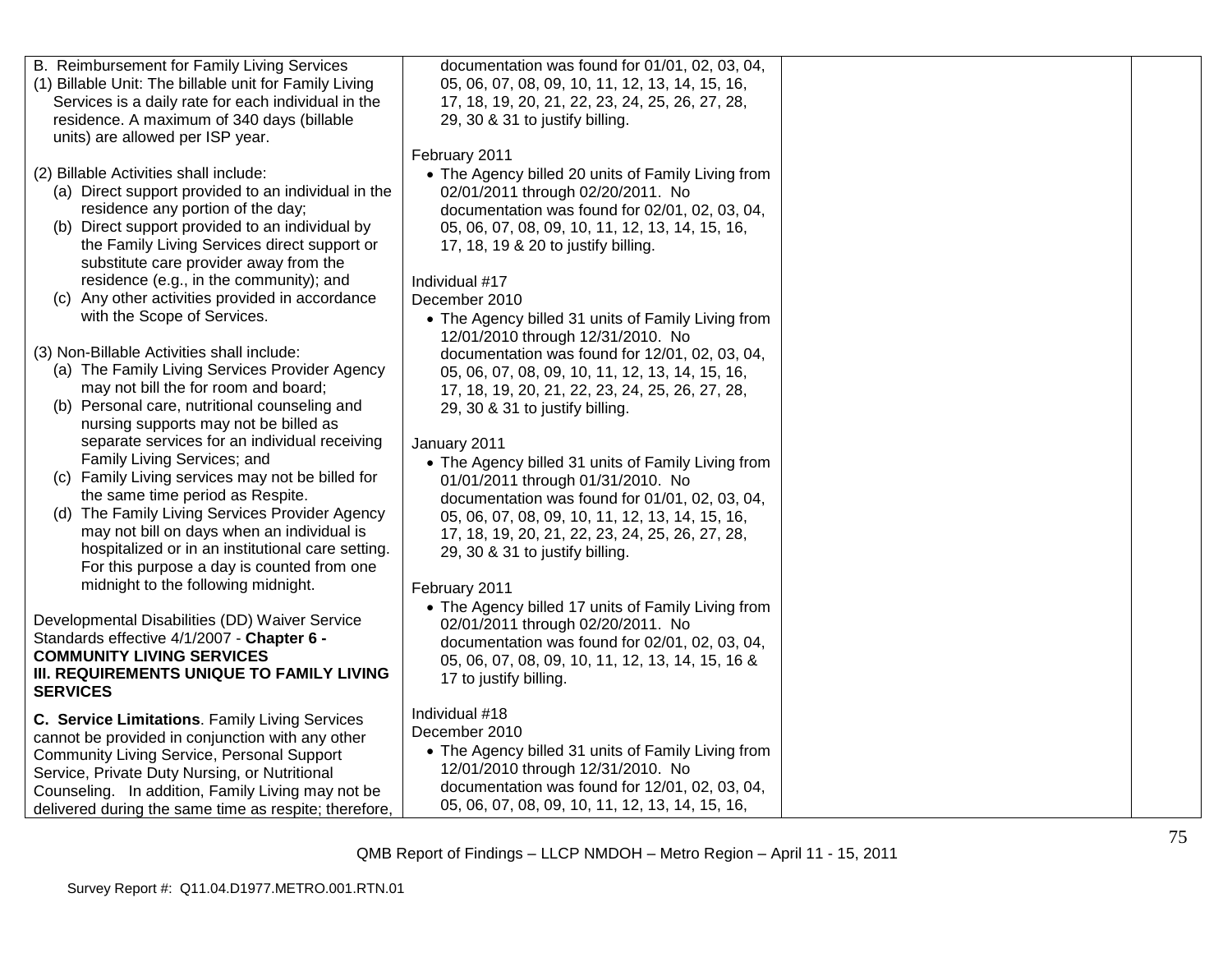| | | | |
|---|---|---|---|
| B. Reimbursement for Family Living Services<br>(1) Billable Unit: The billable unit for Family Living Services is a daily rate for each individual in the residence. A maximum of 340 days (billable units) are allowed per ISP year.<br><br>(2) Billable Activities shall include:<br>(a) Direct support provided to an individual in the residence any portion of the day;<br>(b) Direct support provided to an individual by the Family Living Services direct support or substitute care provider away from the residence (e.g., in the community); and<br>(c) Any other activities provided in accordance with the Scope of Services.<br><br>(3) Non-Billable Activities shall include:<br>(a) The Family Living Services Provider Agency may not bill the for room and board;<br>(b) Personal care, nutritional counseling and nursing supports may not be billed as separate services for an individual receiving Family Living Services; and<br>(c) Family Living services may not be billed for the same time period as Respite.<br>(d) The Family Living Services Provider Agency may not bill on days when an individual is hospitalized or in an institutional care setting. For this purpose a day is counted from one midnight to the following midnight.<br><br>Developmental Disabilities (DD) Waiver Service Standards effective 4/1/2007 - **Chapter 6 - COMMUNITY LIVING SERVICES III. REQUIREMENTS UNIQUE TO FAMILY LIVING SERVICES**<br><br>**C. Service Limitations**. Family Living Services cannot be provided in conjunction with any other Community Living Service, Personal Support Service, Private Duty Nursing, or Nutritional Counseling. In addition, Family Living may not be delivered during the same time as respite; therefore, | documentation was found for 01/01, 02, 03, 04, 05, 06, 07, 08, 09, 10, 11, 12, 13, 14, 15, 16, 17, 18, 19, 20, 21, 22, 23, 24, 25, 26, 27, 28, 29, 30 & 31 to justify billing.<br><br>February 2011<br>• The Agency billed 20 units of Family Living from 02/01/2011 through 02/20/2011. No documentation was found for 02/01, 02, 03, 04, 05, 06, 07, 08, 09, 10, 11, 12, 13, 14, 15, 16, 17, 18, 19 & 20 to justify billing.<br><br>Individual #17<br>December 2010<br>• The Agency billed 31 units of Family Living from 12/01/2010 through 12/31/2010. No documentation was found for 12/01, 02, 03, 04, 05, 06, 07, 08, 09, 10, 11, 12, 13, 14, 15, 16, 17, 18, 19, 20, 21, 22, 23, 24, 25, 26, 27, 28, 29, 30 & 31 to justify billing.<br><br>January 2011<br>• The Agency billed 31 units of Family Living from 01/01/2011 through 01/31/2010. No documentation was found for 01/01, 02, 03, 04, 05, 06, 07, 08, 09, 10, 11, 12, 13, 14, 15, 16, 17, 18, 19, 20, 21, 22, 23, 24, 25, 26, 27, 28, 29, 30 & 31 to justify billing.<br><br>February 2011<br>• The Agency billed 17 units of Family Living from 02/01/2011 through 02/20/2011. No documentation was found for 02/01, 02, 03, 04, 05, 06, 07, 08, 09, 10, 11, 12, 13, 14, 15, 16 & 17 to justify billing.<br><br>Individual #18<br>December 2010<br>• The Agency billed 31 units of Family Living from 12/01/2010 through 12/31/2010. No documentation was found for 12/01, 02, 03, 04, 05, 06, 07, 08, 09, 10, 11, 12, 13, 14, 15, 16, | | |

QMB Report of Findings – LLCP NMDOH – Metro Region – April 11 - 15, 2011

Survey Report #: Q11.04.D1977.METRO.001.RTN.01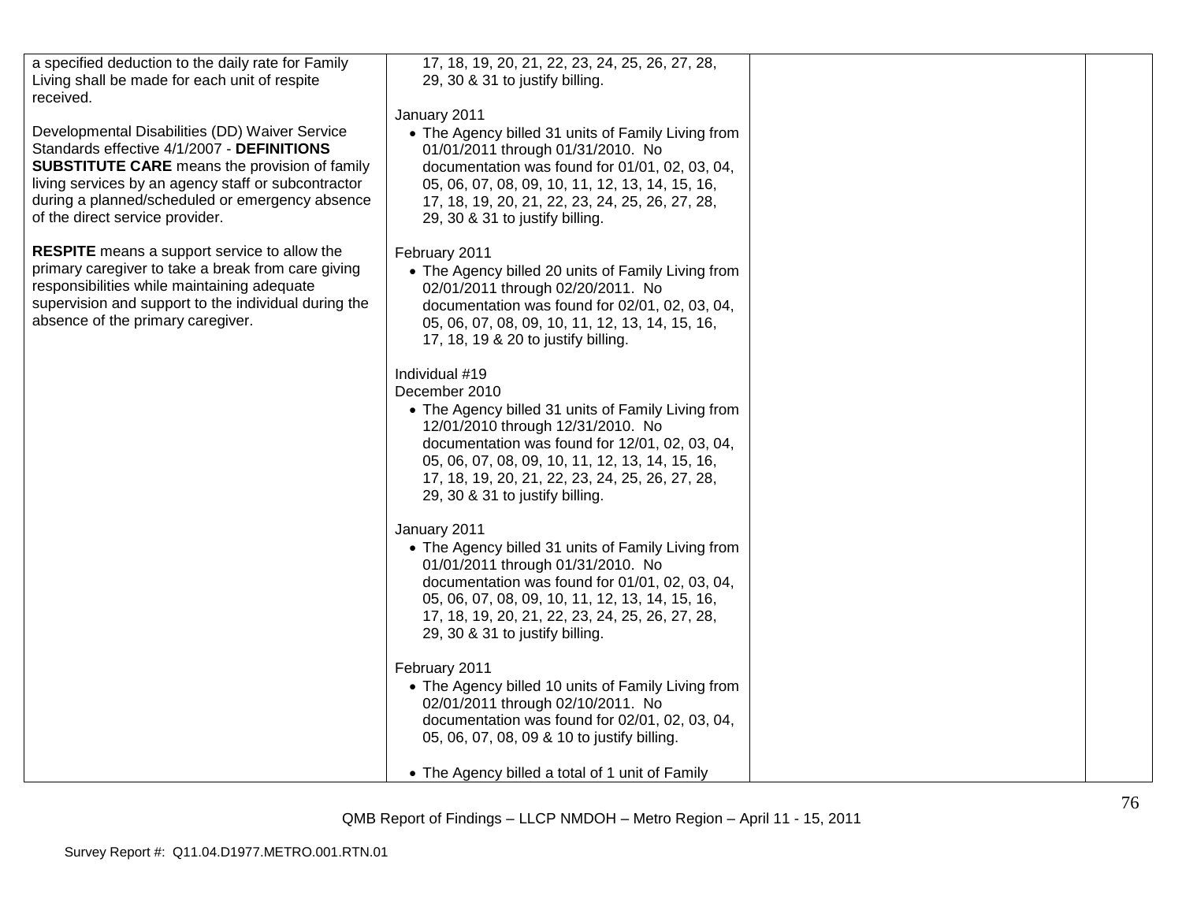| | | | |
|---|---|---|---|
| a specified deduction to the daily rate for Family Living shall be made for each unit of respite received.<br><br>Developmental Disabilities (DD) Waiver Service Standards effective 4/1/2007 - **DEFINITIONS SUBSTITUTE CARE** means the provision of family living services by an agency staff or subcontractor during a planned/scheduled or emergency absence of the direct service provider.<br><br>**RESPITE** means a support service to allow the primary caregiver to take a break from care giving responsibilities while maintaining adequate supervision and support to the individual during the absence of the primary caregiver. | 17, 18, 19, 20, 21, 22, 23, 24, 25, 26, 27, 28, 29, 30 & 31 to justify billing.<br><br>January 2011<br>• The Agency billed 31 units of Family Living from 01/01/2011 through 01/31/2010. No documentation was found for 01/01, 02, 03, 04, 05, 06, 07, 08, 09, 10, 11, 12, 13, 14, 15, 16, 17, 18, 19, 20, 21, 22, 23, 24, 25, 26, 27, 28, 29, 30 & 31 to justify billing.<br><br>February 2011<br>• The Agency billed 20 units of Family Living from 02/01/2011 through 02/20/2011. No documentation was found for 02/01, 02, 03, 04, 05, 06, 07, 08, 09, 10, 11, 12, 13, 14, 15, 16, 17, 18, 19 & 20 to justify billing.<br><br>Individual #19<br>December 2010<br>• The Agency billed 31 units of Family Living from 12/01/2010 through 12/31/2010. No documentation was found for 12/01, 02, 03, 04, 05, 06, 07, 08, 09, 10, 11, 12, 13, 14, 15, 16, 17, 18, 19, 20, 21, 22, 23, 24, 25, 26, 27, 28, 29, 30 & 31 to justify billing.<br><br>January 2011<br>• The Agency billed 31 units of Family Living from 01/01/2011 through 01/31/2010. No documentation was found for 01/01, 02, 03, 04, 05, 06, 07, 08, 09, 10, 11, 12, 13, 14, 15, 16, 17, 18, 19, 20, 21, 22, 23, 24, 25, 26, 27, 28, 29, 30 & 31 to justify billing.<br><br>February 2011<br>• The Agency billed 10 units of Family Living from 02/01/2011 through 02/10/2011. No documentation was found for 02/01, 02, 03, 04, 05, 06, 07, 08, 09 & 10 to justify billing.<br><br>• The Agency billed a total of 1 unit of Family | | |

QMB Report of Findings – LLCP NMDOH – Metro Region – April 11 - 15, 2011

Survey Report #: Q11.04.D1977.METRO.001.RTN.01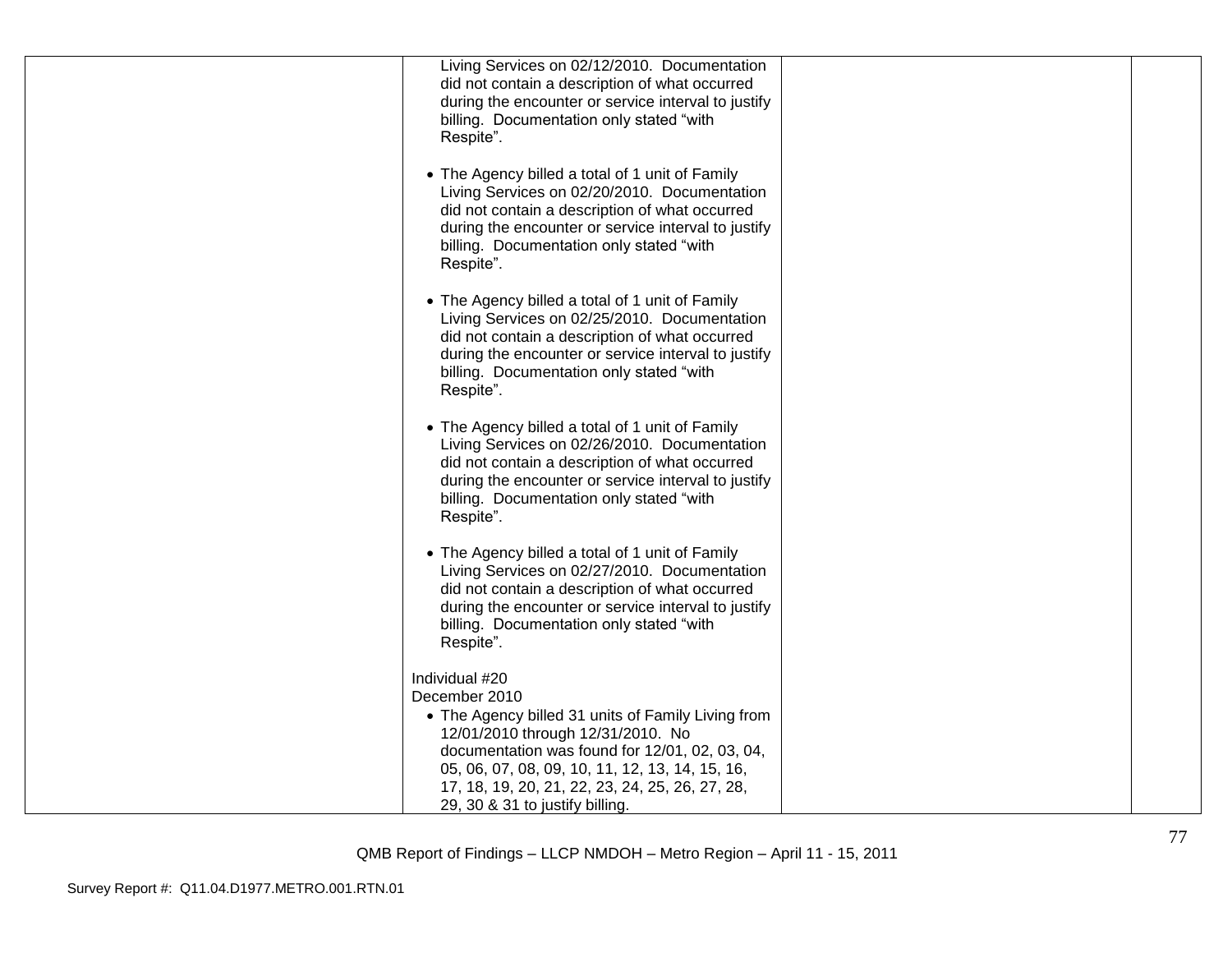| | | | |
|---|---|---|---|
| | Living Services on 02/12/2010. Documentation did not contain a description of what occurred during the encounter or service interval to justify billing. Documentation only stated "with Respite".<br><br>• The Agency billed a total of 1 unit of Family Living Services on 02/20/2010. Documentation did not contain a description of what occurred during the encounter or service interval to justify billing. Documentation only stated "with Respite".<br><br>• The Agency billed a total of 1 unit of Family Living Services on 02/25/2010. Documentation did not contain a description of what occurred during the encounter or service interval to justify billing. Documentation only stated "with Respite".<br><br>• The Agency billed a total of 1 unit of Family Living Services on 02/26/2010. Documentation did not contain a description of what occurred during the encounter or service interval to justify billing. Documentation only stated "with Respite".<br><br>• The Agency billed a total of 1 unit of Family Living Services on 02/27/2010. Documentation did not contain a description of what occurred during the encounter or service interval to justify billing. Documentation only stated "with Respite".<br><br>Individual #20<br>December 2010<br>• The Agency billed 31 units of Family Living from 12/01/2010 through 12/31/2010. No documentation was found for 12/01, 02, 03, 04, 05, 06, 07, 08, 09, 10, 11, 12, 13, 14, 15, 16, 17, 18, 19, 20, 21, 22, 23, 24, 25, 26, 27, 28, 29, 30 & 31 to justify billing. | | |

QMB Report of Findings – LLCP NMDOH – Metro Region – April 11 - 15, 2011

Survey Report #: Q11.04.D1977.METRO.001.RTN.01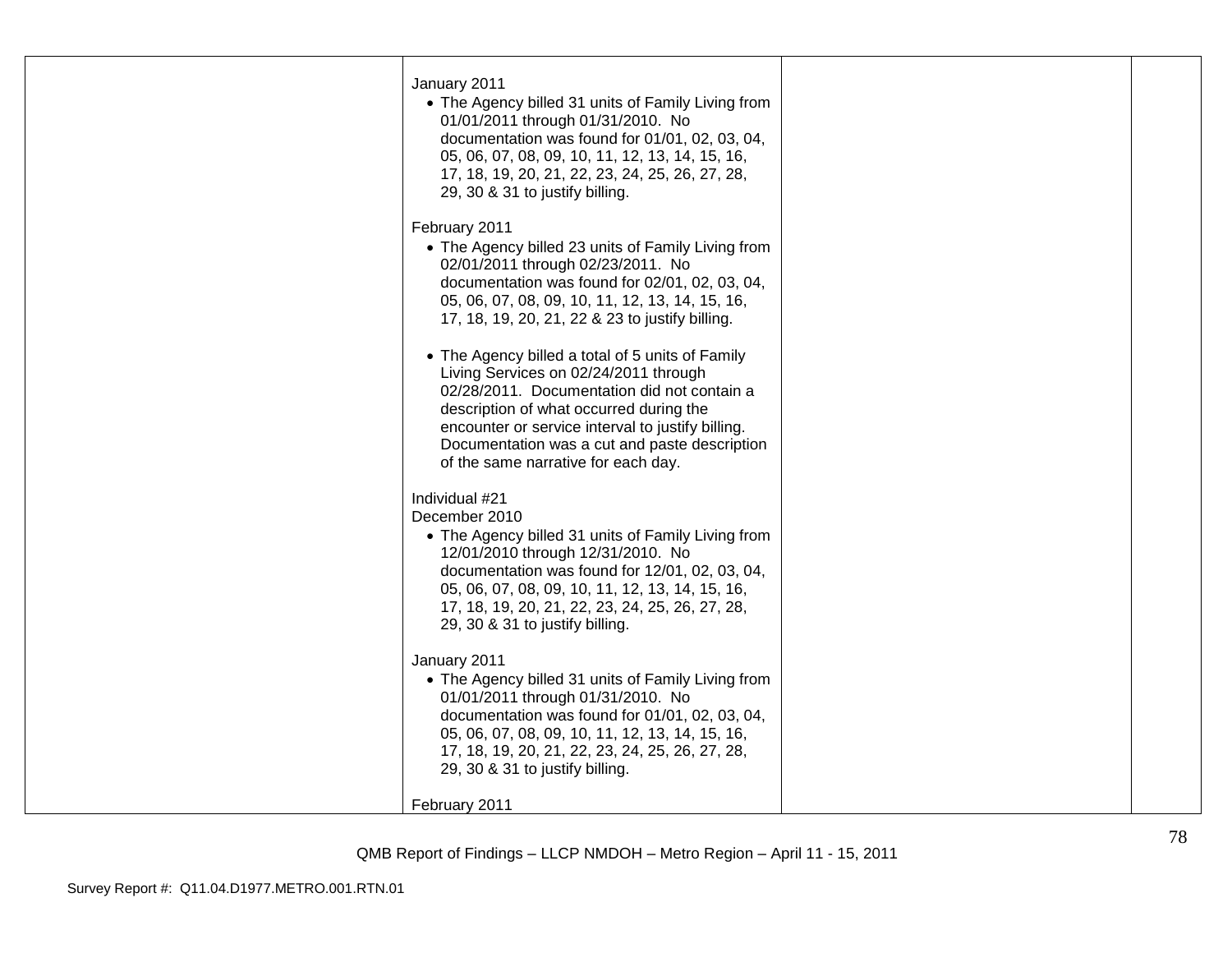| | | | |
|---|---|---|---|
| | January 2011<br>• The Agency billed 31 units of Family Living from 01/01/2011 through 01/31/2010. No documentation was found for 01/01, 02, 03, 04, 05, 06, 07, 08, 09, 10, 11, 12, 13, 14, 15, 16, 17, 18, 19, 20, 21, 22, 23, 24, 25, 26, 27, 28, 29, 30 & 31 to justify billing.<br><br>February 2011<br>• The Agency billed 23 units of Family Living from 02/01/2011 through 02/23/2011. No documentation was found for 02/01, 02, 03, 04, 05, 06, 07, 08, 09, 10, 11, 12, 13, 14, 15, 16, 17, 18, 19, 20, 21, 22 & 23 to justify billing.<br><br>• The Agency billed a total of 5 units of Family Living Services on 02/24/2011 through 02/28/2011. Documentation did not contain a description of what occurred during the encounter or service interval to justify billing. Documentation was a cut and paste description of the same narrative for each day.<br><br>Individual #21<br>December 2010<br>• The Agency billed 31 units of Family Living from 12/01/2010 through 12/31/2010. No documentation was found for 12/01, 02, 03, 04, 05, 06, 07, 08, 09, 10, 11, 12, 13, 14, 15, 16, 17, 18, 19, 20, 21, 22, 23, 24, 25, 26, 27, 28, 29, 30 & 31 to justify billing.<br><br>January 2011<br>• The Agency billed 31 units of Family Living from 01/01/2011 through 01/31/2010. No documentation was found for 01/01, 02, 03, 04, 05, 06, 07, 08, 09, 10, 11, 12, 13, 14, 15, 16, 17, 18, 19, 20, 21, 22, 23, 24, 25, 26, 27, 28, 29, 30 & 31 to justify billing.<br><br>February 2011 | | |

QMB Report of Findings – LLCP NMDOH – Metro Region – April 11 - 15, 2011

Survey Report #: Q11.04.D1977.METRO.001.RTN.01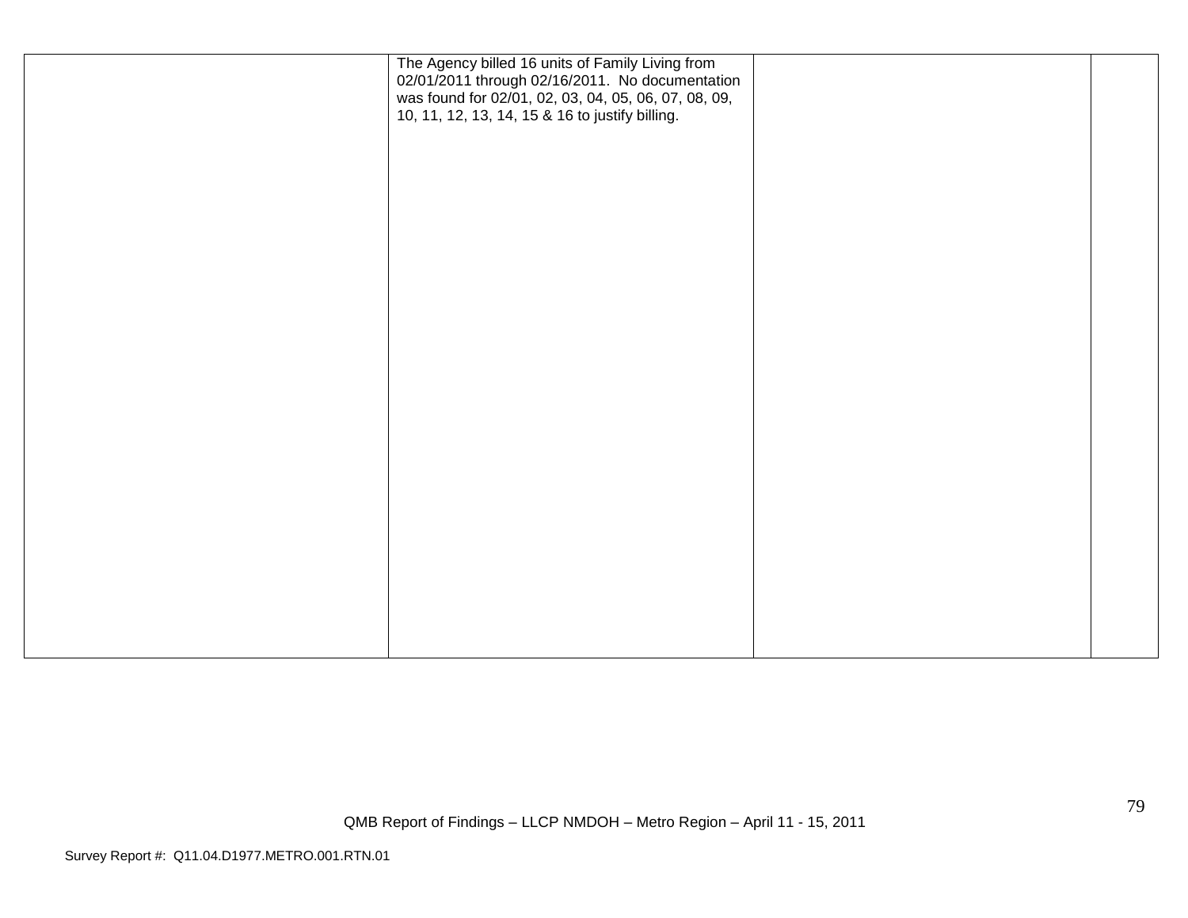|  | The Agency billed 16 units of Family Living from 02/01/2011 through 02/16/2011. No documentation was found for 02/01, 02, 03, 04, 05, 06, 07, 08, 09, 10, 11, 12, 13, 14, 15 & 16 to justify billing. |  |  |
|---|---|---|---|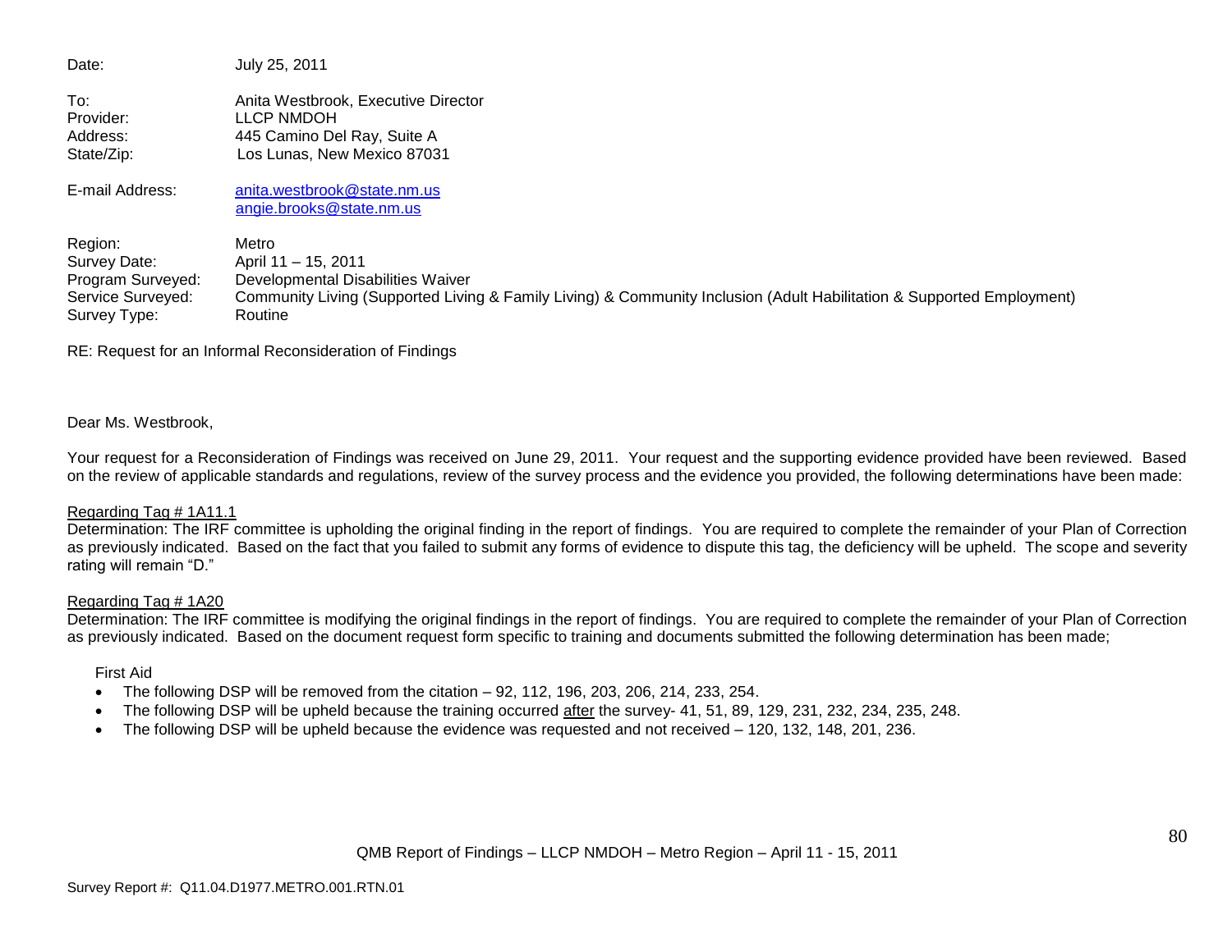Date: July 25, 2011

To: Anita Westbrook, Executive Director
Provider: LLCP NMDOH
Address: 445 Camino Del Ray, Suite A
State/Zip: Los Lunas, New Mexico 87031

E-mail Address: anita.westbrook@state.nm.us
angie.brooks@state.nm.us

Region: Metro
Survey Date: April 11 – 15, 2011
Program Surveyed: Developmental Disabilities Waiver
Service Surveyed: Community Living (Supported Living & Family Living) & Community Inclusion (Adult Habilitation & Supported Employment)
Survey Type: Routine

RE: Request for an Informal Reconsideration of Findings

Dear Ms. Westbrook,

Your request for a Reconsideration of Findings was received on June 29, 2011. Your request and the supporting evidence provided have been reviewed. Based on the review of applicable standards and regulations, review of the survey process and the evidence you provided, the following determinations have been made:

Regarding Tag # 1A11.1

Determination: The IRF committee is upholding the original finding in the report of findings. You are required to complete the remainder of your Plan of Correction as previously indicated. Based on the fact that you failed to submit any forms of evidence to dispute this tag, the deficiency will be upheld. The scope and severity rating will remain "D."

Regarding Tag # 1A20

Determination: The IRF committee is modifying the original findings in the report of findings. You are required to complete the remainder of your Plan of Correction as previously indicated. Based on the document request form specific to training and documents submitted the following determination has been made;

First Aid

- The following DSP will be removed from the citation – 92, 112, 196, 203, 206, 214, 233, 254.
- The following DSP will be upheld because the training occurred after the survey- 41, 51, 89, 129, 231, 232, 234, 235, 248.
- The following DSP will be upheld because the evidence was requested and not received – 120, 132, 148, 201, 236.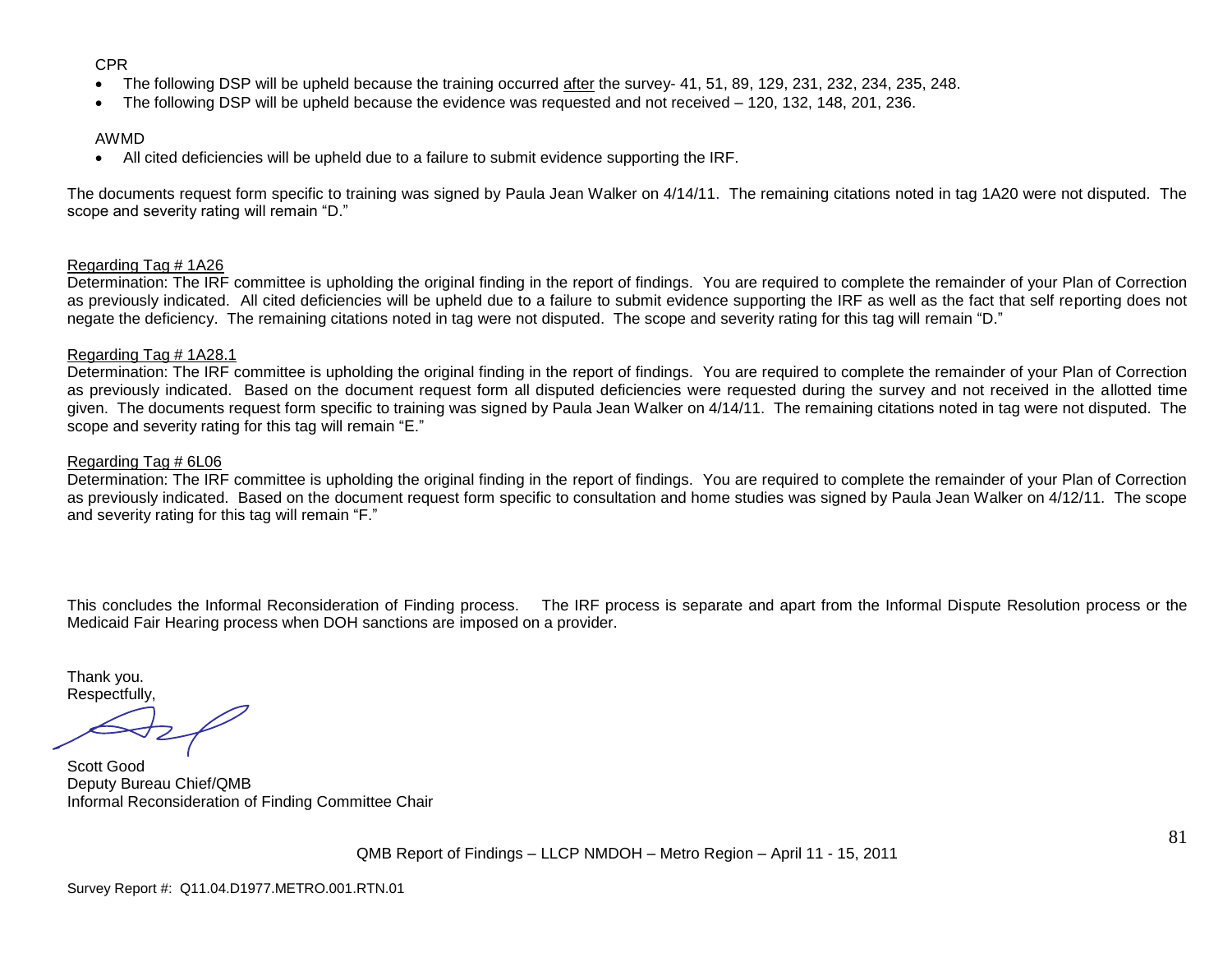CPR

- The following DSP will be upheld because the training occurred after the survey- 41, 51, 89, 129, 231, 232, 234, 235, 248.
- The following DSP will be upheld because the evidence was requested and not received – 120, 132, 148, 201, 236.

AWMD

- All cited deficiencies will be upheld due to a failure to submit evidence supporting the IRF.

The documents request form specific to training was signed by Paula Jean Walker on 4/14/11. The remaining citations noted in tag 1A20 were not disputed. The scope and severity rating will remain "D."

Regarding Tag # 1A26

Determination: The IRF committee is upholding the original finding in the report of findings. You are required to complete the remainder of your Plan of Correction as previously indicated. All cited deficiencies will be upheld due to a failure to submit evidence supporting the IRF as well as the fact that self reporting does not negate the deficiency. The remaining citations noted in tag were not disputed. The scope and severity rating for this tag will remain "D."

Regarding Tag # 1A28.1

Determination: The IRF committee is upholding the original finding in the report of findings. You are required to complete the remainder of your Plan of Correction as previously indicated. Based on the document request form all disputed deficiencies were requested during the survey and not received in the allotted time given. The documents request form specific to training was signed by Paula Jean Walker on 4/14/11. The remaining citations noted in tag were not disputed. The scope and severity rating for this tag will remain "E."

Regarding Tag # 6L06

Determination: The IRF committee is upholding the original finding in the report of findings. You are required to complete the remainder of your Plan of Correction as previously indicated. Based on the document request form specific to consultation and home studies was signed by Paula Jean Walker on 4/12/11. The scope and severity rating for this tag will remain "F."

This concludes the Informal Reconsideration of Finding process. The IRF process is separate and apart from the Informal Dispute Resolution process or the Medicaid Fair Hearing process when DOH sanctions are imposed on a provider.

Thank you.
Respectfully,

Scott Good
Deputy Bureau Chief/QMB
Informal Reconsideration of Finding Committee Chair